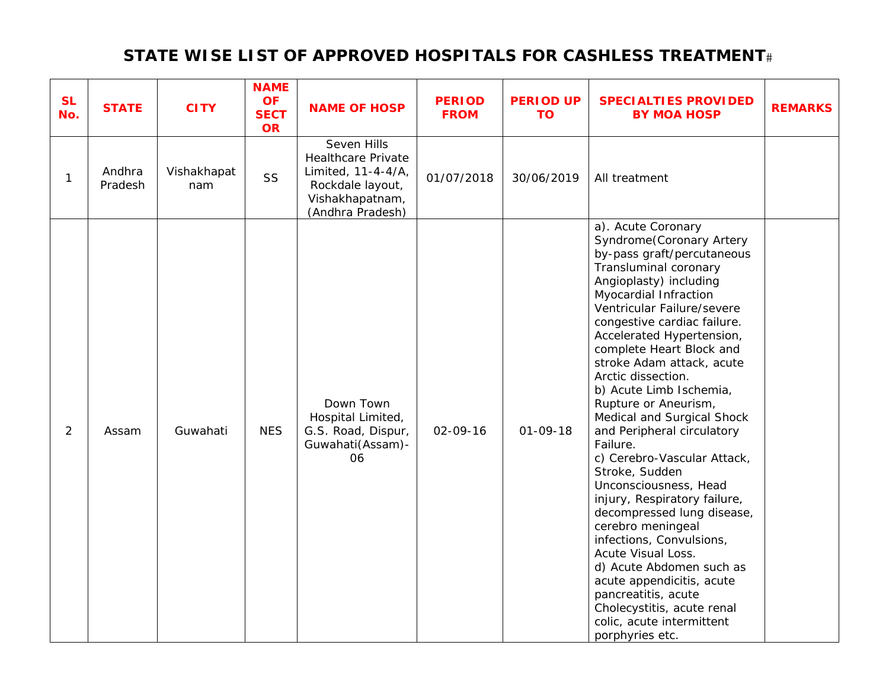# STATE WISE LIST OF APPROVED HOSPITALS FOR CASHLESS TREATMENT#

| SL No. | STATE | CITY | NAME OF SECTOR | NAME OF HOSP | PERIOD FROM | PERIOD UP TO | SPECIALTIES PROVIDED BY MOA HOSP | REMARKS |
|---|---|---|---|---|---|---|---|---|
| 1 | Andhra Pradesh | Vishakhapatnam | SS | Seven Hills Healthcare Private Limited, 11-4-4/A, Rockdale layout, Vishakhapatnam, (Andhra Pradesh) | 01/07/2018 | 30/06/2019 | All treatment | |
| 2 | Assam | Guwahati | NES | Down Town Hospital Limited, G.S. Road, Dispur, Guwahati(Assam)-06 | 02-09-16 | 01-09-18 | a). Acute Coronary Syndrome(Coronary Artery by-pass graft/percutaneous Transluminal coronary Angioplasty) including Myocardial Infraction Ventricular Failure/severe congestive cardiac failure. Accelerated Hypertension, complete Heart Block and stroke Adam attack, acute Arctic dissection.<br>b) Acute Limb Ischemia, Rupture or Aneurism, Medical and Surgical Shock and Peripheral circulatory Failure.<br>c) Cerebro-Vascular Attack, Stroke, Sudden Unconsciousness, Head injury, Respiratory failure, decompressed lung disease, cerebro meningeal infections, Convulsions, Acute Visual Loss.<br>d) Acute Abdomen such as acute appendicitis, acute pancreatitis, acute Cholecystitis, acute renal colic, acute intermittent porphyries etc. | |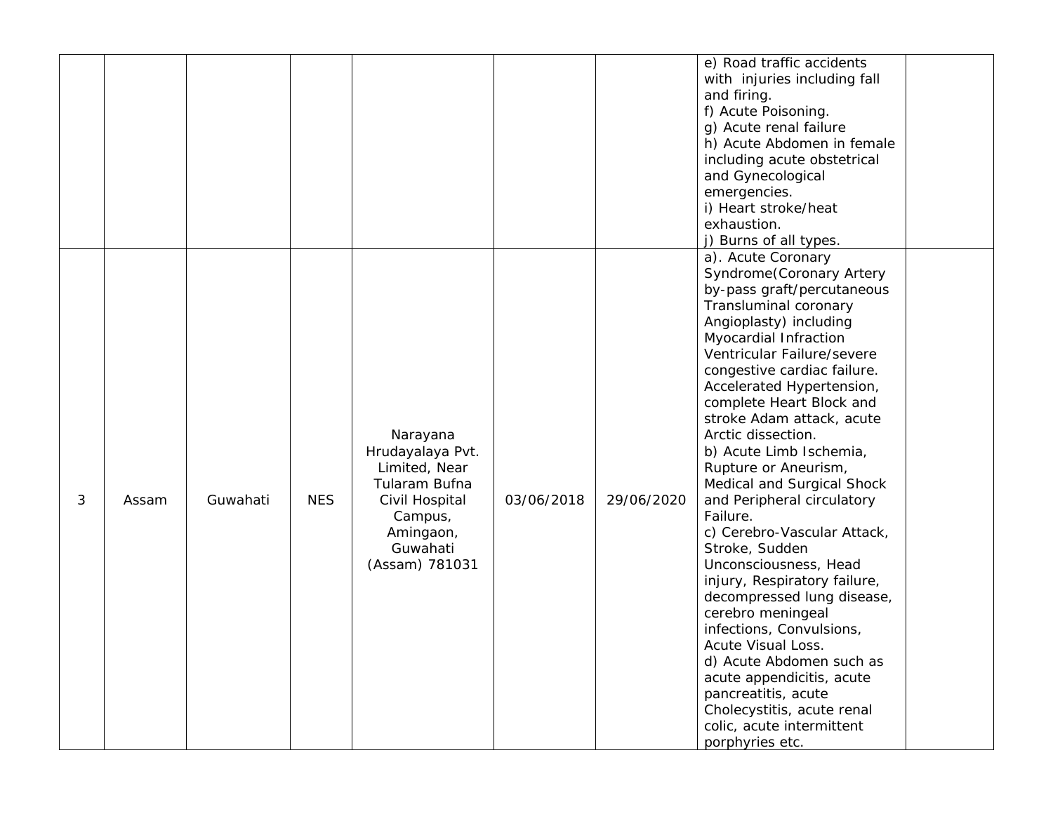| | | | | | | | | |
|---|---|---|---|---|---|---|---|---|
| | | | | | | | e) Road traffic accidents with injuries including fall and firing.<br>f) Acute Poisoning.<br>g) Acute renal failure<br>h) Acute Abdomen in female including acute obstetrical and Gynecological emergencies.<br>i) Heart stroke/heat exhaustion.<br>j) Burns of all types. | |
| 3 | Assam | Guwahati | NES | Narayana Hrudayalaya Pvt. Limited, Near Tularam Bufna Civil Hospital Campus, Amingaon, Guwahati (Assam) 781031 | 03/06/2018 | 29/06/2020 | a). Acute Coronary Syndrome(Coronary Artery by-pass graft/percutaneous Transluminal coronary Angioplasty) including Myocardial Infraction Ventricular Failure/severe congestive cardiac failure. Accelerated Hypertension, complete Heart Block and stroke Adam attack, acute Arctic dissection.<br>b) Acute Limb Ischemia, Rupture or Aneurism, Medical and Surgical Shock and Peripheral circulatory Failure.<br>c) Cerebro-Vascular Attack, Stroke, Sudden Unconsciousness, Head injury, Respiratory failure, decompressed lung disease, cerebro meningeal infections, Convulsions, Acute Visual Loss.<br>d) Acute Abdomen such as acute appendicitis, acute pancreatitis, acute Cholecystitis, acute renal colic, acute intermittent porphyries etc. | |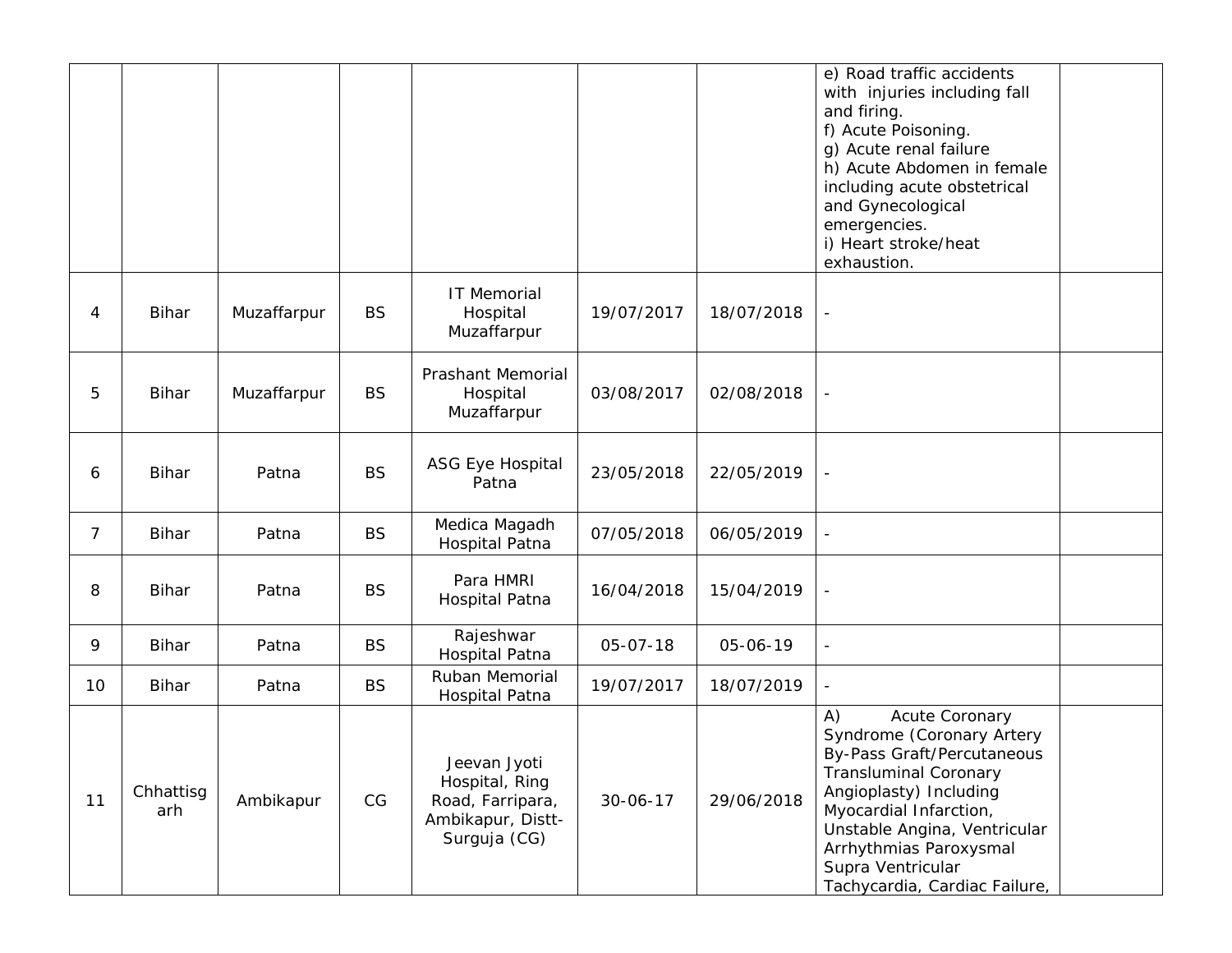| | | | | | | | | |
|---|---|---|---|---|---|---|---|---|
| | | | | | | | e) Road traffic accidents with injuries including fall and firing.<br>f) Acute Poisoning.<br>g) Acute renal failure<br>h) Acute Abdomen in female including acute obstetrical and Gynecological emergencies.<br>i) Heart stroke/heat exhaustion. | |
| 4 | Bihar | Muzaffarpur | BS | IT Memorial Hospital Muzaffarpur | 19/07/2017 | 18/07/2018 | - | |
| 5 | Bihar | Muzaffarpur | BS | Prashant Memorial Hospital Muzaffarpur | 03/08/2017 | 02/08/2018 | - | |
| 6 | Bihar | Patna | BS | ASG Eye Hospital Patna | 23/05/2018 | 22/05/2019 | - | |
| 7 | Bihar | Patna | BS | Medica Magadh Hospital Patna | 07/05/2018 | 06/05/2019 | - | |
| 8 | Bihar | Patna | BS | Para HMRI Hospital Patna | 16/04/2018 | 15/04/2019 | - | |
| 9 | Bihar | Patna | BS | Rajeshwar Hospital Patna | 05-07-18 | 05-06-19 | - | |
| 10 | Bihar | Patna | BS | Ruban Memorial Hospital Patna | 19/07/2017 | 18/07/2019 | - | |
| 11 | Chhattisgarh | Ambikapur | CG | Jeevan Jyoti Hospital, Ring Road, Farripara, Ambikapur, Distt-Surguja (CG) | 30-06-17 | 29/06/2018 | A) Acute Coronary Syndrome (Coronary Artery By-Pass Graft/Percutaneous Transluminal Coronary Angioplasty) Including Myocardial Infarction, Unstable Angina, Ventricular Arrhythmias Paroxysmal Supra Ventricular Tachycardia, Cardiac Failure, | |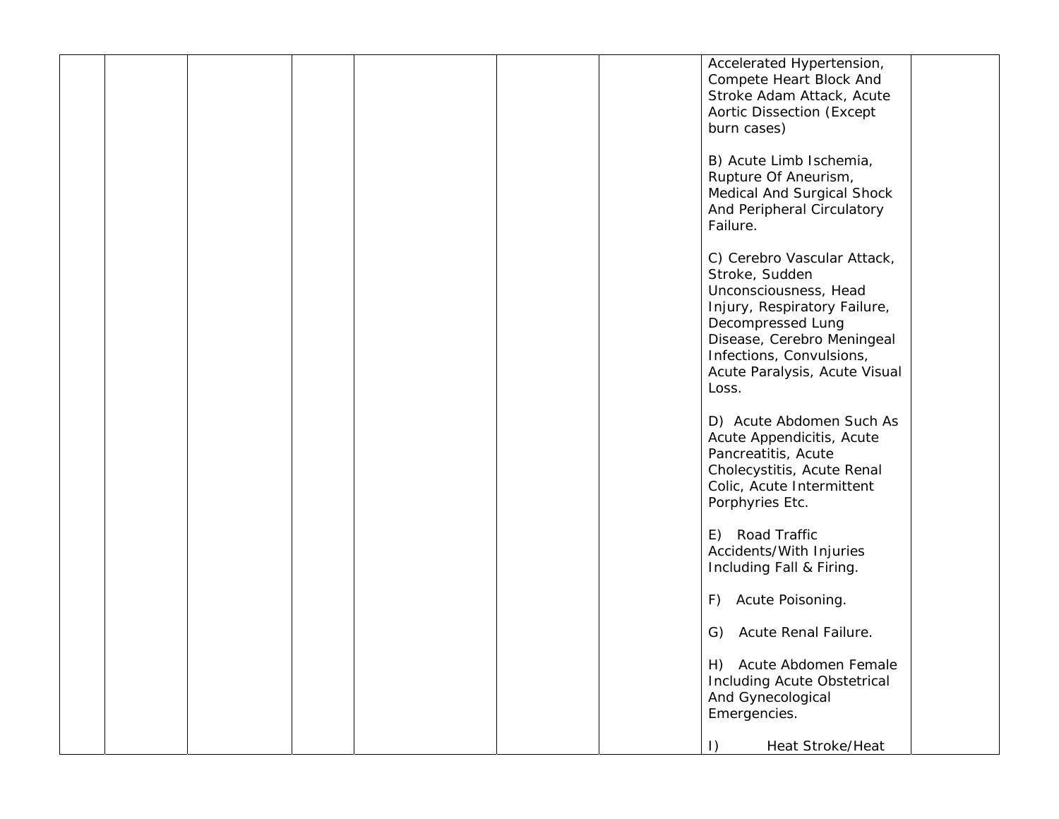|  |  |  |  |  |  |  |  |  |
|---|---|---|---|---|---|---|---|---|
|  |  |  |  |  |  |  | Accelerated Hypertension, Compete Heart Block And Stroke Adam Attack, Acute Aortic Dissection (Except burn cases)<br><br>B) Acute Limb Ischemia, Rupture Of Aneurism, Medical And Surgical Shock And Peripheral Circulatory Failure.<br><br>C) Cerebro Vascular Attack, Stroke, Sudden Unconsciousness, Head Injury, Respiratory Failure, Decompressed Lung Disease, Cerebro Meningeal Infections, Convulsions, Acute Paralysis, Acute Visual Loss.<br><br>D) Acute Abdomen Such As Acute Appendicitis, Acute Pancreatitis, Acute Cholecystitis, Acute Renal Colic, Acute Intermittent Porphyries Etc.<br><br>E) Road Traffic Accidents/With Injuries Including Fall & Firing.<br><br>F) Acute Poisoning.<br><br>G) Acute Renal Failure.<br><br>H) Acute Abdomen Female Including Acute Obstetrical And Gynecological Emergencies.<br><br>I) Heat Stroke/Heat |  |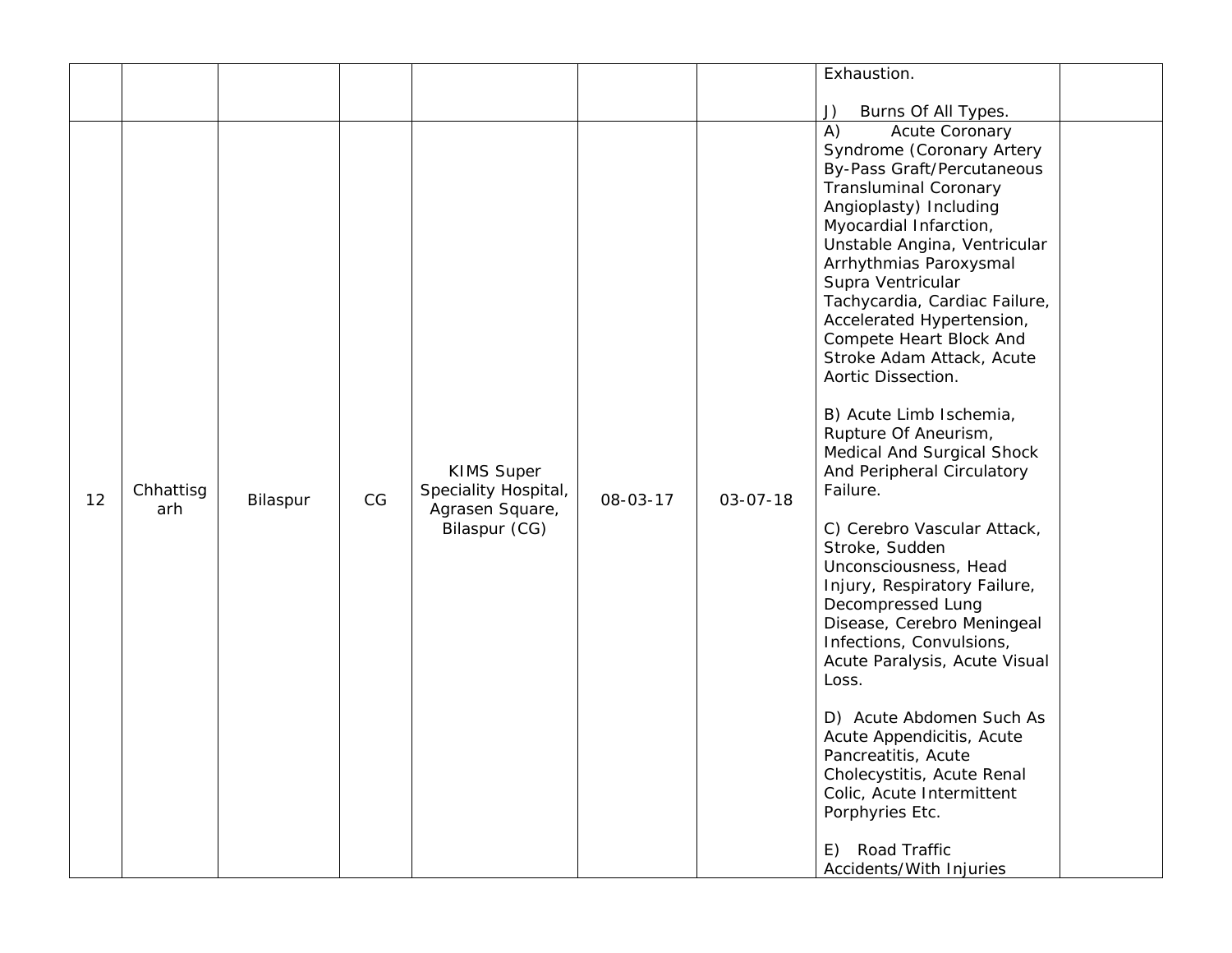|  |  |  |  |  |  |  | Exhaustion.<br><br>J) Burns Of All Types. |  |
|---|---|---|---|---|---|---|---|---|
| 12 | Chhattisgarh | Bilaspur | CG | KIMS Super Speciality Hospital, Agrasen Square, Bilaspur (CG) | 08-03-17 | 03-07-18 | A) Acute Coronary Syndrome (Coronary Artery By-Pass Graft/Percutaneous Transluminal Coronary Angioplasty) Including Myocardial Infarction, Unstable Angina, Ventricular Arrhythmias Paroxysmal Supra Ventricular Tachycardia, Cardiac Failure, Accelerated Hypertension, Compete Heart Block And Stroke Adam Attack, Acute Aortic Dissection.<br><br>B) Acute Limb Ischemia, Rupture Of Aneurism, Medical And Surgical Shock And Peripheral Circulatory Failure.<br><br>C) Cerebro Vascular Attack, Stroke, Sudden Unconsciousness, Head Injury, Respiratory Failure, Decompressed Lung Disease, Cerebro Meningeal Infections, Convulsions, Acute Paralysis, Acute Visual Loss.<br><br>D) Acute Abdomen Such As Acute Appendicitis, Acute Pancreatitis, Acute Cholecystitis, Acute Renal Colic, Acute Intermittent Porphyries Etc.<br><br>E) Road Traffic Accidents/With Injuries |  |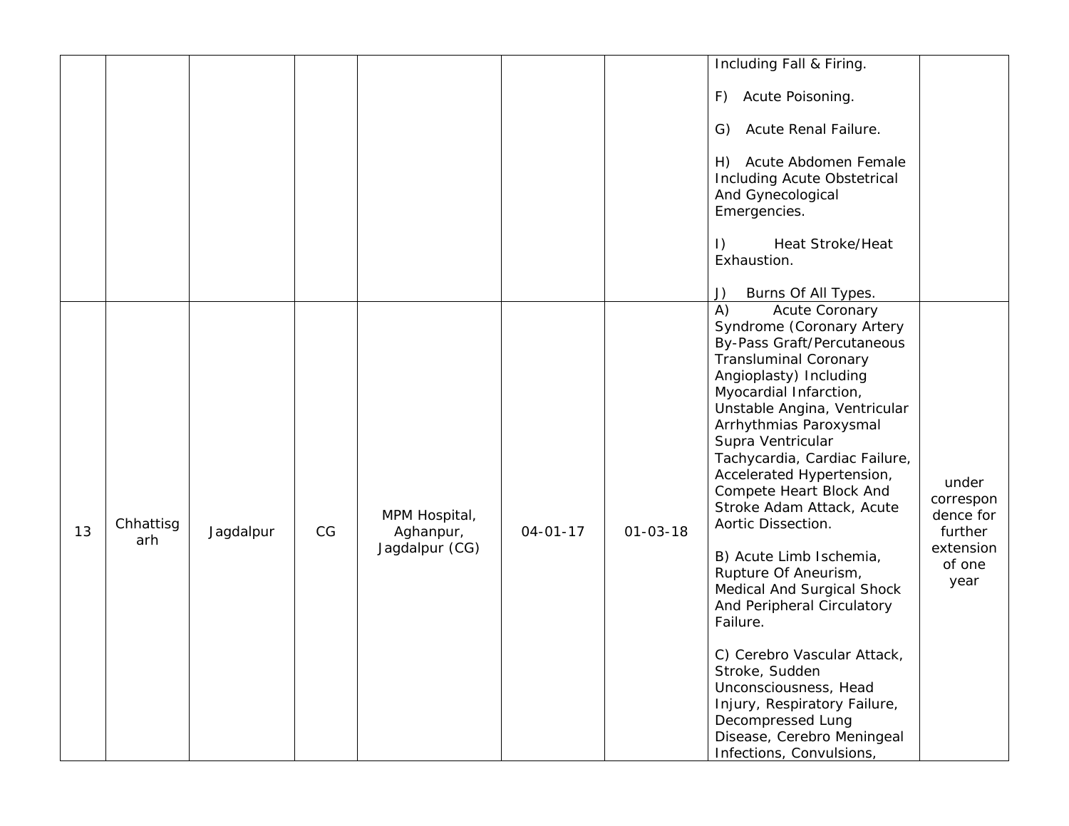| | | | | | | | | |
|---|---|---|---|---|---|---|---|---|
| | | | | | | | Including Fall & Firing.<br><br>F) Acute Poisoning.<br><br>G) Acute Renal Failure.<br><br>H) Acute Abdomen Female Including Acute Obstetrical And Gynecological Emergencies.<br><br>I) Heat Stroke/Heat Exhaustion.<br><br>J) Burns Of All Types. | |
| 13 | Chhattisgarh | Jagdalpur | CG | MPM Hospital, Aghanpur, Jagdalpur (CG) | 04-01-17 | 01-03-18 | A) Acute Coronary Syndrome (Coronary Artery By-Pass Graft/Percutaneous Transluminal Coronary Angioplasty) Including Myocardial Infarction, Unstable Angina, Ventricular Arrhythmias Paroxysmal Supra Ventricular Tachycardia, Cardiac Failure, Accelerated Hypertension, Compete Heart Block And Stroke Adam Attack, Acute Aortic Dissection.<br><br>B) Acute Limb Ischemia, Rupture Of Aneurism, Medical And Surgical Shock And Peripheral Circulatory Failure.<br><br>C) Cerebro Vascular Attack, Stroke, Sudden Unconsciousness, Head Injury, Respiratory Failure, Decompressed Lung Disease, Cerebro Meningeal Infections, Convulsions, | under correspondence for further extension of one year |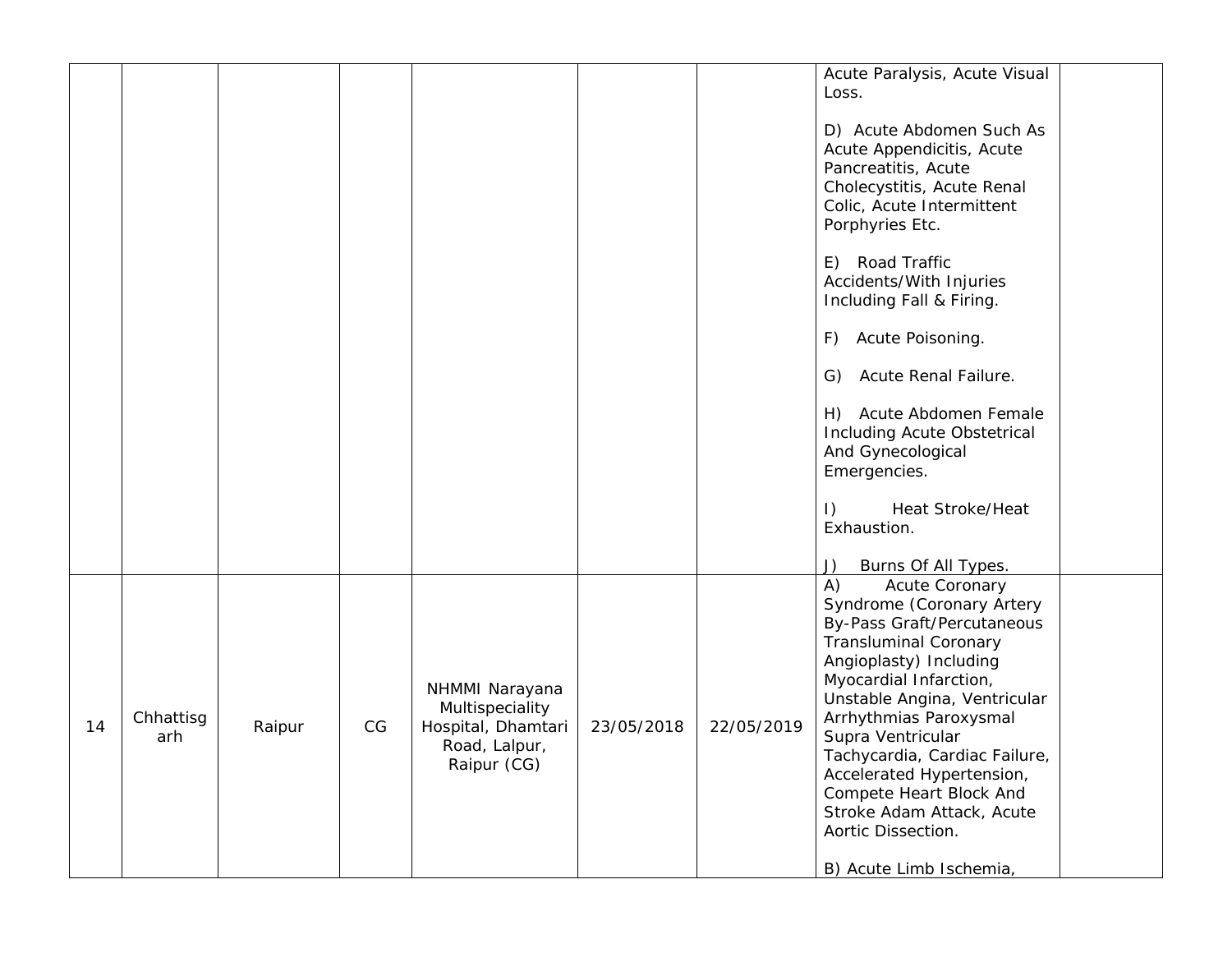| | | | | | | | | |
|---|---|---|---|---|---|---|---|---|
| | | | | | | | Acute Paralysis, Acute Visual Loss.<br><br>D) Acute Abdomen Such As Acute Appendicitis, Acute Pancreatitis, Acute Cholecystitis, Acute Renal Colic, Acute Intermittent Porphyries Etc.<br><br>E) Road Traffic Accidents/With Injuries Including Fall & Firing.<br><br>F) Acute Poisoning.<br><br>G) Acute Renal Failure.<br><br>H) Acute Abdomen Female Including Acute Obstetrical And Gynecological Emergencies.<br><br>I) Heat Stroke/Heat Exhaustion.<br><br>J) Burns Of All Types. | |
| 14 | Chhattisgarh | Raipur | CG | NHMMI Narayana Multispeciality Hospital, Dhamtari Road, Lalpur, Raipur (CG) | 23/05/2018 | 22/05/2019 | A) Acute Coronary Syndrome (Coronary Artery By-Pass Graft/Percutaneous Transluminal Coronary Angioplasty) Including Myocardial Infarction, Unstable Angina, Ventricular Arrhythmias Paroxysmal Supra Ventricular Tachycardia, Cardiac Failure, Accelerated Hypertension, Compete Heart Block And Stroke Adam Attack, Acute Aortic Dissection.<br><br>B) Acute Limb Ischemia, | |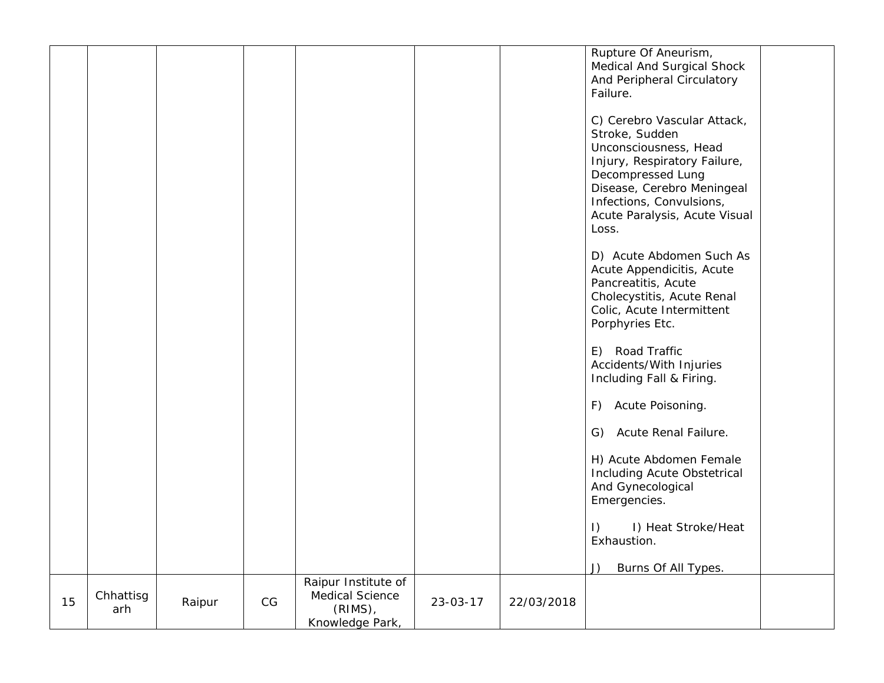| | | | | | | | | |
|---|---|---|---|---|---|---|---|---|
| | | | | | | | Rupture Of Aneurism, Medical And Surgical Shock And Peripheral Circulatory Failure.<br><br>C) Cerebro Vascular Attack, Stroke, Sudden Unconsciousness, Head Injury, Respiratory Failure, Decompressed Lung Disease, Cerebro Meningeal Infections, Convulsions, Acute Paralysis, Acute Visual Loss.<br><br>D) Acute Abdomen Such As Acute Appendicitis, Acute Pancreatitis, Acute Cholecystitis, Acute Renal Colic, Acute Intermittent Porphyries Etc.<br><br>E) Road Traffic Accidents/With Injuries Including Fall & Firing.<br><br>F) Acute Poisoning.<br><br>G) Acute Renal Failure.<br><br>H) Acute Abdomen Female Including Acute Obstetrical And Gynecological Emergencies.<br><br>I) I) Heat Stroke/Heat Exhaustion.<br><br>J) Burns Of All Types. | |
| 15 | Chhattisgarh | Raipur | CG | Raipur Institute of Medical Science (RIMS), Knowledge Park, | 23-03-17 | 22/03/2018 | | |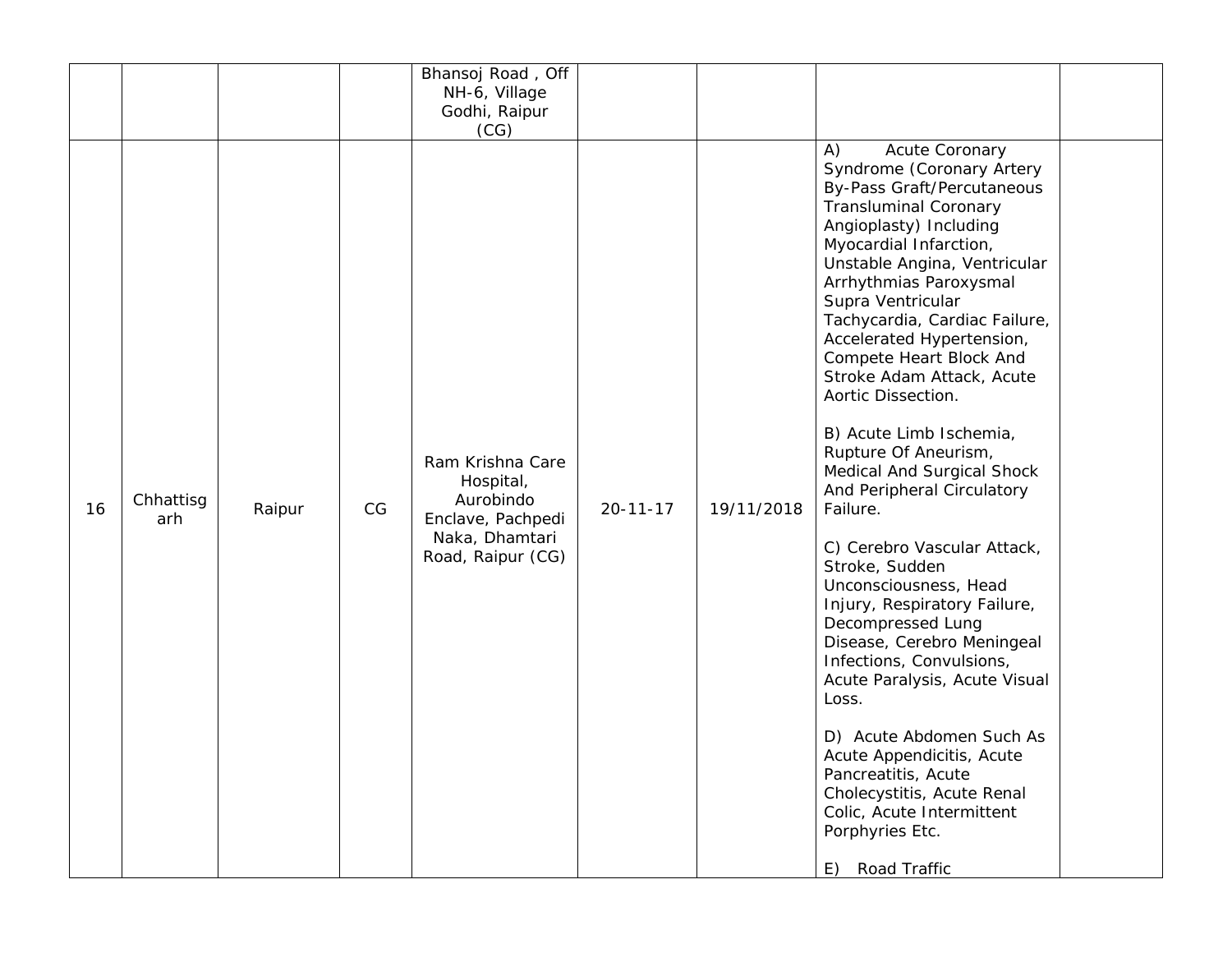| | | | | Bhansoj Road , Off NH-6, Village Godhi, Raipur (CG) | | | | |
|---|---|---|---|---|---|---|---|---|
| 16 | Chhattisgarh | Raipur | CG | Ram Krishna Care Hospital, Aurobindo Enclave, Pachpedi Naka, Dhamtari Road, Raipur (CG) | 20-11-17 | 19/11/2018 | A) Acute Coronary Syndrome (Coronary Artery By-Pass Graft/Percutaneous Transluminal Coronary Angioplasty) Including Myocardial Infarction, Unstable Angina, Ventricular Arrhythmias Paroxysmal Supra Ventricular Tachycardia, Cardiac Failure, Accelerated Hypertension, Compete Heart Block And Stroke Adam Attack, Acute Aortic Dissection.<br><br>B) Acute Limb Ischemia, Rupture Of Aneurism, Medical And Surgical Shock And Peripheral Circulatory Failure.<br><br>C) Cerebro Vascular Attack, Stroke, Sudden Unconsciousness, Head Injury, Respiratory Failure, Decompressed Lung Disease, Cerebro Meningeal Infections, Convulsions, Acute Paralysis, Acute Visual Loss.<br><br>D) Acute Abdomen Such As Acute Appendicitis, Acute Pancreatitis, Acute Cholecystitis, Acute Renal Colic, Acute Intermittent Porphyries Etc.<br><br>E) Road Traffic | |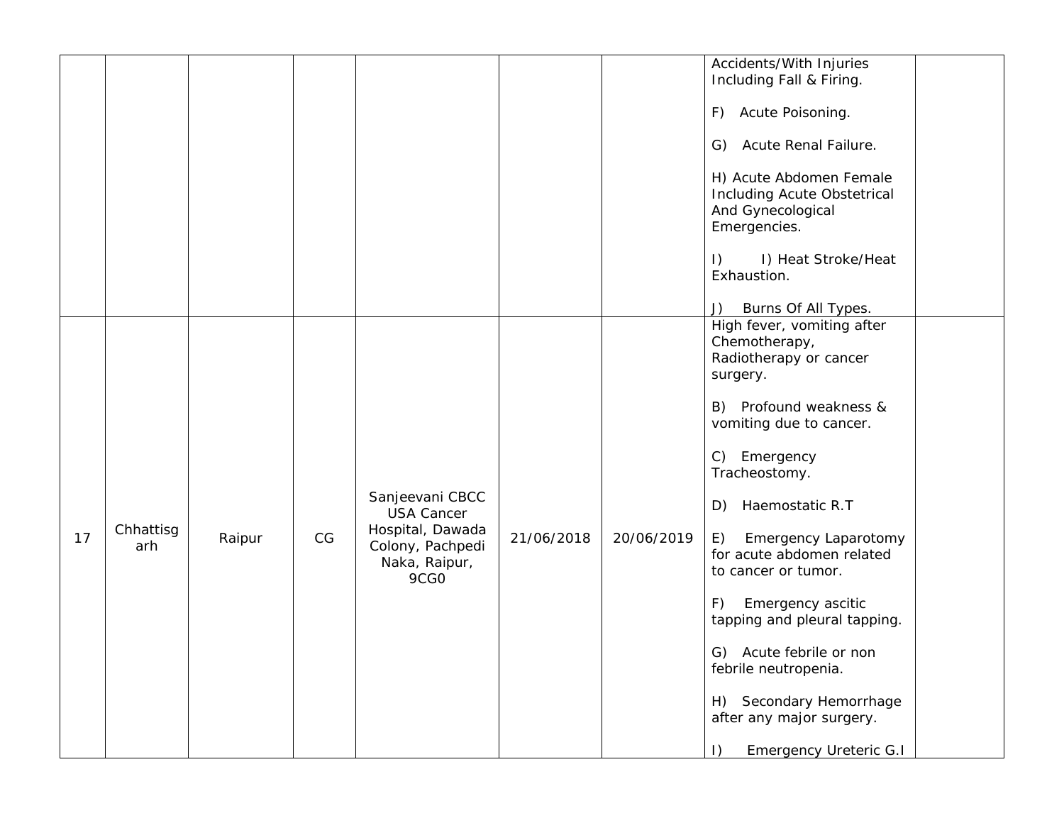| | | | | | | | | |
|---|---|---|---|---|---|---|---|---|
| | | | | | | | Accidents/With Injuries Including Fall & Firing.<br><br>F) Acute Poisoning.<br><br>G) Acute Renal Failure.<br><br>H) Acute Abdomen Female Including Acute Obstetrical And Gynecological Emergencies.<br><br>I) I) Heat Stroke/Heat Exhaustion.<br><br>J) Burns Of All Types. | |
| 17 | Chhattisgarh | Raipur | CG | Sanjeevani CBCC USA Cancer Hospital, Dawada Colony, Pachpedi Naka, Raipur, 9CG0 | 21/06/2018 | 20/06/2019 | High fever, vomiting after Chemotherapy, Radiotherapy or cancer surgery.<br><br>B) Profound weakness & vomiting due to cancer.<br><br>C) Emergency Tracheostomy.<br><br>D) Haemostatic R.T<br><br>E) Emergency Laparotomy for acute abdomen related to cancer or tumor.<br><br>F) Emergency ascitic tapping and pleural tapping.<br><br>G) Acute febrile or non febrile neutropenia.<br><br>H) Secondary Hemorrhage after any major surgery.<br><br>I) Emergency Ureteric G.I | |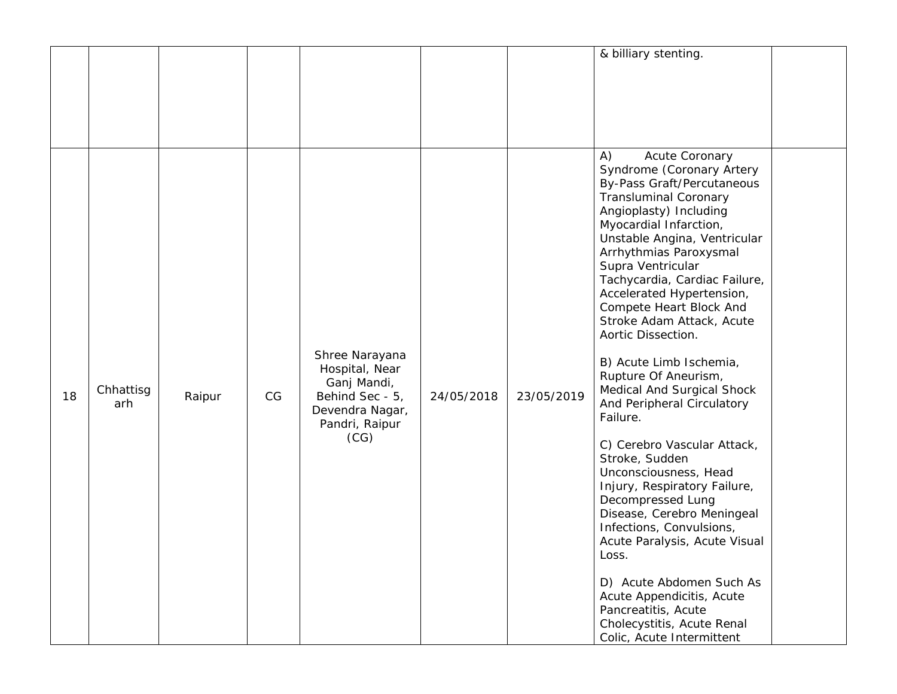|  |  |  |  |  |  |  |  |  |
|---|---|---|---|---|---|---|---|---|
|  |  |  |  |  |  |  | & billiary stenting. |  |
| 18 | Chhattisgarh | Raipur | CG | Shree Narayana Hospital, Near Ganj Mandi, Behind Sec - 5, Devendra Nagar, Pandri, Raipur (CG) | 24/05/2018 | 23/05/2019 | A) Acute Coronary Syndrome (Coronary Artery By-Pass Graft/Percutaneous Transluminal Coronary Angioplasty) Including Myocardial Infarction, Unstable Angina, Ventricular Arrhythmias Paroxysmal Supra Ventricular Tachycardia, Cardiac Failure, Accelerated Hypertension, Compete Heart Block And Stroke Adam Attack, Acute Aortic Dissection.<br><br>B) Acute Limb Ischemia, Rupture Of Aneurism, Medical And Surgical Shock And Peripheral Circulatory Failure.<br><br>C) Cerebro Vascular Attack, Stroke, Sudden Unconsciousness, Head Injury, Respiratory Failure, Decompressed Lung Disease, Cerebro Meningeal Infections, Convulsions, Acute Paralysis, Acute Visual Loss.<br><br>D) Acute Abdomen Such As Acute Appendicitis, Acute Pancreatitis, Acute Cholecystitis, Acute Renal Colic, Acute Intermittent |  |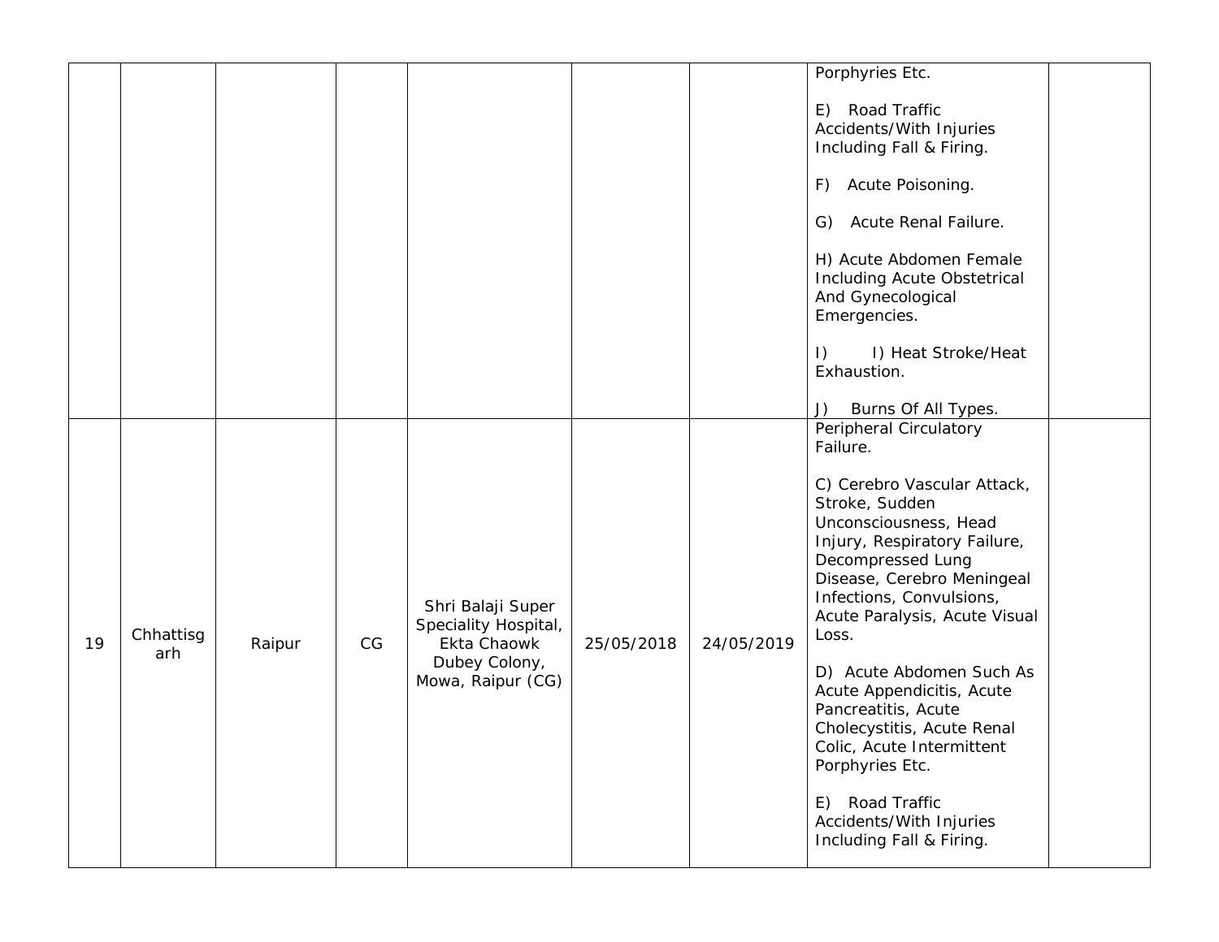| | | | | | | | | |
|---|---|---|---|---|---|---|---|---|
| | | | | | | | Porphyries Etc.<br><br>E) Road Traffic Accidents/With Injuries Including Fall & Firing.<br><br>F) Acute Poisoning.<br><br>G) Acute Renal Failure.<br><br>H) Acute Abdomen Female Including Acute Obstetrical And Gynecological Emergencies.<br><br>I) I) Heat Stroke/Heat Exhaustion.<br><br>J) Burns Of All Types. | |
| 19 | Chhattisgarh | Raipur | CG | Shri Balaji Super Speciality Hospital, Ekta Chaowk Dubey Colony, Mowa, Raipur (CG) | 25/05/2018 | 24/05/2019 | Peripheral Circulatory Failure.<br><br>C) Cerebro Vascular Attack, Stroke, Sudden Unconsciousness, Head Injury, Respiratory Failure, Decompressed Lung Disease, Cerebro Meningeal Infections, Convulsions, Acute Paralysis, Acute Visual Loss.<br><br>D) Acute Abdomen Such As Acute Appendicitis, Acute Pancreatitis, Acute Cholecystitis, Acute Renal Colic, Acute Intermittent Porphyries Etc.<br><br>E) Road Traffic Accidents/With Injuries Including Fall & Firing. | |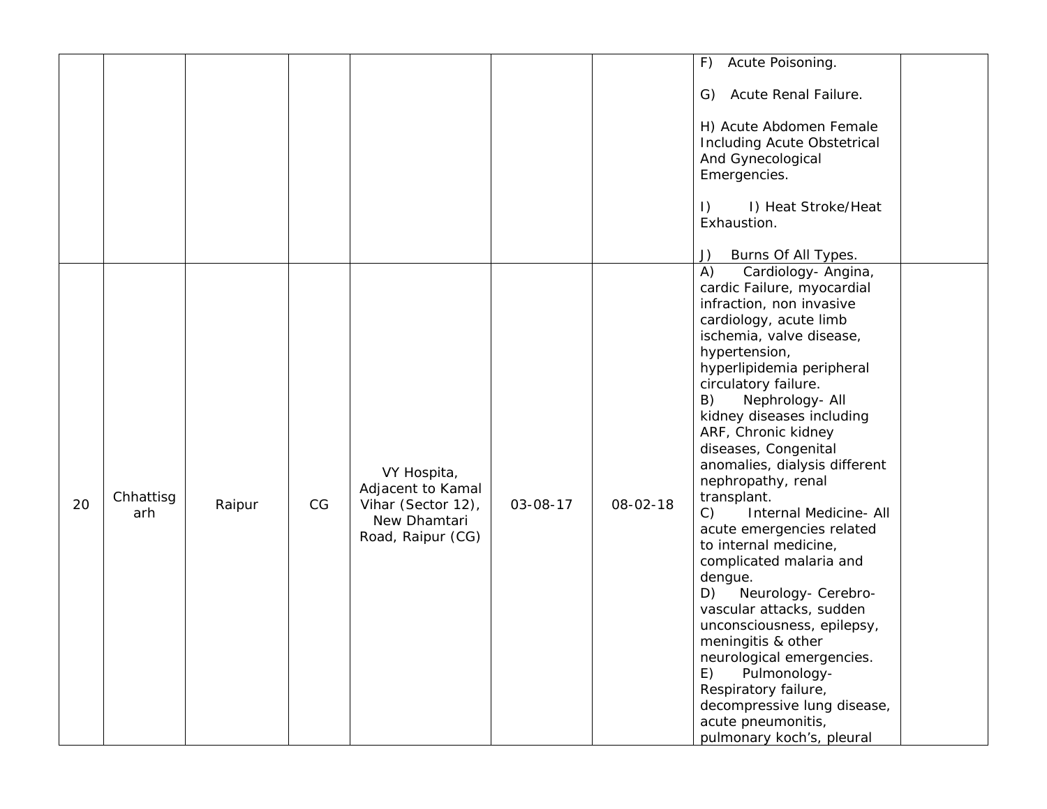| | | | | | | | | |
|---|---|---|---|---|---|---|---|---|
| | | | | | | | F) Acute Poisoning.<br><br>G) Acute Renal Failure.<br><br>H) Acute Abdomen Female Including Acute Obstetrical And Gynecological Emergencies.<br><br>I) I) Heat Stroke/Heat Exhaustion.<br><br>J) Burns Of All Types. | |
| 20 | Chhattisgarh | Raipur | CG | VY Hospita, Adjacent to Kamal Vihar (Sector 12), New Dhamtari Road, Raipur (CG) | 03-08-17 | 08-02-18 | A) Cardiology- Angina, cardic Failure, myocardial infraction, non invasive cardiology, acute limb ischemia, valve disease, hypertension, hyperlipidemia peripheral circulatory failure.<br>B) Nephrology- All kidney diseases including ARF, Chronic kidney diseases, Congenital anomalies, dialysis different nephropathy, renal transplant.<br>C) Internal Medicine- All acute emergencies related to internal medicine, complicated malaria and dengue.<br>D) Neurology- Cerebro-vascular attacks, sudden unconsciousness, epilepsy, meningitis & other neurological emergencies.<br>E) Pulmonology- Respiratory failure, decompressive lung disease, acute pneumonitis, pulmonary koch's, pleural | |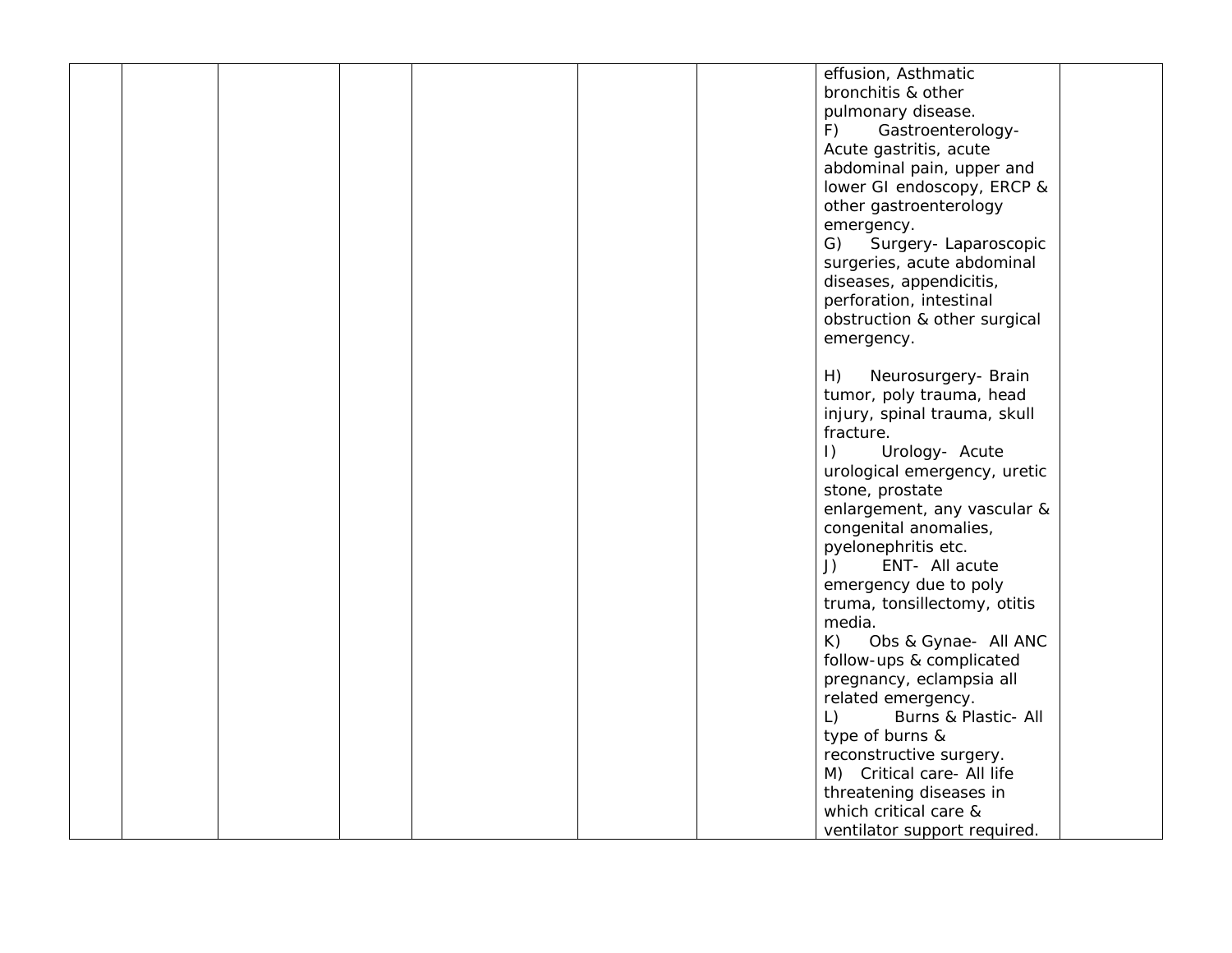| | | | | | | | | |
|---|---|---|---|---|---|---|---|---|
| | | | | | | | effusion, Asthmatic bronchitis & other pulmonary disease.<br>F) Gastroenterology- Acute gastritis, acute abdominal pain, upper and lower GI endoscopy, ERCP & other gastroenterology emergency.<br>G) Surgery- Laparoscopic surgeries, acute abdominal diseases, appendicitis, perforation, intestinal obstruction & other surgical emergency.<br><br>H) Neurosurgery- Brain tumor, poly trauma, head injury, spinal trauma, skull fracture.<br>I) Urology- Acute urological emergency, uretic stone, prostate enlargement, any vascular & congenital anomalies, pyelonephritis etc.<br>J) ENT- All acute emergency due to poly truma, tonsillectomy, otitis media.<br>K) Obs & Gynae- All ANC follow-ups & complicated pregnancy, eclampsia all related emergency.<br>L) Burns & Plastic- All type of burns & reconstructive surgery.<br>M) Critical care- All life threatening diseases in which critical care & ventilator support required. | |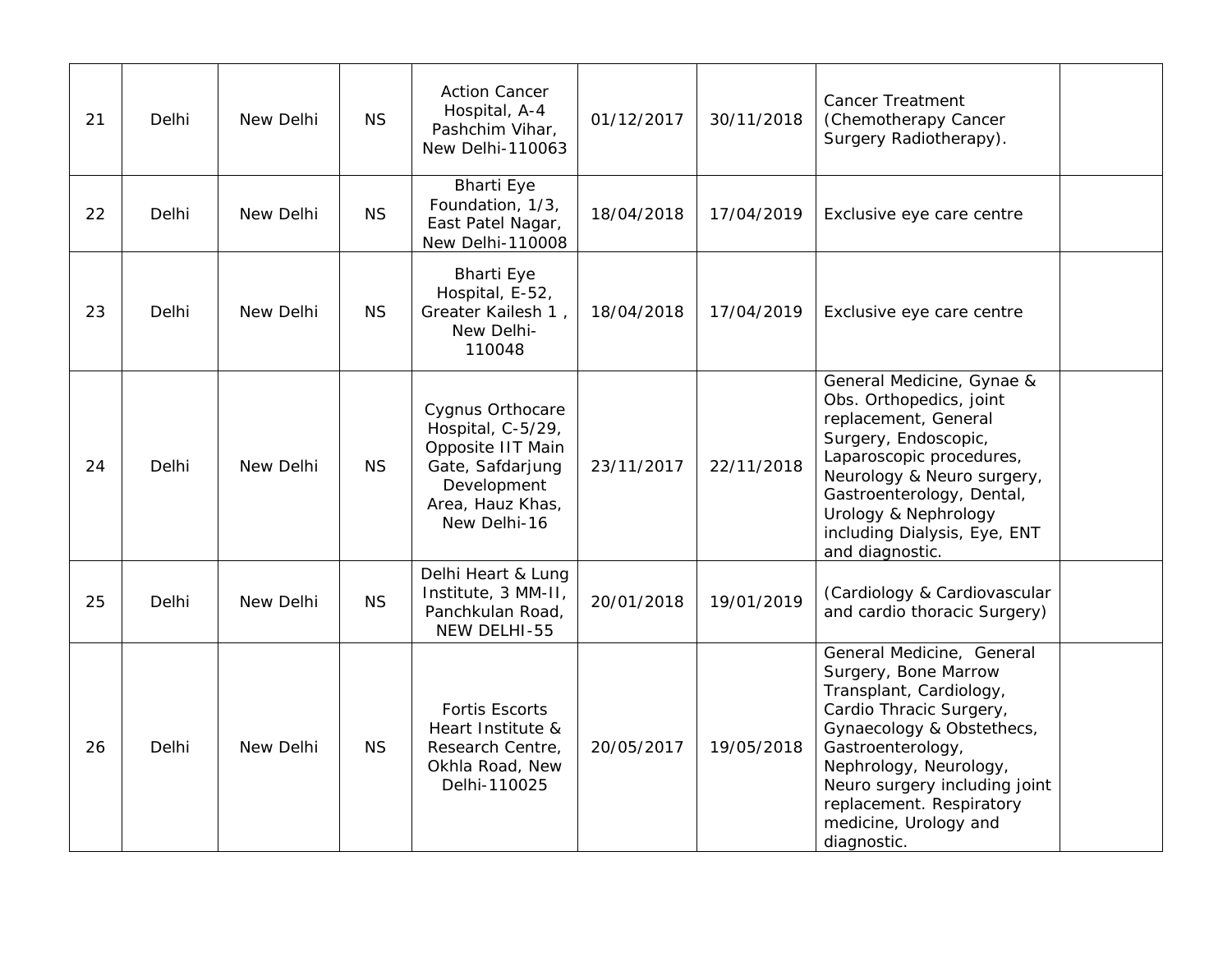| | | | | | | | | |
|---|---|---|---|---|---|---|---|---|
| 21 | Delhi | New Delhi | NS | Action Cancer Hospital, A-4 Pashchim Vihar, New Delhi-110063 | 01/12/2017 | 30/11/2018 | Cancer Treatment (Chemotherapy Cancer Surgery Radiotherapy). | |
| 22 | Delhi | New Delhi | NS | Bharti Eye Foundation, 1/3, East Patel Nagar, New Delhi-110008 | 18/04/2018 | 17/04/2019 | Exclusive eye care centre | |
| 23 | Delhi | New Delhi | NS | Bharti Eye Hospital, E-52, Greater Kailesh 1 , New Delhi-110048 | 18/04/2018 | 17/04/2019 | Exclusive eye care centre | |
| 24 | Delhi | New Delhi | NS | Cygnus Orthocare Hospital, C-5/29, Opposite IIT Main Gate, Safdarjung Development Area, Hauz Khas, New Delhi-16 | 23/11/2017 | 22/11/2018 | General Medicine, Gynae & Obs. Orthopedics, joint replacement, General Surgery, Endoscopic, Laparoscopic procedures, Neurology & Neuro surgery, Gastroenterology, Dental, Urology & Nephrology including Dialysis, Eye, ENT and diagnostic. | |
| 25 | Delhi | New Delhi | NS | Delhi Heart & Lung Institute, 3 MM-II, Panchkulan Road, NEW DELHI-55 | 20/01/2018 | 19/01/2019 | (Cardiology & Cardiovascular and cardio thoracic Surgery) | |
| 26 | Delhi | New Delhi | NS | Fortis Escorts Heart Institute & Research Centre, Okhla Road, New Delhi-110025 | 20/05/2017 | 19/05/2018 | General Medicine, General Surgery, Bone Marrow Transplant, Cardiology, Cardio Thracic Surgery, Gynaecology & Obstethecs, Gastroenterology, Nephrology, Neurology, Neuro surgery including joint replacement. Respiratory medicine, Urology and diagnostic. | |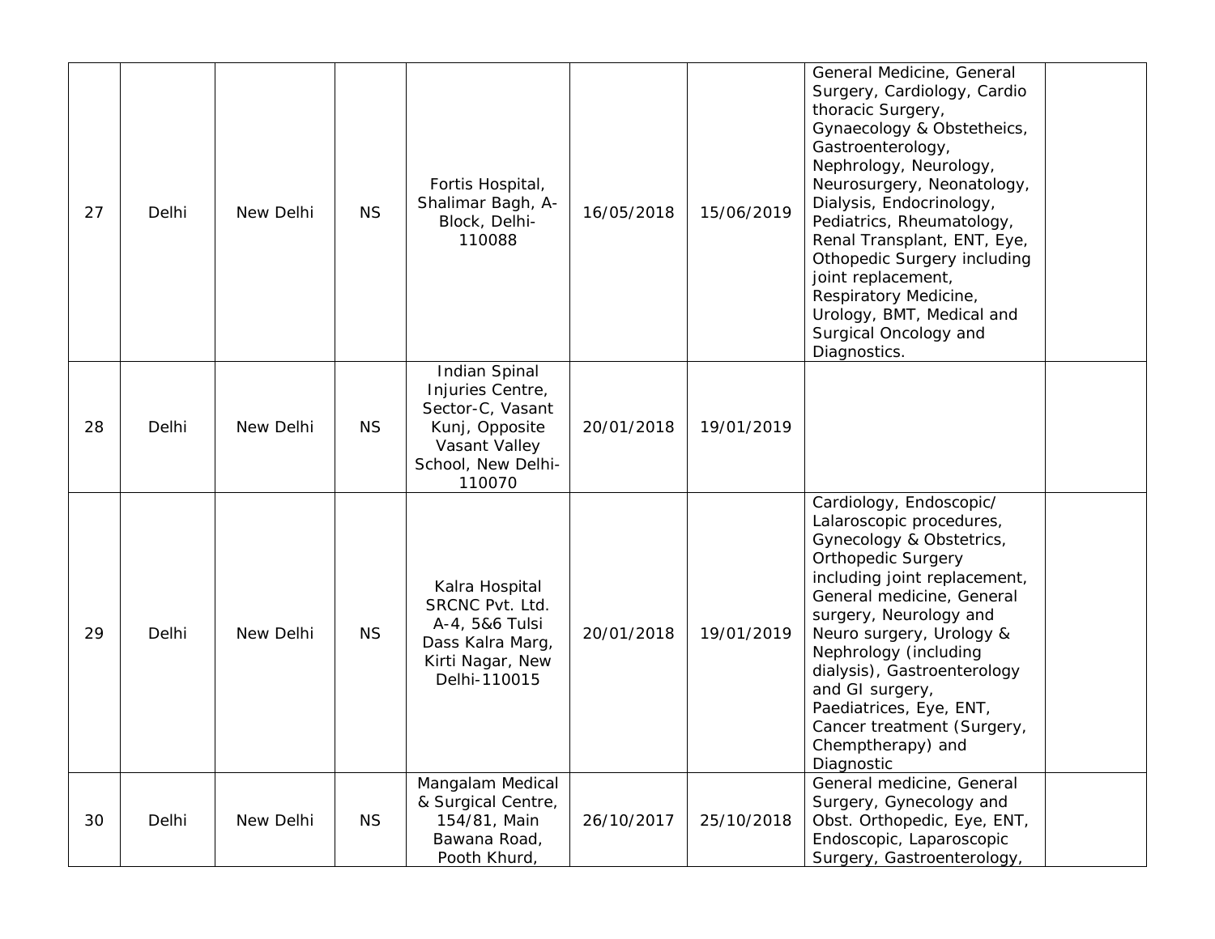| | | | | | | | | |
|---|---|---|---|---|---|---|---|---|
| 27 | Delhi | New Delhi | NS | Fortis Hospital, Shalimar Bagh, A-Block, Delhi-110088 | 16/05/2018 | 15/06/2019 | General Medicine, General Surgery, Cardiology, Cardio thoracic Surgery, Gynaecology & Obstetheics, Gastroenterology, Nephrology, Neurology, Neurosurgery, Neonatology, Dialysis, Endocrinology, Pediatrics, Rheumatology, Renal Transplant, ENT, Eye, Othopedic Surgery including joint replacement, Respiratory Medicine, Urology, BMT, Medical and Surgical Oncology and Diagnostics. | |
| 28 | Delhi | New Delhi | NS | Indian Spinal Injuries Centre, Sector-C, Vasant Kunj, Opposite Vasant Valley School, New Delhi-110070 | 20/01/2018 | 19/01/2019 | | |
| 29 | Delhi | New Delhi | NS | Kalra Hospital SRCNC Pvt. Ltd. A-4, 5&6 Tulsi Dass Kalra Marg, Kirti Nagar, New Delhi-110015 | 20/01/2018 | 19/01/2019 | Cardiology, Endoscopic/ Lalaroscopic procedures, Gynecology & Obstetrics, Orthopedic Surgery including joint replacement, General medicine, General surgery, Neurology and Neuro surgery, Urology & Nephrology (including dialysis), Gastroenterology and GI surgery, Paediatrices, Eye, ENT, Cancer treatment (Surgery, Chemptherapy) and Diagnostic | |
| 30 | Delhi | New Delhi | NS | Mangalam Medical & Surgical Centre, 154/81, Main Bawana Road, Pooth Khurd, | 26/10/2017 | 25/10/2018 | General medicine, General Surgery, Gynecology and Obst. Orthopedic, Eye, ENT, Endoscopic, Laparoscopic Surgery, Gastroenterology, | |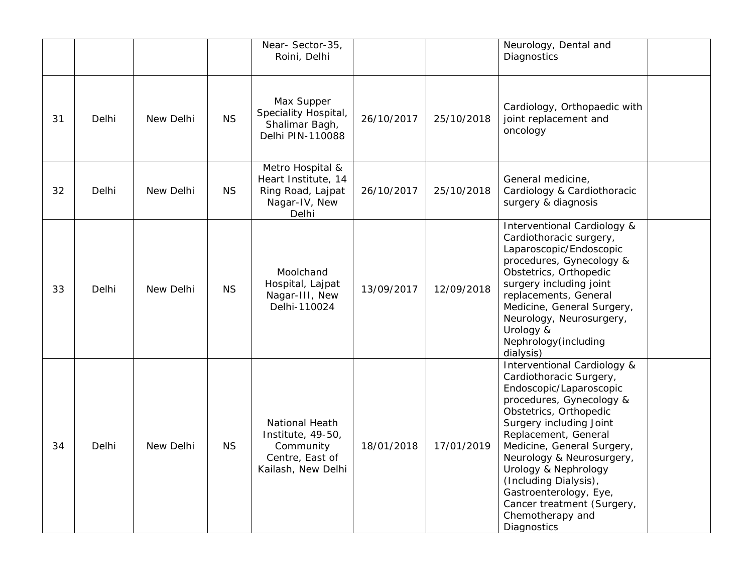| | | | | Near- Sector-35, Roini, Delhi | | | Neurology, Dental and Diagnostics | |
|---|---|---|---|---|---|---|---|---|
| 31 | Delhi | New Delhi | NS | Max Supper Speciality Hospital, Shalimar Bagh, Delhi PIN-110088 | 26/10/2017 | 25/10/2018 | Cardiology, Orthopaedic with joint replacement and oncology | |
| 32 | Delhi | New Delhi | NS | Metro Hospital & Heart Institute, 14 Ring Road, Lajpat Nagar-IV, New Delhi | 26/10/2017 | 25/10/2018 | General medicine, Cardiology & Cardiothoracic surgery & diagnosis | |
| 33 | Delhi | New Delhi | NS | Moolchand Hospital, Lajpat Nagar-III, New Delhi-110024 | 13/09/2017 | 12/09/2018 | Interventional Cardiology & Cardiothoracic surgery, Laparoscopic/Endoscopic procedures, Gynecology & Obstetrics, Orthopedic surgery including joint replacements, General Medicine, General Surgery, Neurology, Neurosurgery, Urology & Nephrology(including dialysis) | |
| 34 | Delhi | New Delhi | NS | National Heath Institute, 49-50, Community Centre, East of Kailash, New Delhi | 18/01/2018 | 17/01/2019 | Interventional Cardiology & Cardiothoracic Surgery, Endoscopic/Laparoscopic procedures, Gynecology & Obstetrics, Orthopedic Surgery including Joint Replacement, General Medicine, General Surgery, Neurology & Neurosurgery, Urology & Nephrology (Including Dialysis), Gastroenterology, Eye, Cancer treatment (Surgery, Chemotherapy and Diagnostics | |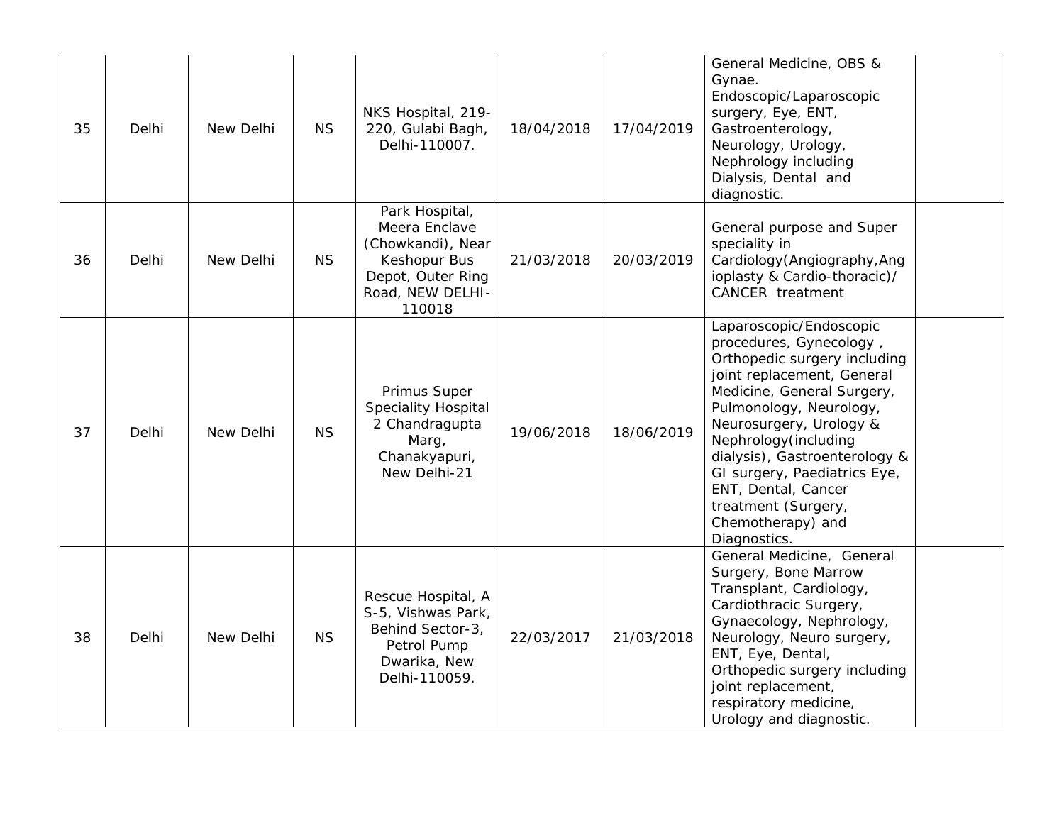| | | | | | | | | |
|---|---|---|---|---|---|---|---|---|
| 35 | Delhi | New Delhi | NS | NKS Hospital, 219-220, Gulabi Bagh, Delhi-110007. | 18/04/2018 | 17/04/2019 | General Medicine, OBS & Gynae. Endoscopic/Laparoscopic surgery, Eye, ENT, Gastroenterology, Neurology, Urology, Nephrology including Dialysis, Dental and diagnostic. | |
| 36 | Delhi | New Delhi | NS | Park Hospital, Meera Enclave (Chowkandi), Near Keshopur Bus Depot, Outer Ring Road, NEW DELHI-110018 | 21/03/2018 | 20/03/2019 | General purpose and Super speciality in Cardiology(Angiography,Angioplasty & Cardio-thoracic)/ CANCER treatment | |
| 37 | Delhi | New Delhi | NS | Primus Super Speciality Hospital 2 Chandragupta Marg, Chanakyapuri, New Delhi-21 | 19/06/2018 | 18/06/2019 | Laparoscopic/Endoscopic procedures, Gynecology , Orthopedic surgery including joint replacement, General Medicine, General Surgery, Pulmonology, Neurology, Neurosurgery, Urology & Nephrology(including dialysis), Gastroenterology & GI surgery, Paediatrics Eye, ENT, Dental, Cancer treatment (Surgery, Chemotherapy) and Diagnostics. | |
| 38 | Delhi | New Delhi | NS | Rescue Hospital, A S-5, Vishwas Park, Behind Sector-3, Petrol Pump Dwarika, New Delhi-110059. | 22/03/2017 | 21/03/2018 | General Medicine, General Surgery, Bone Marrow Transplant, Cardiology, Cardiothracic Surgery, Gynaecology, Nephrology, Neurology, Neuro surgery, ENT, Eye, Dental, Orthopedic surgery including joint replacement, respiratory medicine, Urology and diagnostic. | |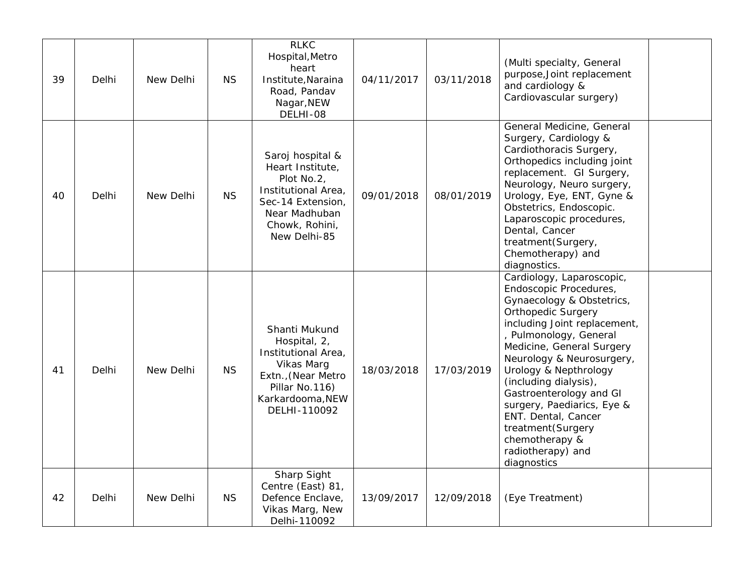| 39 | Delhi | New Delhi | NS | RLKC Hospital,Metro heart Institute,Naraina Road, Pandav Nagar,NEW DELHI-08 | 04/11/2017 | 03/11/2018 | (Multi specialty, General purpose,Joint replacement and cardiology & Cardiovascular surgery) | |
|---|---|---|---|---|---|---|---|---|
| 40 | Delhi | New Delhi | NS | Saroj hospital & Heart Institute, Plot No.2, Institutional Area, Sec-14 Extension, Near Madhuban Chowk, Rohini, New Delhi-85 | 09/01/2018 | 08/01/2019 | General Medicine, General Surgery, Cardiology & Cardiothoracis Surgery, Orthopedics including joint replacement. GI Surgery, Neurology, Neuro surgery, Urology, Eye, ENT, Gyne & Obstetrics, Endoscopic. Laparoscopic procedures, Dental, Cancer treatment(Surgery, Chemotherapy) and diagnostics. | |
| 41 | Delhi | New Delhi | NS | Shanti Mukund Hospital, 2, Institutional Area, Vikas Marg Extn.,(Near Metro Pillar No.116) Karkardooma,NEW DELHI-110092 | 18/03/2018 | 17/03/2019 | Cardiology, Laparoscopic, Endoscopic Procedures, Gynaecology & Obstetrics, Orthopedic Surgery including Joint replacement, , Pulmonology, General Medicine, General Surgery Neurology & Neurosurgery, Urology & Nepthrology (including dialysis), Gastroenterology and GI surgery, Paediarics, Eye & ENT. Dental, Cancer treatment(Surgery chemotherapy & radiotherapy) and diagnostics | |
| 42 | Delhi | New Delhi | NS | Sharp Sight Centre (East) 81, Defence Enclave, Vikas Marg, New Delhi-110092 | 13/09/2017 | 12/09/2018 | (Eye Treatment) | |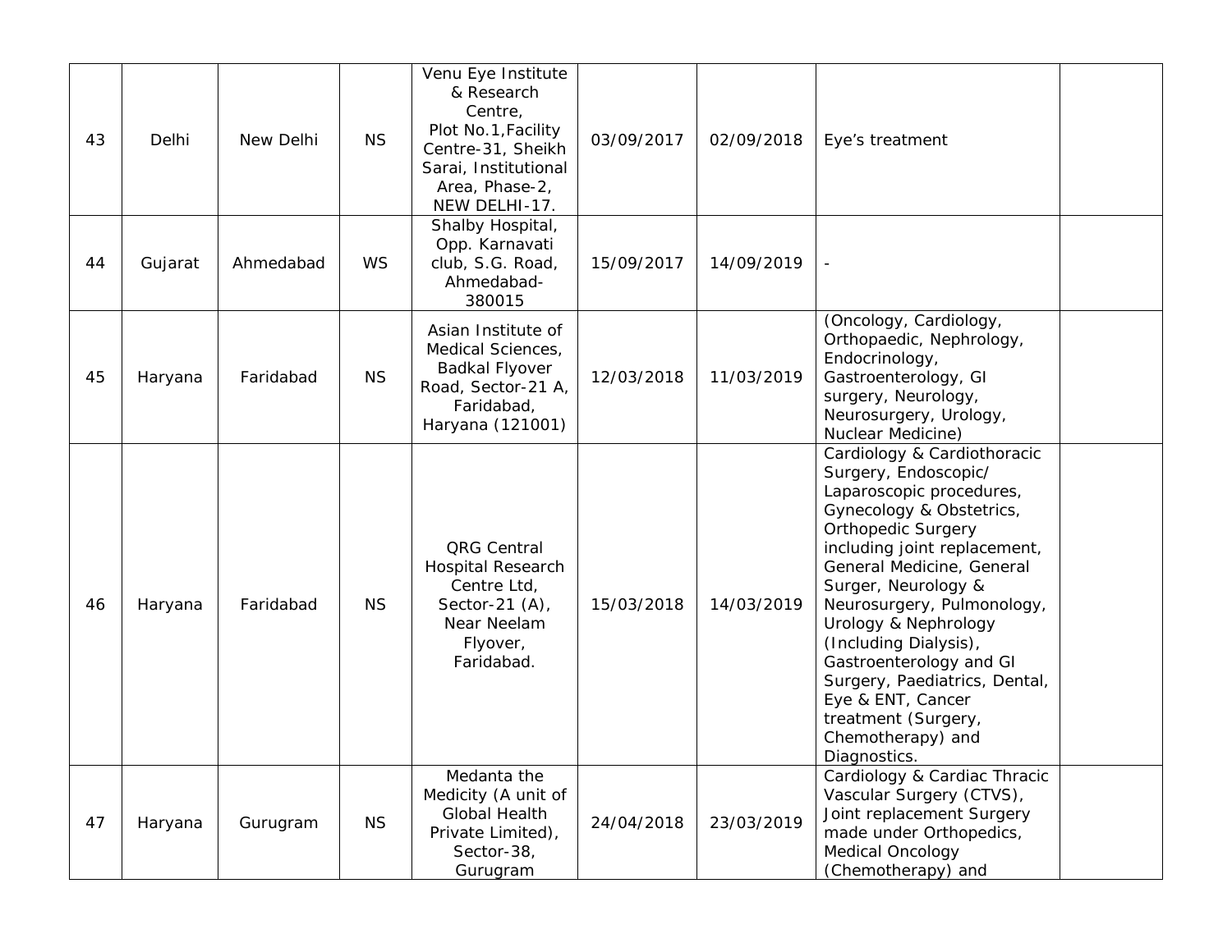| 43 | Delhi | New Delhi | NS | Venu Eye Institute & Research Centre, Plot No.1,Facility Centre-31, Sheikh Sarai, Institutional Area, Phase-2, NEW DELHI-17. | 03/09/2017 | 02/09/2018 | Eye's treatment | |
|---|---|---|---|---|---|---|---|---|
| 44 | Gujarat | Ahmedabad | WS | Shalby Hospital, Opp. Karnavati club, S.G. Road, Ahmedabad-380015 | 15/09/2017 | 14/09/2019 | - | |
| 45 | Haryana | Faridabad | NS | Asian Institute of Medical Sciences, Badkal Flyover Road, Sector-21 A, Faridabad, Haryana (121001) | 12/03/2018 | 11/03/2019 | (Oncology, Cardiology, Orthopaedic, Nephrology, Endocrinology, Gastroenterology, GI surgery, Neurology, Neurosurgery, Urology, Nuclear Medicine) | |
| 46 | Haryana | Faridabad | NS | QRG Central Hospital Research Centre Ltd, Sector-21 (A), Near Neelam Flyover, Faridabad. | 15/03/2018 | 14/03/2019 | Cardiology & Cardiothoracic Surgery, Endoscopic/ Laparoscopic procedures, Gynecology & Obstetrics, Orthopedic Surgery including joint replacement, General Medicine, General Surger, Neurology & Neurosurgery, Pulmonology, Urology & Nephrology (Including Dialysis), Gastroenterology and GI Surgery, Paediatrics, Dental, Eye & ENT, Cancer treatment (Surgery, Chemotherapy) and Diagnostics. | |
| 47 | Haryana | Gurugram | NS | Medanta the Medicity (A unit of Global Health Private Limited), Sector-38, Gurugram | 24/04/2018 | 23/03/2019 | Cardiology & Cardiac Thracic Vascular Surgery (CTVS), Joint replacement Surgery made under Orthopedics, Medical Oncology (Chemotherapy) and | |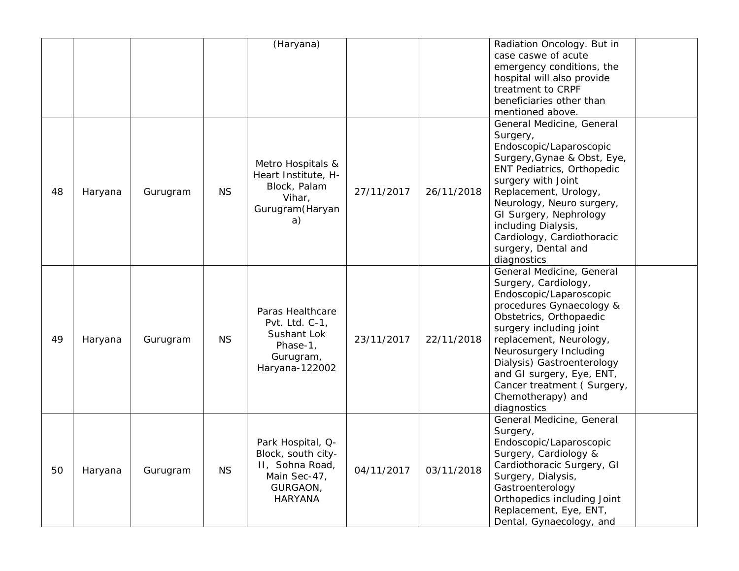| | | | | | | | | |
|---|---|---|---|---|---|---|---|---|
| | | | | (Haryana) | | | Radiation Oncology. But in case caswe of acute emergency conditions, the hospital will also provide treatment to CRPF beneficiaries other than mentioned above. | |
| 48 | Haryana | Gurugram | NS | Metro Hospitals & Heart Institute, H-Block, Palam Vihar, Gurugram(Haryana) | 27/11/2017 | 26/11/2018 | General Medicine, General Surgery, Endoscopic/Laparoscopic Surgery,Gynae & Obst, Eye, ENT Pediatrics, Orthopedic surgery with Joint Replacement, Urology, Neurology, Neuro surgery, GI Surgery, Nephrology including Dialysis, Cardiology, Cardiothoracic surgery, Dental and diagnostics | |
| 49 | Haryana | Gurugram | NS | Paras Healthcare Pvt. Ltd. C-1, Sushant Lok Phase-1, Gurugram, Haryana-122002 | 23/11/2017 | 22/11/2018 | General Medicine, General Surgery, Cardiology, Endoscopic/Laparoscopic procedures Gynaecology & Obstetrics, Orthopaedic surgery including joint replacement, Neurology, Neurosurgery Including Dialysis) Gastroenterology and GI surgery, Eye, ENT, Cancer treatment ( Surgery, Chemotherapy) and diagnostics | |
| 50 | Haryana | Gurugram | NS | Park Hospital, Q-Block, south city-II, Sohna Road, Main Sec-47, GURGAON, HARYANA | 04/11/2017 | 03/11/2018 | General Medicine, General Surgery, Endoscopic/Laparoscopic Surgery, Cardiology & Cardiothoracic Surgery, GI Surgery, Dialysis, Gastroenterology Orthopedics including Joint Replacement, Eye, ENT, Dental, Gynaecology, and | |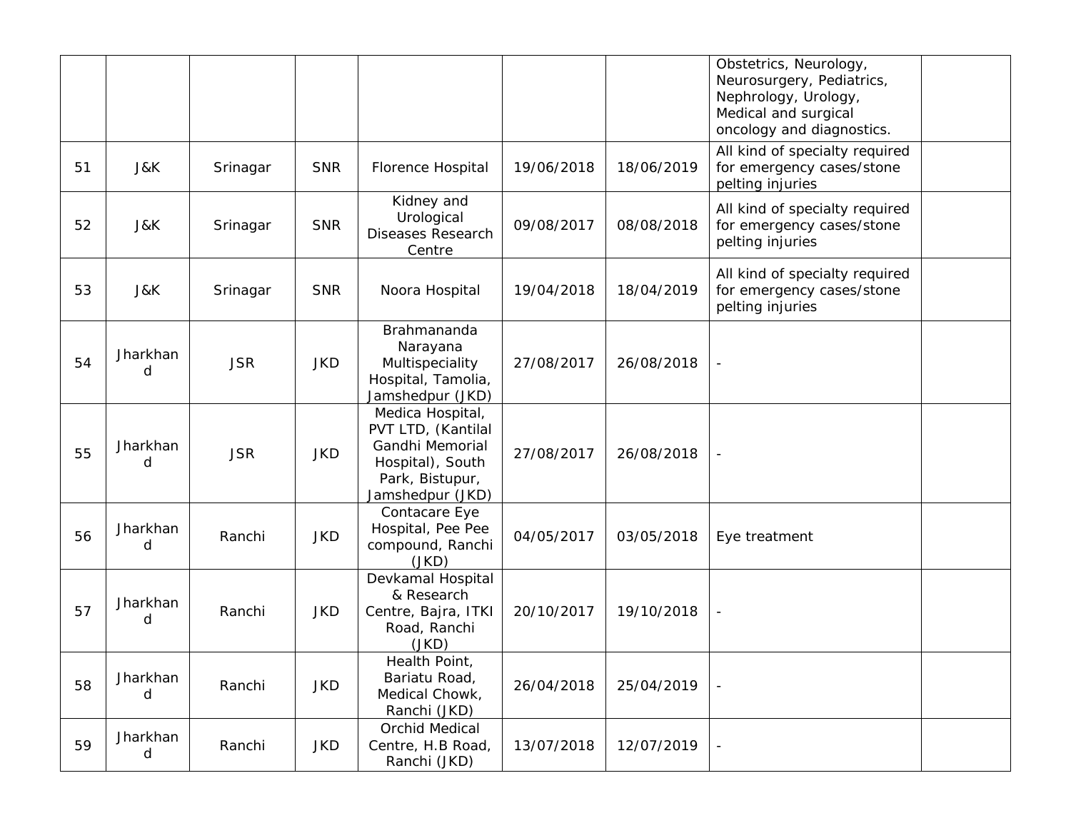| | | | | | | | | |
|---|---|---|---|---|---|---|---|---|
| | | | | | | | Obstetrics, Neurology, Neurosurgery, Pediatrics, Nephrology, Urology, Medical and surgical oncology and diagnostics. | |
| 51 | J&K | Srinagar | SNR | Florence Hospital | 19/06/2018 | 18/06/2019 | All kind of specialty required for emergency cases/stone pelting injuries | |
| 52 | J&K | Srinagar | SNR | Kidney and Urological Diseases Research Centre | 09/08/2017 | 08/08/2018 | All kind of specialty required for emergency cases/stone pelting injuries | |
| 53 | J&K | Srinagar | SNR | Noora Hospital | 19/04/2018 | 18/04/2019 | All kind of specialty required for emergency cases/stone pelting injuries | |
| 54 | Jharkhand | JSR | JKD | Brahmananda Narayana Multispeciality Hospital, Tamolia, Jamshedpur (JKD) | 27/08/2017 | 26/08/2018 | - | |
| 55 | Jharkhand | JSR | JKD | Medica Hospital, PVT LTD, (Kantilal Gandhi Memorial Hospital), South Park, Bistupur, Jamshedpur (JKD) | 27/08/2017 | 26/08/2018 | - | |
| 56 | Jharkhand | Ranchi | JKD | Contacare Eye Hospital, Pee Pee compound, Ranchi (JKD) | 04/05/2017 | 03/05/2018 | Eye treatment | |
| 57 | Jharkhand | Ranchi | JKD | Devkamal Hospital & Research Centre, Bajra, ITKI Road, Ranchi (JKD) | 20/10/2017 | 19/10/2018 | - | |
| 58 | Jharkhand | Ranchi | JKD | Health Point, Bariatu Road, Medical Chowk, Ranchi (JKD) | 26/04/2018 | 25/04/2019 | - | |
| 59 | Jharkhand | Ranchi | JKD | Orchid Medical Centre, H.B Road, Ranchi (JKD) | 13/07/2018 | 12/07/2019 | - | |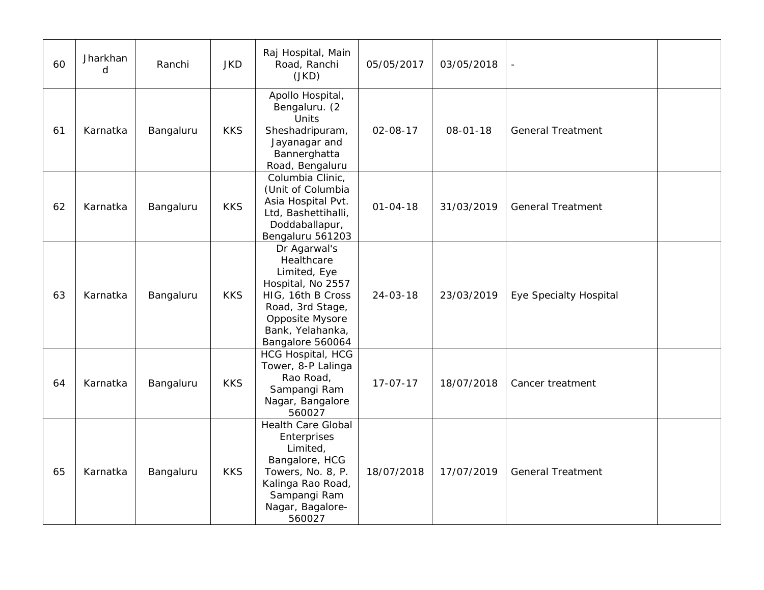| 60 | Jharkhand | Ranchi | JKD | Raj Hospital, Main Road, Ranchi (JKD) | 05/05/2017 | 03/05/2018 | - | |
|---|---|---|---|---|---|---|---|---|
| 61 | Karnatka | Bangaluru | KKS | Apollo Hospital, Bengaluru. (2 Units Sheshadripuram, Jayanagar and Bannerghatta Road, Bengaluru | 02-08-17 | 08-01-18 | General Treatment | |
| 62 | Karnatka | Bangaluru | KKS | Columbia Clinic, (Unit of Columbia Asia Hospital Pvt. Ltd, Bashettihalli, Doddaballapur, Bengaluru 561203 | 01-04-18 | 31/03/2019 | General Treatment | |
| 63 | Karnatka | Bangaluru | KKS | Dr Agarwal's Healthcare Limited, Eye Hospital, No 2557 HIG, 16th B Cross Road, 3rd Stage, Opposite Mysore Bank, Yelahanka, Bangalore 560064 | 24-03-18 | 23/03/2019 | Eye Specialty Hospital | |
| 64 | Karnatka | Bangaluru | KKS | HCG Hospital, HCG Tower, 8-P Lalinga Rao Road, Sampangi Ram Nagar, Bangalore 560027 | 17-07-17 | 18/07/2018 | Cancer treatment | |
| 65 | Karnatka | Bangaluru | KKS | Health Care Global Enterprises Limited, Bangalore, HCG Towers, No. 8, P. Kalinga Rao Road, Sampangi Ram Nagar, Bagalore-560027 | 18/07/2018 | 17/07/2019 | General Treatment | |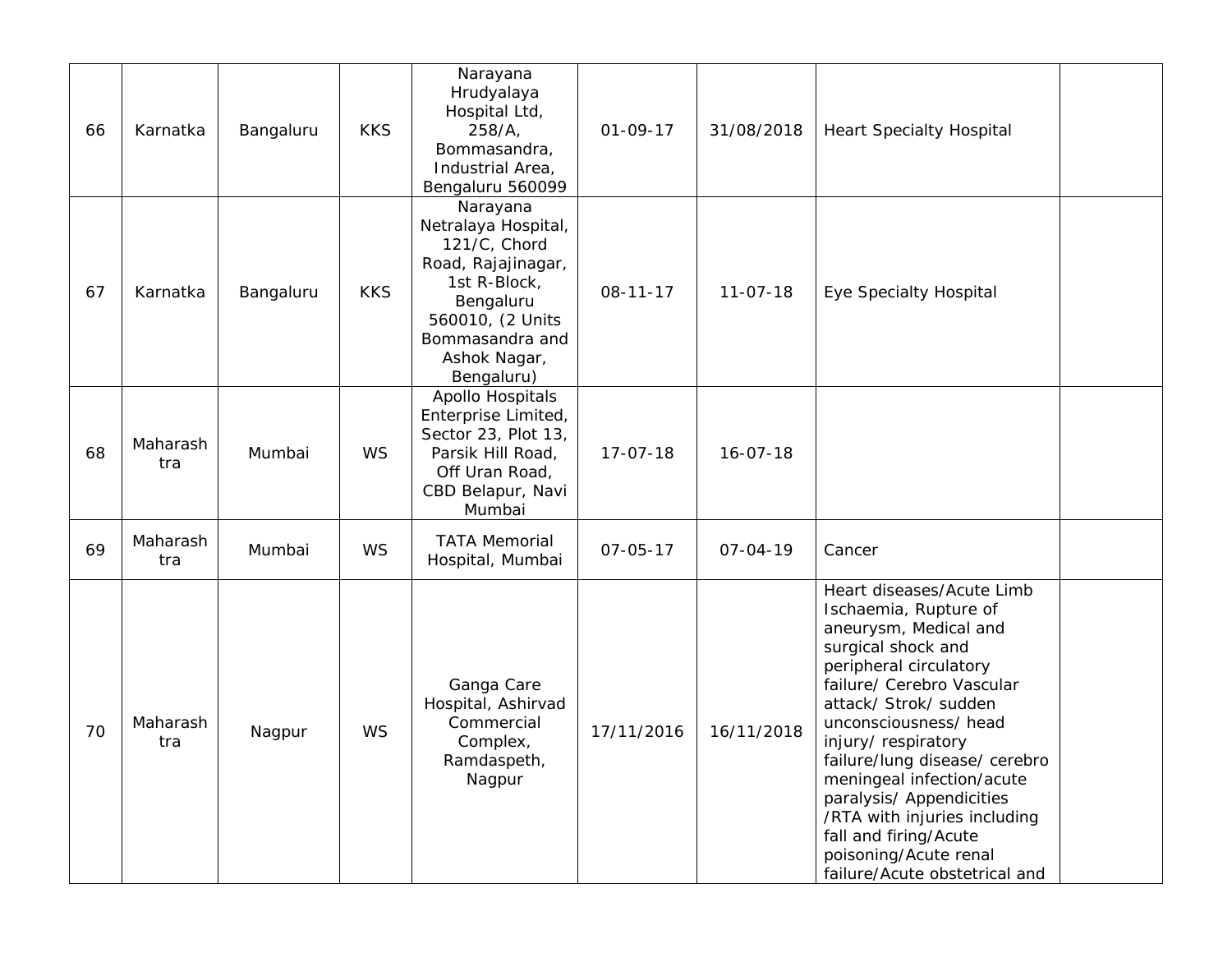| | | | | | | | | |
|---|---|---|---|---|---|---|---|---|
| 66 | Karnatka | Bangaluru | KKS | Narayana Hrudyalaya Hospital Ltd, 258/A, Bommasandra, Industrial Area, Bengaluru 560099 | 01-09-17 | 31/08/2018 | Heart Specialty Hospital | |
| 67 | Karnatka | Bangaluru | KKS | Narayana Netralaya Hospital, 121/C, Chord Road, Rajajinagar, 1st R-Block, Bengaluru 560010, (2 Units Bommasandra and Ashok Nagar, Bengaluru) | 08-11-17 | 11-07-18 | Eye Specialty Hospital | |
| 68 | Maharashtra | Mumbai | WS | Apollo Hospitals Enterprise Limited, Sector 23, Plot 13, Parsik Hill Road, Off Uran Road, CBD Belapur, Navi Mumbai | 17-07-18 | 16-07-18 | | |
| 69 | Maharashtra | Mumbai | WS | TATA Memorial Hospital, Mumbai | 07-05-17 | 07-04-19 | Cancer | |
| 70 | Maharashtra | Nagpur | WS | Ganga Care Hospital, Ashirvad Commercial Complex, Ramdaspeth, Nagpur | 17/11/2016 | 16/11/2018 | Heart diseases/Acute Limb Ischaemia, Rupture of aneurysm, Medical and surgical shock and peripheral circulatory failure/ Cerebro Vascular attack/ Strok/ sudden unconsciousness/ head injury/ respiratory failure/lung disease/ cerebro meningeal infection/acute paralysis/ Appendicities /RTA with injuries including fall and firing/Acute poisoning/Acute renal failure/Acute obstetrical and | |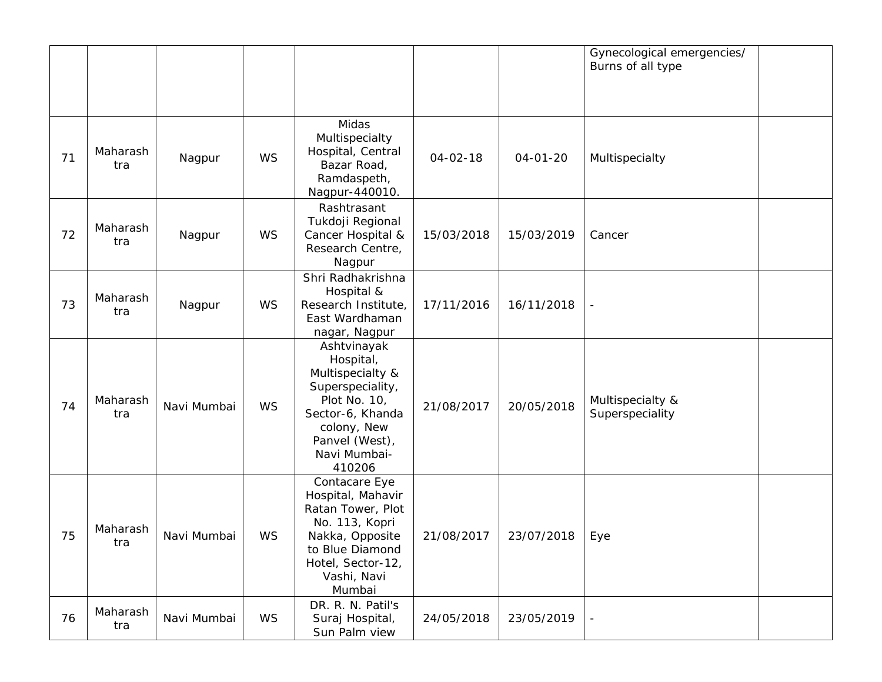| | | | | | | | | |
|---|---|---|---|---|---|---|---|---|
| | | | | | | | Gynecological emergencies/ Burns of all type | |
| 71 | Maharashtra | Nagpur | WS | Midas Multispecialty Hospital, Central Bazar Road, Ramdaspeth, Nagpur-440010. | 04-02-18 | 04-01-20 | Multispecialty | |
| 72 | Maharashtra | Nagpur | WS | Rashtrasant Tukdoji Regional Cancer Hospital & Research Centre, Nagpur | 15/03/2018 | 15/03/2019 | Cancer | |
| 73 | Maharashtra | Nagpur | WS | Shri Radhakrishna Hospital & Research Institute, East Wardhaman nagar, Nagpur | 17/11/2016 | 16/11/2018 | - | |
| 74 | Maharashtra | Navi Mumbai | WS | Ashtvinayak Hospital, Multispecialty & Superspeciality, Plot No. 10, Sector-6, Khanda colony, New Panvel (West), Navi Mumbai-410206 | 21/08/2017 | 20/05/2018 | Multispecialty & Superspeciality | |
| 75 | Maharashtra | Navi Mumbai | WS | Contacare Eye Hospital, Mahavir Ratan Tower, Plot No. 113, Kopri Nakka, Opposite to Blue Diamond Hotel, Sector-12, Vashi, Navi Mumbai | 21/08/2017 | 23/07/2018 | Eye | |
| 76 | Maharashtra | Navi Mumbai | WS | DR. R. N. Patil's Suraj Hospital, Sun Palm view | 24/05/2018 | 23/05/2019 | - | |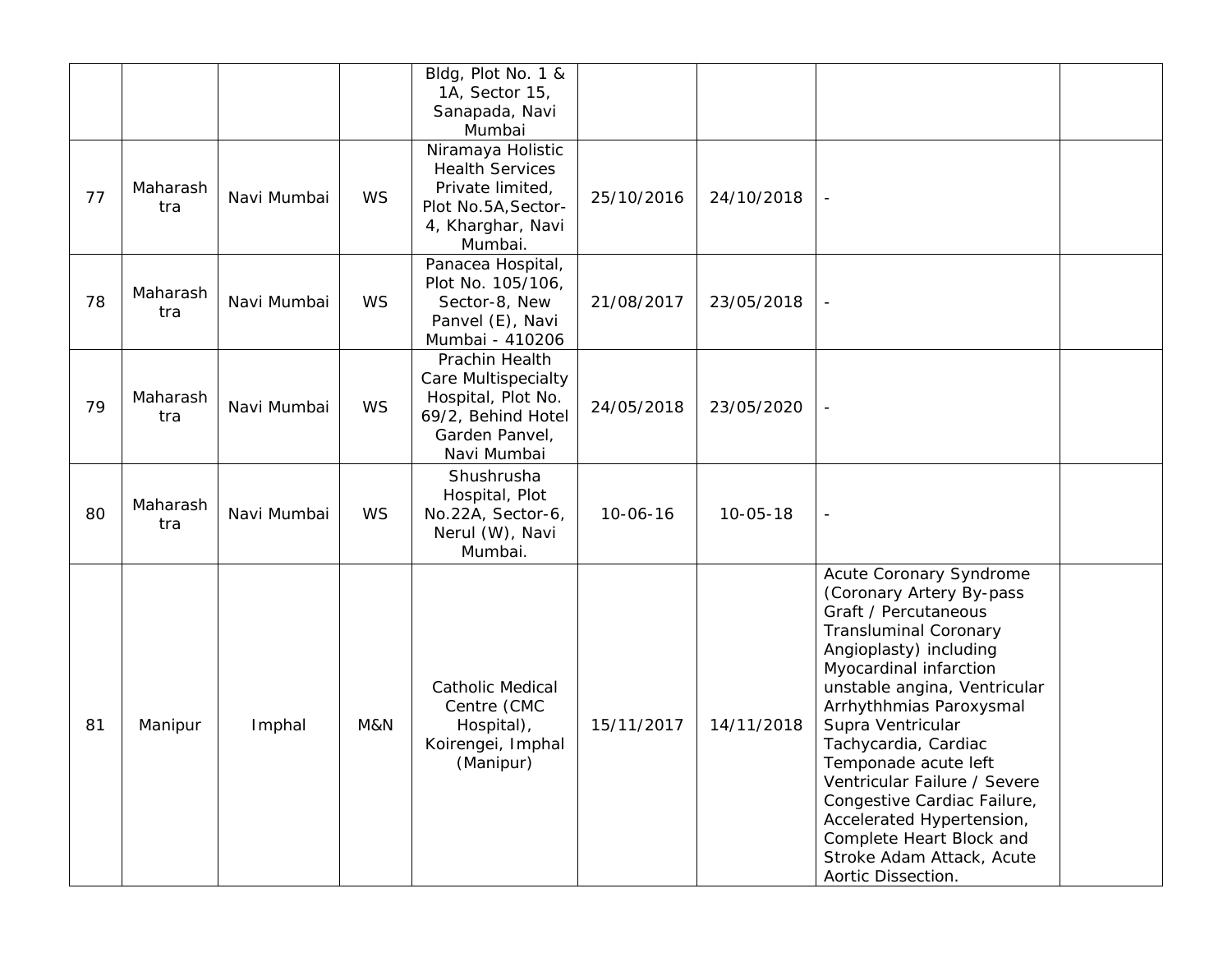| | | | | | | | | |
|---|---|---|---|---|---|---|---|---|
| | | | | Bldg, Plot No. 1 & 1A, Sector 15, Sanapada, Navi Mumbai | | | | |
| 77 | Maharashtra | Navi Mumbai | WS | Niramaya Holistic Health Services Private limited, Plot No.5A,Sector-4, Kharghar, Navi Mumbai. | 25/10/2016 | 24/10/2018 | - | |
| 78 | Maharashtra | Navi Mumbai | WS | Panacea Hospital, Plot No. 105/106, Sector-8, New Panvel (E), Navi Mumbai - 410206 | 21/08/2017 | 23/05/2018 | - | |
| 79 | Maharashtra | Navi Mumbai | WS | Prachin Health Care Multispecialty Hospital, Plot No. 69/2, Behind Hotel Garden Panvel, Navi Mumbai | 24/05/2018 | 23/05/2020 | - | |
| 80 | Maharashtra | Navi Mumbai | WS | Shushrusha Hospital, Plot No.22A, Sector-6, Nerul (W), Navi Mumbai. | 10-06-16 | 10-05-18 | - | |
| 81 | Manipur | Imphal | M&N | Catholic Medical Centre (CMC Hospital), Koirengei, Imphal (Manipur) | 15/11/2017 | 14/11/2018 | Acute Coronary Syndrome (Coronary Artery By-pass Graft / Percutaneous Transluminal Coronary Angioplasty) including Myocardinal infarction unstable angina, Ventricular Arrhythhmias Paroxysmal Supra Ventricular Tachycardia, Cardiac Temponade acute left Ventricular Failure / Severe Congestive Cardiac Failure, Accelerated Hypertension, Complete Heart Block and Stroke Adam Attack, Acute Aortic Dissection. | |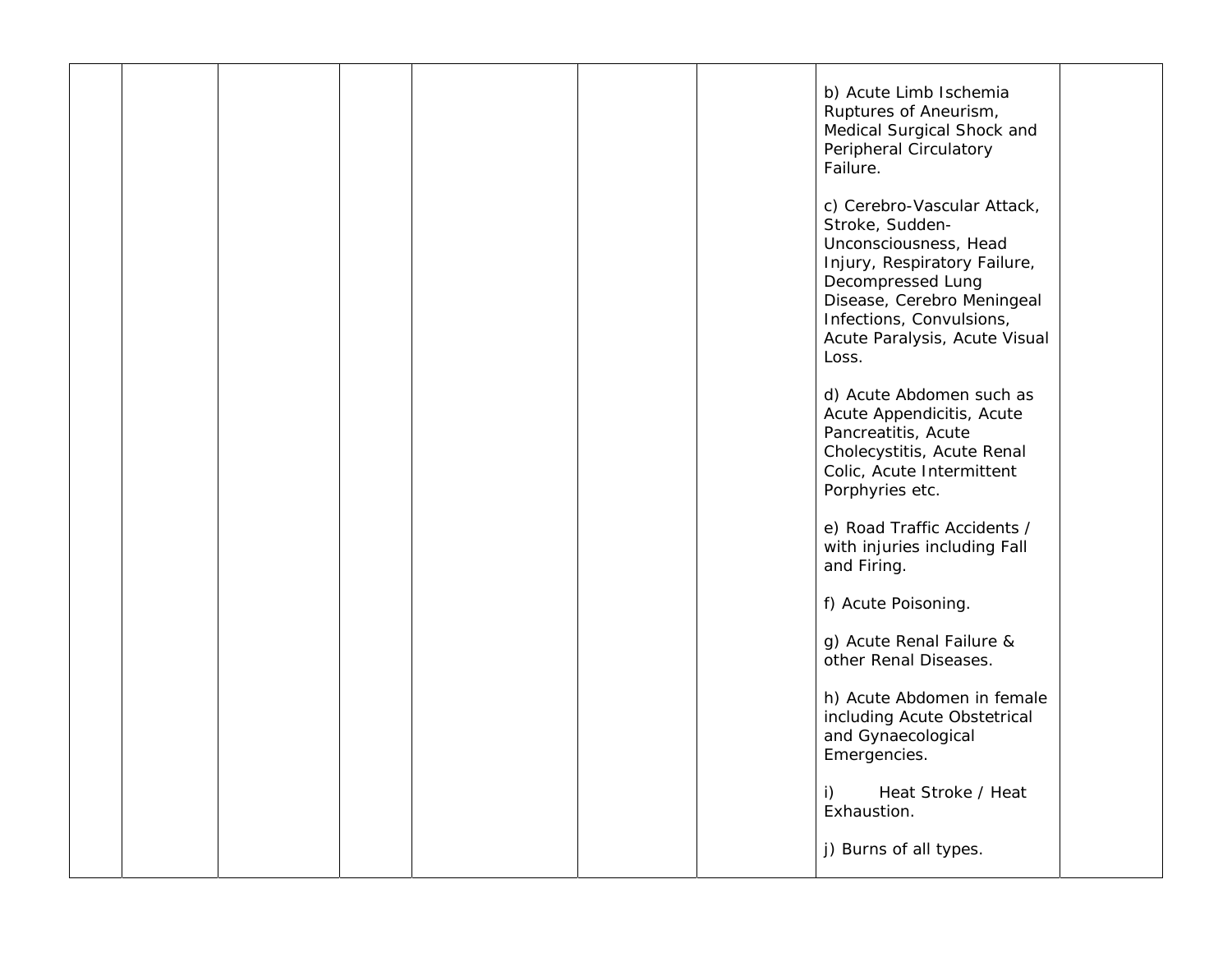| | | | | | | | | |
|---|---|---|---|---|---|---|---|---|
| | | | | | | | b) Acute Limb Ischemia Ruptures of Aneurism, Medical Surgical Shock and Peripheral Circulatory Failure.<br><br>c) Cerebro-Vascular Attack, Stroke, Sudden-Unconsciousness, Head Injury, Respiratory Failure, Decompressed Lung Disease, Cerebro Meningeal Infections, Convulsions, Acute Paralysis, Acute Visual Loss.<br><br>d) Acute Abdomen such as Acute Appendicitis, Acute Pancreatitis, Acute Cholecystitis, Acute Renal Colic, Acute Intermittent Porphyries etc.<br><br>e) Road Traffic Accidents / with injuries including Fall and Firing.<br><br>f) Acute Poisoning.<br><br>g) Acute Renal Failure & other Renal Diseases.<br><br>h) Acute Abdomen in female including Acute Obstetrical and Gynaecological Emergencies.<br><br>i) Heat Stroke / Heat Exhaustion.<br><br>j) Burns of all types. | |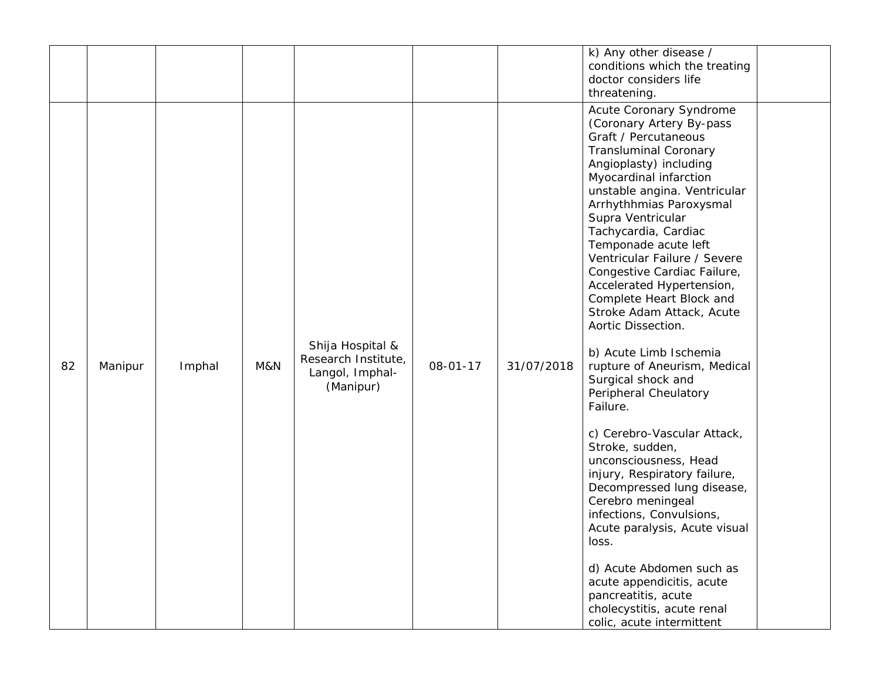| | | | | | | | | |
|---|---|---|---|---|---|---|---|---|
| | | | | | | | k) Any other disease / conditions which the treating doctor considers life threatening. | |
| 82 | Manipur | Imphal | M&N | Shija Hospital & Research Institute, Langol, Imphal- (Manipur) | 08-01-17 | 31/07/2018 | Acute Coronary Syndrome (Coronary Artery By-pass Graft / Percutaneous Transluminal Coronary Angioplasty) including Myocardinal infarction unstable angina. Ventricular Arrhythhmias Paroxysmal Supra Ventricular Tachycardia, Cardiac Temponade acute left Ventricular Failure / Severe Congestive Cardiac Failure, Accelerated Hypertension, Complete Heart Block and Stroke Adam Attack, Acute Aortic Dissection.<br><br>b) Acute Limb Ischemia rupture of Aneurism, Medical Surgical shock and Peripheral Cheulatory Failure.<br><br>c) Cerebro-Vascular Attack, Stroke, sudden, unconsciousness, Head injury, Respiratory failure, Decompressed lung disease, Cerebro meningeal infections, Convulsions, Acute paralysis, Acute visual loss.<br><br>d) Acute Abdomen such as acute appendicitis, acute pancreatitis, acute cholecystitis, acute renal colic, acute intermittent | |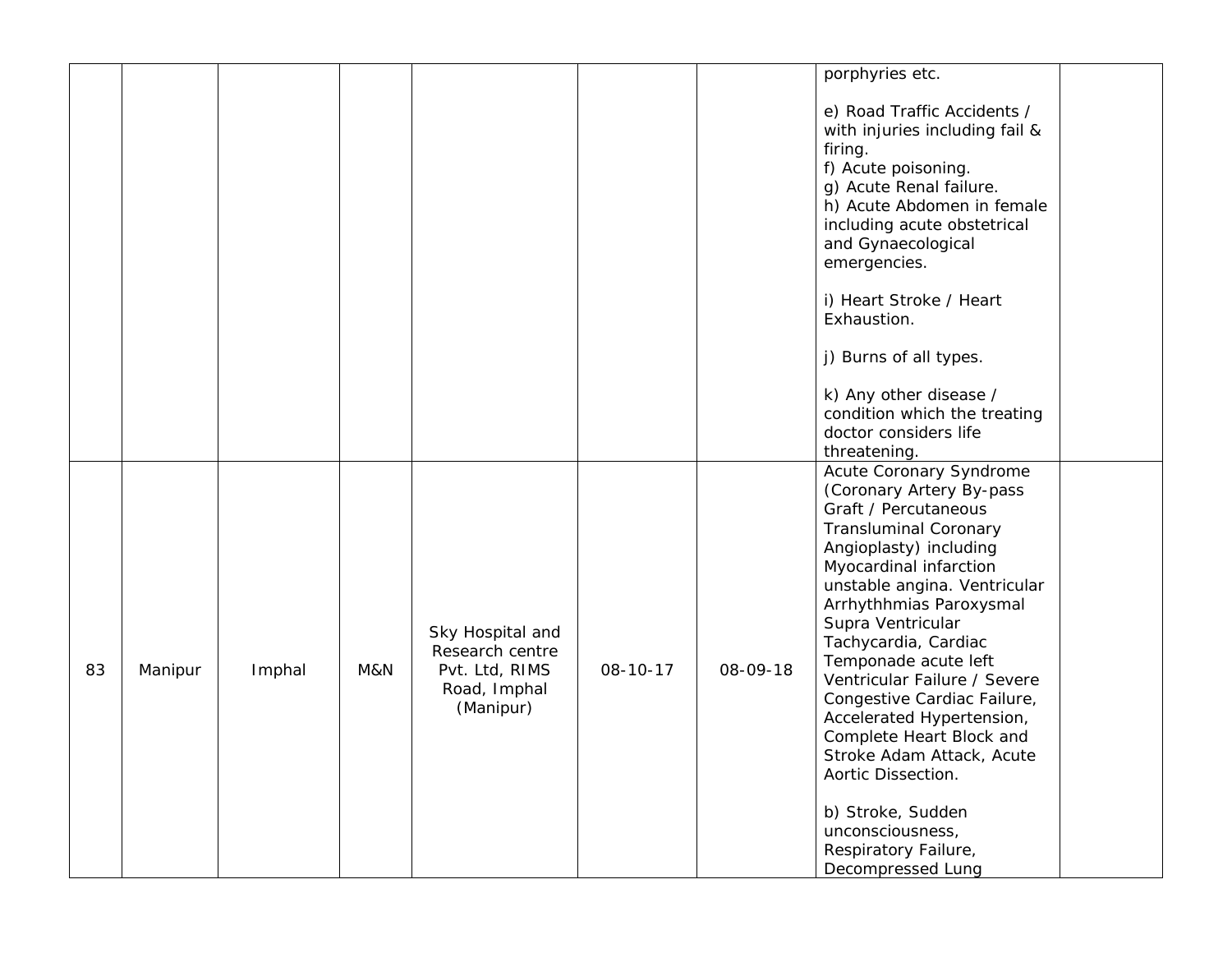| | | | | | | | | |
|---|---|---|---|---|---|---|---|---|
| | | | | | | | porphyries etc.<br><br>e) Road Traffic Accidents / with injuries including fail & firing.<br>f) Acute poisoning.<br>g) Acute Renal failure.<br>h) Acute Abdomen in female including acute obstetrical and Gynaecological emergencies.<br><br>i) Heart Stroke / Heart Exhaustion.<br><br>j) Burns of all types.<br><br>k) Any other disease / condition which the treating doctor considers life threatening. | |
| 83 | Manipur | Imphal | M&N | Sky Hospital and Research centre Pvt. Ltd, RIMS Road, Imphal (Manipur) | 08-10-17 | 08-09-18 | Acute Coronary Syndrome (Coronary Artery By-pass Graft / Percutaneous Transluminal Coronary Angioplasty) including Myocardinal infarction unstable angina. Ventricular Arrhythhmias Paroxysmal Supra Ventricular Tachycardia, Cardiac Temponade acute left Ventricular Failure / Severe Congestive Cardiac Failure, Accelerated Hypertension, Complete Heart Block and Stroke Adam Attack, Acute Aortic Dissection.<br><br>b) Stroke, Sudden unconsciousness, Respiratory Failure, Decompressed Lung | |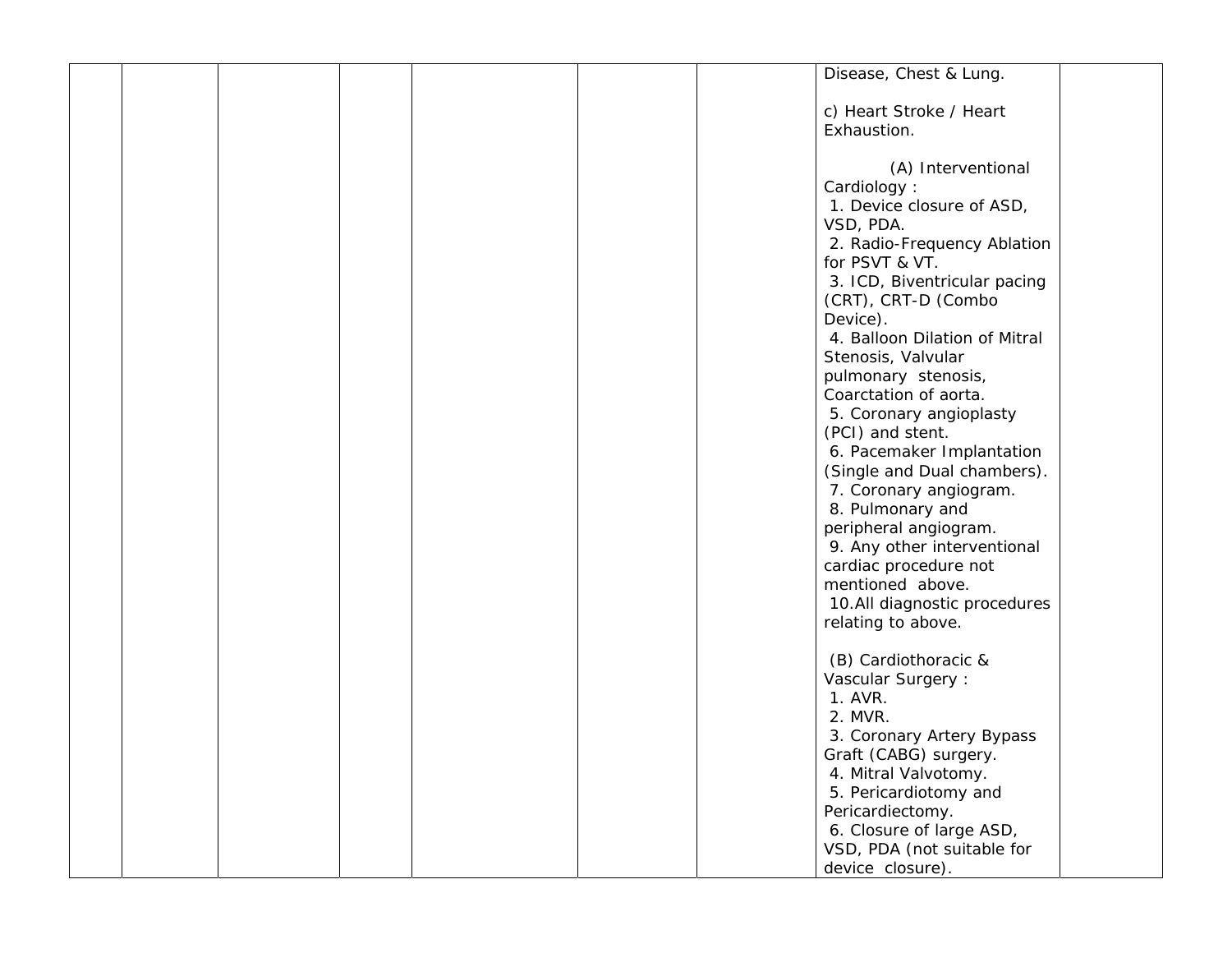| | | | | | | | | |
|---|---|---|---|---|---|---|---|---|
| | | | | | | | Disease, Chest & Lung.<br><br>c) Heart Stroke / Heart Exhaustion.<br><br>(A) Interventional Cardiology :<br>1. Device closure of ASD, VSD, PDA.<br>2. Radio-Frequency Ablation for PSVT & VT.<br>3. ICD, Biventricular pacing (CRT), CRT-D (Combo Device).<br>4. Balloon Dilation of Mitral Stenosis, Valvular pulmonary stenosis, Coarctation of aorta.<br>5. Coronary angioplasty (PCI) and stent.<br>6. Pacemaker Implantation (Single and Dual chambers).<br>7. Coronary angiogram.<br>8. Pulmonary and peripheral angiogram.<br>9. Any other interventional cardiac procedure not mentioned above.<br>10. All diagnostic procedures relating to above.<br><br>(B) Cardiothoracic & Vascular Surgery :<br>1. AVR.<br>2. MVR.<br>3. Coronary Artery Bypass Graft (CABG) surgery.<br>4. Mitral Valvotomy.<br>5. Pericardiotomy and Pericardiectomy.<br>6. Closure of large ASD, VSD, PDA (not suitable for device closure). | |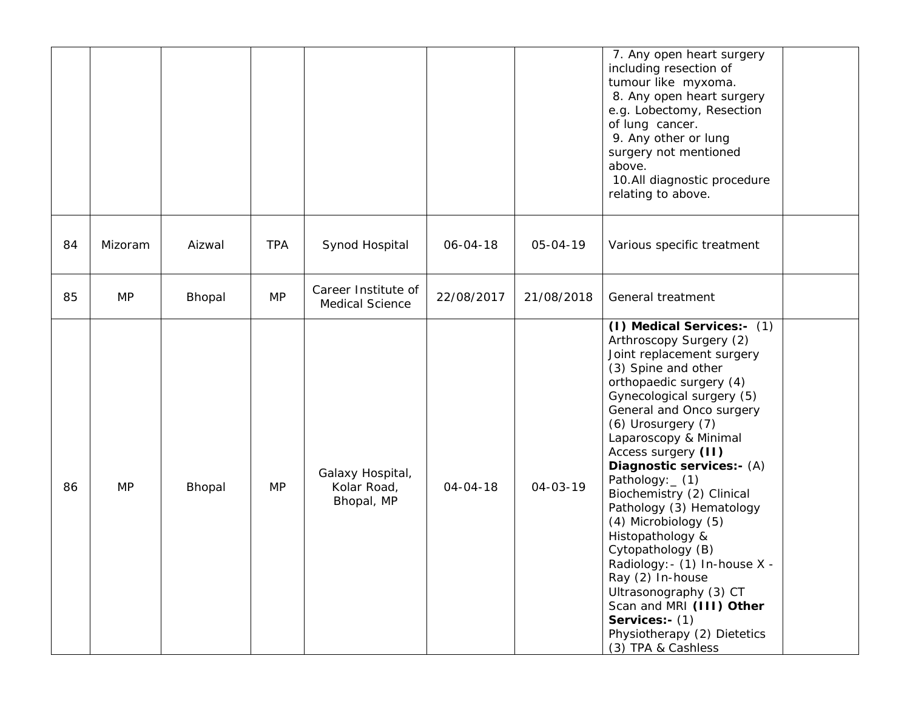| | | | | | | | | |
|---|---|---|---|---|---|---|---|---|
| | | | | | | | 7. Any open heart surgery including resection of tumour like myxoma.<br>8. Any open heart surgery e.g. Lobectomy, Resection of lung cancer.<br>9. Any other or lung surgery not mentioned above.<br>10.All diagnostic procedure relating to above. | |
| 84 | Mizoram | Aizwal | TPA | Synod Hospital | 06-04-18 | 05-04-19 | Various specific treatment | |
| 85 | MP | Bhopal | MP | Career Institute of Medical Science | 22/08/2017 | 21/08/2018 | General treatment | |
| 86 | MP | Bhopal | MP | Galaxy Hospital, Kolar Road, Bhopal, MP | 04-04-18 | 04-03-19 | **(I) Medical Services:-** (1) Arthroscopy Surgery (2) Joint replacement surgery (3) Spine and other orthopaedic surgery (4) Gynecological surgery (5) General and Onco surgery (6) Urosurgery (7) Laparoscopy & Minimal Access surgery **(II) Diagnostic services:-** (A) Pathology:_ (1) Biochemistry (2) Clinical Pathology (3) Hematology (4) Microbiology (5) Histopathology & Cytopathology (B) Radiology:- (1) In-house X -Ray (2) In-house Ultrasonography (3) CT Scan and MRI **(III) Other Services:-** (1) Physiotherapy (2) Dietetics (3) TPA & Cashless | |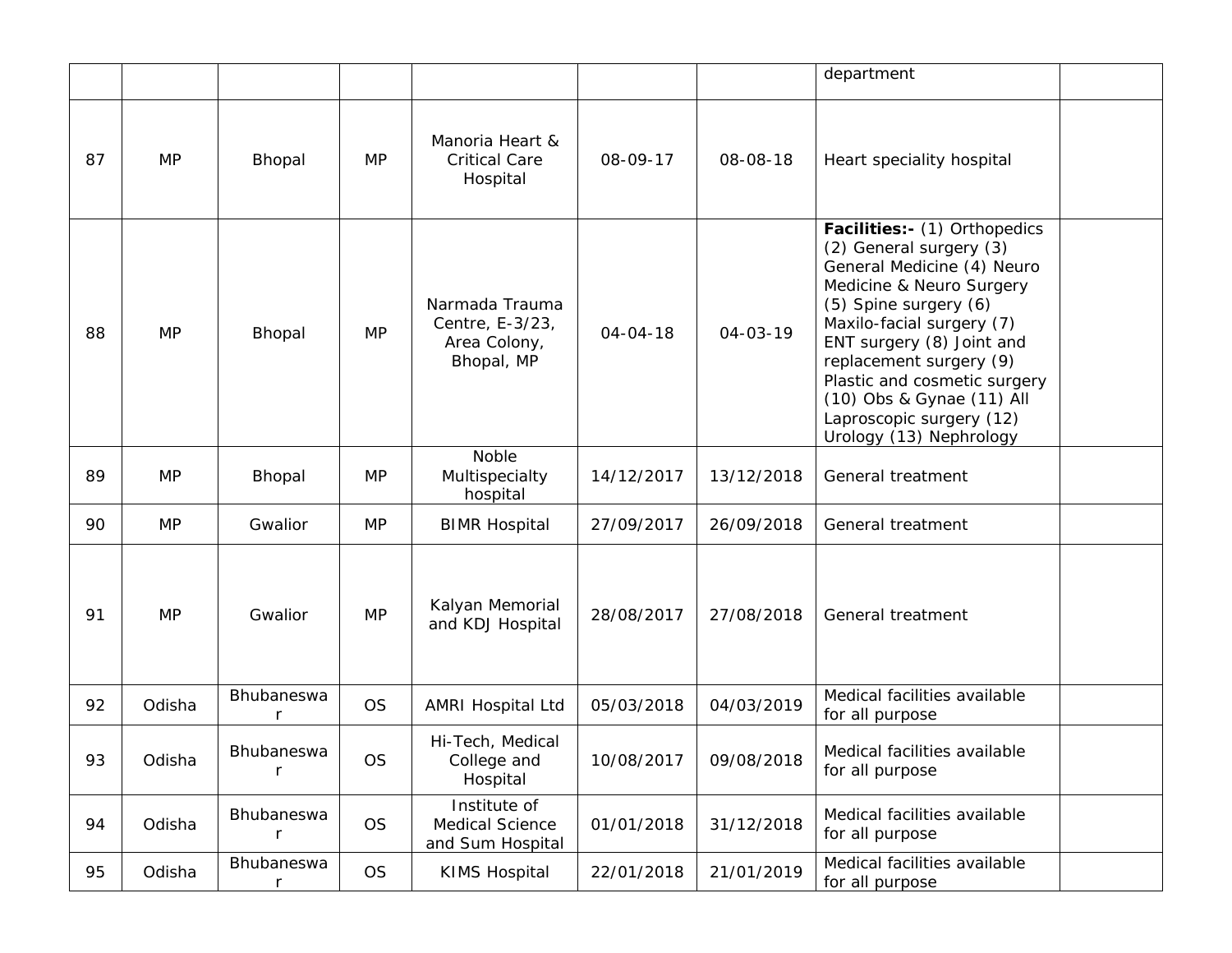| | | | | | | | department | |
|---|---|---|---|---|---|---|---|---|
| 87 | MP | Bhopal | MP | Manoria Heart & Critical Care Hospital | 08-09-17 | 08-08-18 | Heart speciality hospital | |
| 88 | MP | Bhopal | MP | Narmada Trauma Centre, E-3/23, Area Colony, Bhopal, MP | 04-04-18 | 04-03-19 | **Facilities:-** (1) Orthopedics (2) General surgery (3) General Medicine (4) Neuro Medicine & Neuro Surgery (5) Spine surgery (6) Maxilo-facial surgery (7) ENT surgery (8) Joint and replacement surgery (9) Plastic and cosmetic surgery (10) Obs & Gynae (11) All Laproscopic surgery (12) Urology (13) Nephrology | |
| 89 | MP | Bhopal | MP | Noble Multispecialty hospital | 14/12/2017 | 13/12/2018 | General treatment | |
| 90 | MP | Gwalior | MP | BIMR Hospital | 27/09/2017 | 26/09/2018 | General treatment | |
| 91 | MP | Gwalior | MP | Kalyan Memorial and KDJ Hospital | 28/08/2017 | 27/08/2018 | General treatment | |
| 92 | Odisha | Bhubaneswar | OS | AMRI Hospital Ltd | 05/03/2018 | 04/03/2019 | Medical facilities available for all purpose | |
| 93 | Odisha | Bhubaneswar | OS | Hi-Tech, Medical College and Hospital | 10/08/2017 | 09/08/2018 | Medical facilities available for all purpose | |
| 94 | Odisha | Bhubaneswar | OS | Institute of Medical Science and Sum Hospital | 01/01/2018 | 31/12/2018 | Medical facilities available for all purpose | |
| 95 | Odisha | Bhubaneswar | OS | KIMS Hospital | 22/01/2018 | 21/01/2019 | Medical facilities available for all purpose | |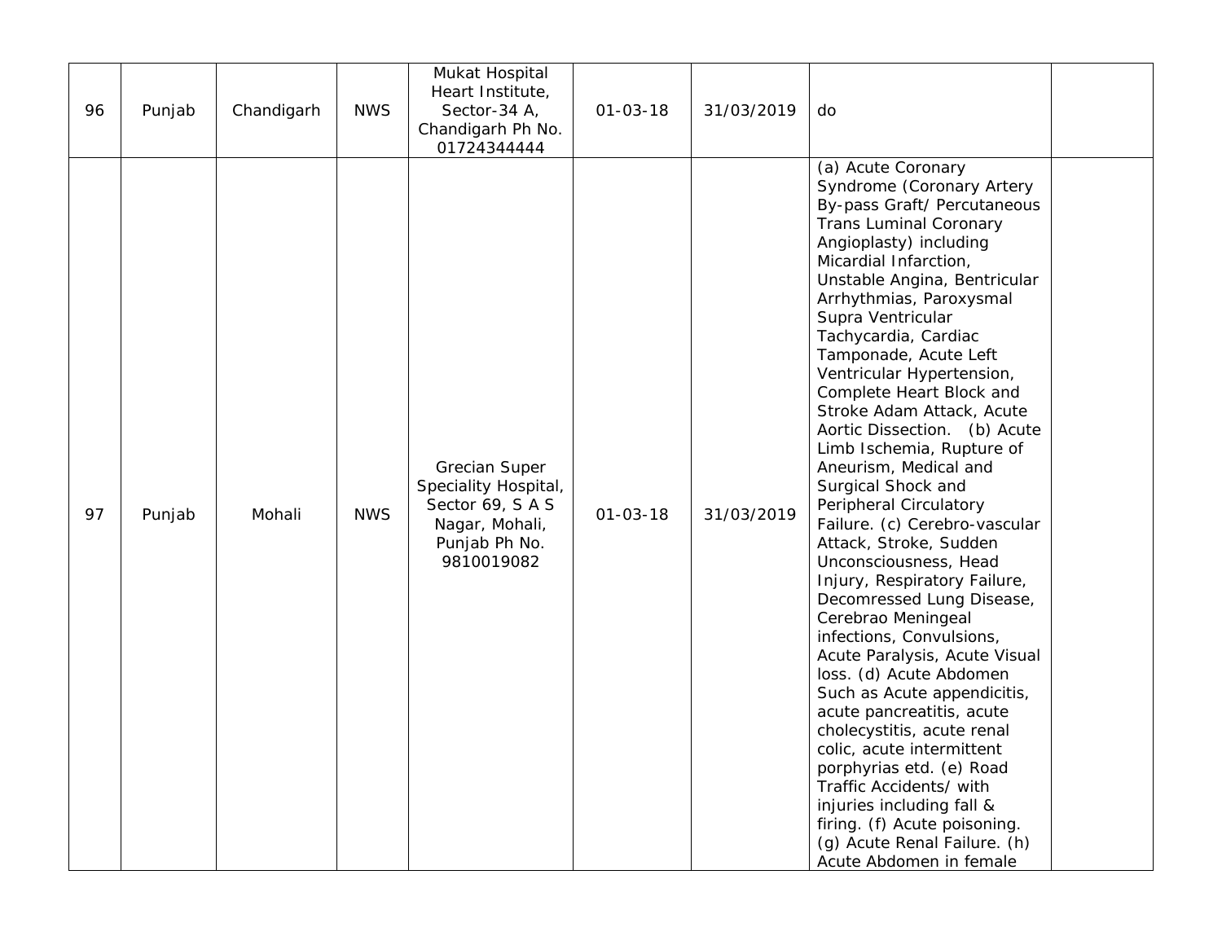| 96 | Punjab | Chandigarh | NWS | Mukat Hospital Heart Institute, Sector-34 A, Chandigarh Ph No. 01724344444 | 01-03-18 | 31/03/2019 | do | |
|---|---|---|---|---|---|---|---|---|
| 97 | Punjab | Mohali | NWS | Grecian Super Speciality Hospital, Sector 69, S A S Nagar, Mohali, Punjab Ph No. 9810019082 | 01-03-18 | 31/03/2019 | (a) Acute Coronary Syndrome (Coronary Artery By-pass Graft/ Percutaneous Trans Luminal Coronary Angioplasty) including Micardial Infarction, Unstable Angina, Bentricular Arrhythmias, Paroxysmal Supra Ventricular Tachycardia, Cardiac Tamponade, Acute Left Ventricular Hypertension, Complete Heart Block and Stroke Adam Attack, Acute Aortic Dissection. (b) Acute Limb Ischemia, Rupture of Aneurism, Medical and Surgical Shock and Peripheral Circulatory Failure. (c) Cerebro-vascular Attack, Stroke, Sudden Unconsciousness, Head Injury, Respiratory Failure, Decomressed Lung Disease, Cerebrao Meningeal infections, Convulsions, Acute Paralysis, Acute Visual loss. (d) Acute Abdomen Such as Acute appendicitis, acute pancreatitis, acute cholecystitis, acute renal colic, acute intermittent porphyrias etd. (e) Road Traffic Accidents/ with injuries including fall & firing. (f) Acute poisoning. (g) Acute Renal Failure. (h) Acute Abdomen in female | |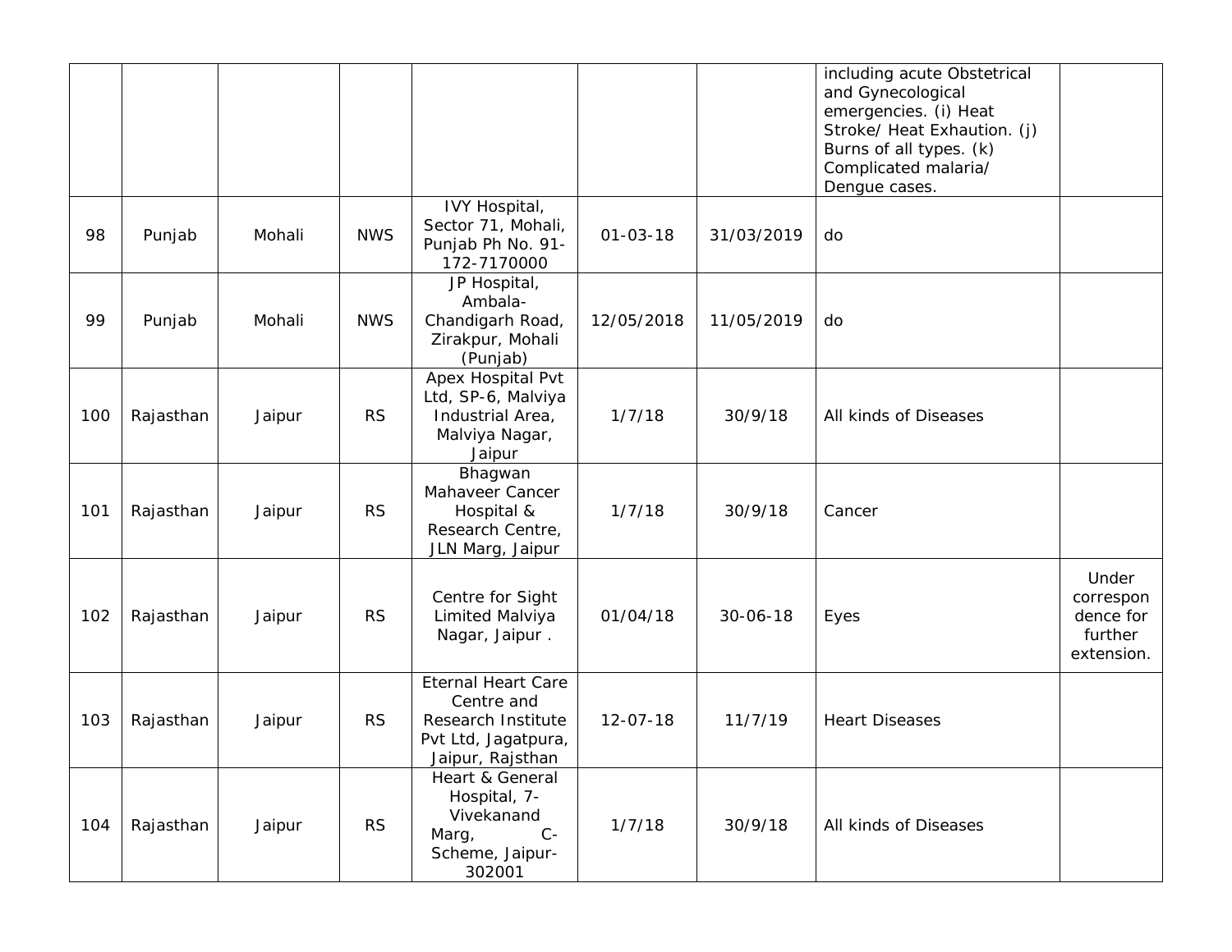| | | | | | | | | |
|---|---|---|---|---|---|---|---|---|
| | | | | | | | including acute Obstetrical and Gynecological emergencies. (i) Heat Stroke/ Heat Exhaution. (j) Burns of all types. (k) Complicated malaria/ Dengue cases. | |
| 98 | Punjab | Mohali | NWS | IVY Hospital, Sector 71, Mohali, Punjab Ph No. 91-172-7170000 | 01-03-18 | 31/03/2019 | do | |
| 99 | Punjab | Mohali | NWS | JP Hospital, Ambala-Chandigarh Road, Zirakpur, Mohali (Punjab) | 12/05/2018 | 11/05/2019 | do | |
| 100 | Rajasthan | Jaipur | RS | Apex Hospital Pvt Ltd, SP-6, Malviya Industrial Area, Malviya Nagar, Jaipur | 1/7/18 | 30/9/18 | All kinds of Diseases | |
| 101 | Rajasthan | Jaipur | RS | Bhagwan Mahaveer Cancer Hospital & Research Centre, JLN Marg, Jaipur | 1/7/18 | 30/9/18 | Cancer | |
| 102 | Rajasthan | Jaipur | RS | Centre for Sight Limited Malviya Nagar, Jaipur . | 01/04/18 | 30-06-18 | Eyes | Under correspondence for further extension. |
| 103 | Rajasthan | Jaipur | RS | Eternal Heart Care Centre and Research Institute Pvt Ltd, Jagatpura, Jaipur, Rajsthan | 12-07-18 | 11/7/19 | Heart Diseases | |
| 104 | Rajasthan | Jaipur | RS | Heart & General Hospital, 7-Vivekanand Marg, C-Scheme, Jaipur-302001 | 1/7/18 | 30/9/18 | All kinds of Diseases | |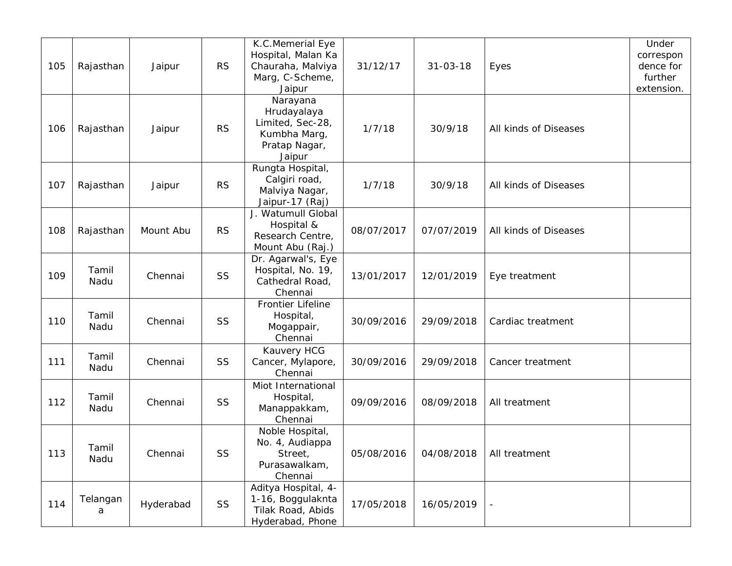| 105 | Rajasthan | Jaipur | RS | K.C.Memerial Eye Hospital, Malan Ka Chauraha, Malviya Marg, C-Scheme, Jaipur | 31/12/17 | 31-03-18 | Eyes | Under correspondence for further extension. |
|---|---|---|---|---|---|---|---|---|
| 106 | Rajasthan | Jaipur | RS | Narayana Hrudayalaya Limited, Sec-28, Kumbha Marg, Pratap Nagar, Jaipur | 1/7/18 | 30/9/18 | All kinds of Diseases | |
| 107 | Rajasthan | Jaipur | RS | Rungta Hospital, Calgiri road, Malviya Nagar, Jaipur-17 (Raj) | 1/7/18 | 30/9/18 | All kinds of Diseases | |
| 108 | Rajasthan | Mount Abu | RS | J. Watumull Global Hospital & Research Centre, Mount Abu (Raj.) | 08/07/2017 | 07/07/2019 | All kinds of Diseases | |
| 109 | Tamil Nadu | Chennai | SS | Dr. Agarwal's, Eye Hospital, No. 19, Cathedral Road, Chennai | 13/01/2017 | 12/01/2019 | Eye treatment | |
| 110 | Tamil Nadu | Chennai | SS | Frontier Lifeline Hospital, Mogappair, Chennai | 30/09/2016 | 29/09/2018 | Cardiac treatment | |
| 111 | Tamil Nadu | Chennai | SS | Kauvery HCG Cancer, Mylapore, Chennai | 30/09/2016 | 29/09/2018 | Cancer treatment | |
| 112 | Tamil Nadu | Chennai | SS | Miot International Hospital, Manappakkam, Chennai | 09/09/2016 | 08/09/2018 | All treatment | |
| 113 | Tamil Nadu | Chennai | SS | Noble Hospital, No. 4, Audiappa Street, Purasawalkam, Chennai | 05/08/2016 | 04/08/2018 | All treatment | |
| 114 | Telangana | Hyderabad | SS | Aditya Hospital, 4-1-16, Boggulaknta Tilak Road, Abids Hyderabad, Phone | 17/05/2018 | 16/05/2019 | - | |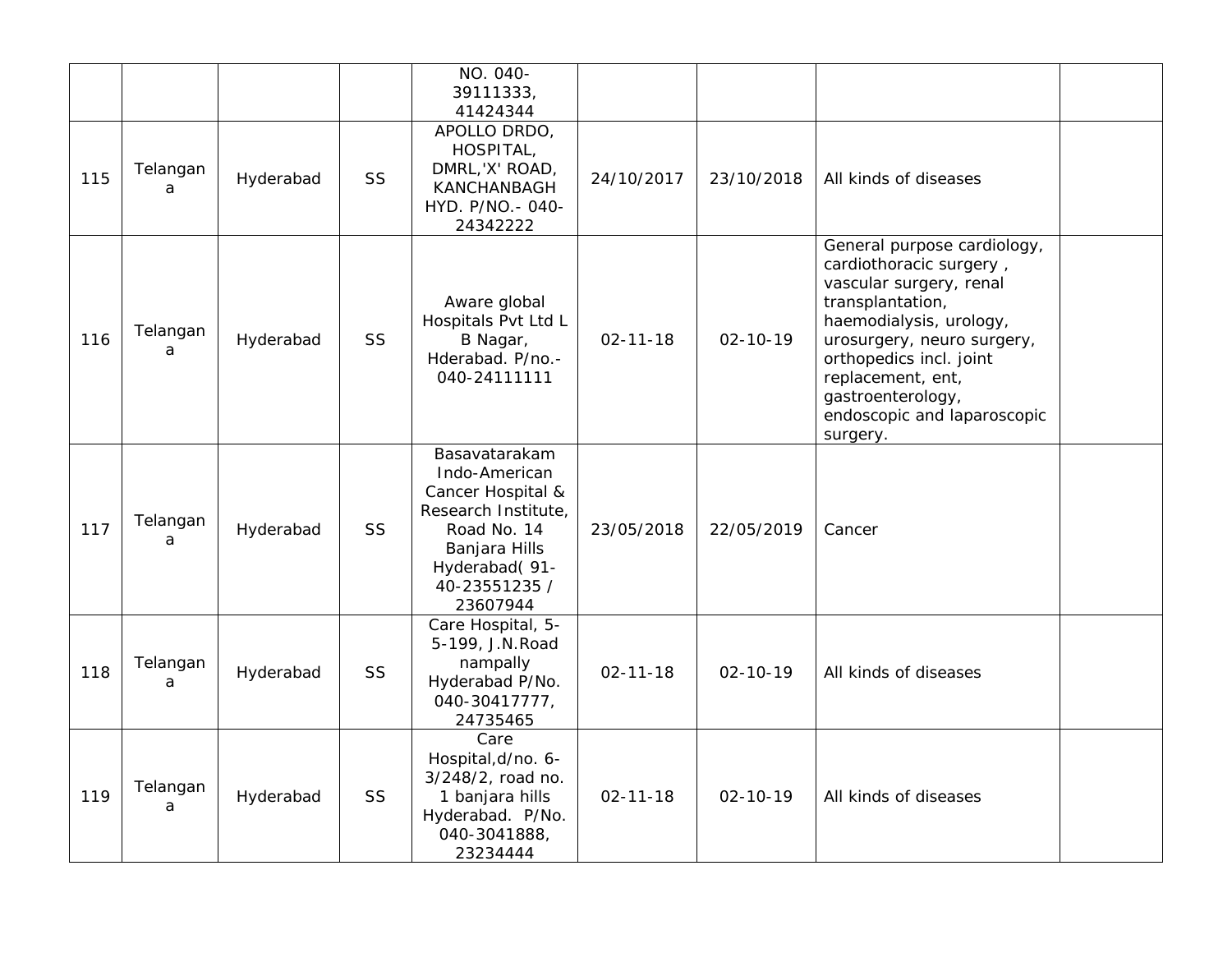| | | | | NO. 040-39111333, 41424344 | | | | |
|---|---|---|---|---|---|---|---|---|
| 115 | Telangana | Hyderabad | SS | APOLLO DRDO, HOSPITAL, DMRL,'X' ROAD, KANCHANBAGH HYD. P/NO.- 040-24342222 | 24/10/2017 | 23/10/2018 | All kinds of diseases | |
| 116 | Telangana | Hyderabad | SS | Aware global Hospitals Pvt Ltd L B Nagar, Hderabad. P/no.-040-24111111 | 02-11-18 | 02-10-19 | General purpose cardiology, cardiothoracic surgery , vascular surgery, renal transplantation, haemodialysis, urology, urosurgery, neuro surgery, orthopedics incl. joint replacement, ent, gastroenterology, endoscopic and laparoscopic surgery. | |
| 117 | Telangana | Hyderabad | SS | Basavatarakam Indo-American Cancer Hospital & Research Institute, Road No. 14 Banjara Hills Hyderabad( 91-40-23551235 / 23607944 | 23/05/2018 | 22/05/2019 | Cancer | |
| 118 | Telangana | Hyderabad | SS | Care Hospital, 5-5-199, J.N.Road nampally Hyderabad P/No. 040-30417777, 24735465 | 02-11-18 | 02-10-19 | All kinds of diseases | |
| 119 | Telangana | Hyderabad | SS | Care Hospital,d/no. 6-3/248/2, road no. 1 banjara hills Hyderabad. P/No. 040-3041888, 23234444 | 02-11-18 | 02-10-19 | All kinds of diseases | |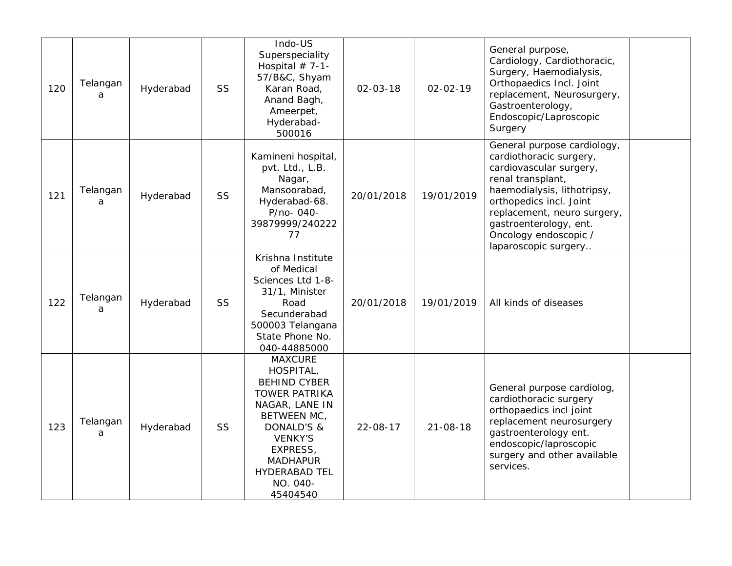| | | | | | | | | |
|---|---|---|---|---|---|---|---|---|
| 120 | Telangana | Hyderabad | SS | Indo-US Superspeciality Hospital # 7-1-57/B&C, Shyam Karan Road, Anand Bagh, Ameerpet, Hyderabad-500016 | 02-03-18 | 02-02-19 | General purpose, Cardiology, Cardiothoracic, Surgery, Haemodialysis, Orthopaedics Incl. Joint replacement, Neurosurgery, Gastroenterology, Endoscopic/Laproscopic Surgery | |
| 121 | Telangana | Hyderabad | SS | Kamineni hospital, pvt. Ltd., L.B. Nagar, Mansoorabad, Hyderabad-68. P/no- 040-39879999/24022277 | 20/01/2018 | 19/01/2019 | General purpose cardiology, cardiothoracic surgery, cardiovascular surgery, renal transplant, haemodialysis, lithotripsy, orthopedics incl. Joint replacement, neuro surgery, gastroenterology, ent. Oncology endoscopic / laparoscopic surgery.. | |
| 122 | Telangana | Hyderabad | SS | Krishna Institute of Medical Sciences Ltd 1-8-31/1, Minister Road Secunderabad 500003 Telangana State Phone No. 040-44885000 | 20/01/2018 | 19/01/2019 | All kinds of diseases | |
| 123 | Telangana | Hyderabad | SS | MAXCURE HOSPITAL, BEHIND CYBER TOWER PATRIKA NAGAR, LANE IN BETWEEN MC, DONALD'S & VENKY'S EXPRESS, MADHAPUR HYDERABAD TEL NO. 040-45404540 | 22-08-17 | 21-08-18 | General purpose cardiolog, cardiothoracic surgery orthopaedics incl joint replacement neurosurgery gastroenterology ent. endoscopic/laproscopic surgery and other available services. | |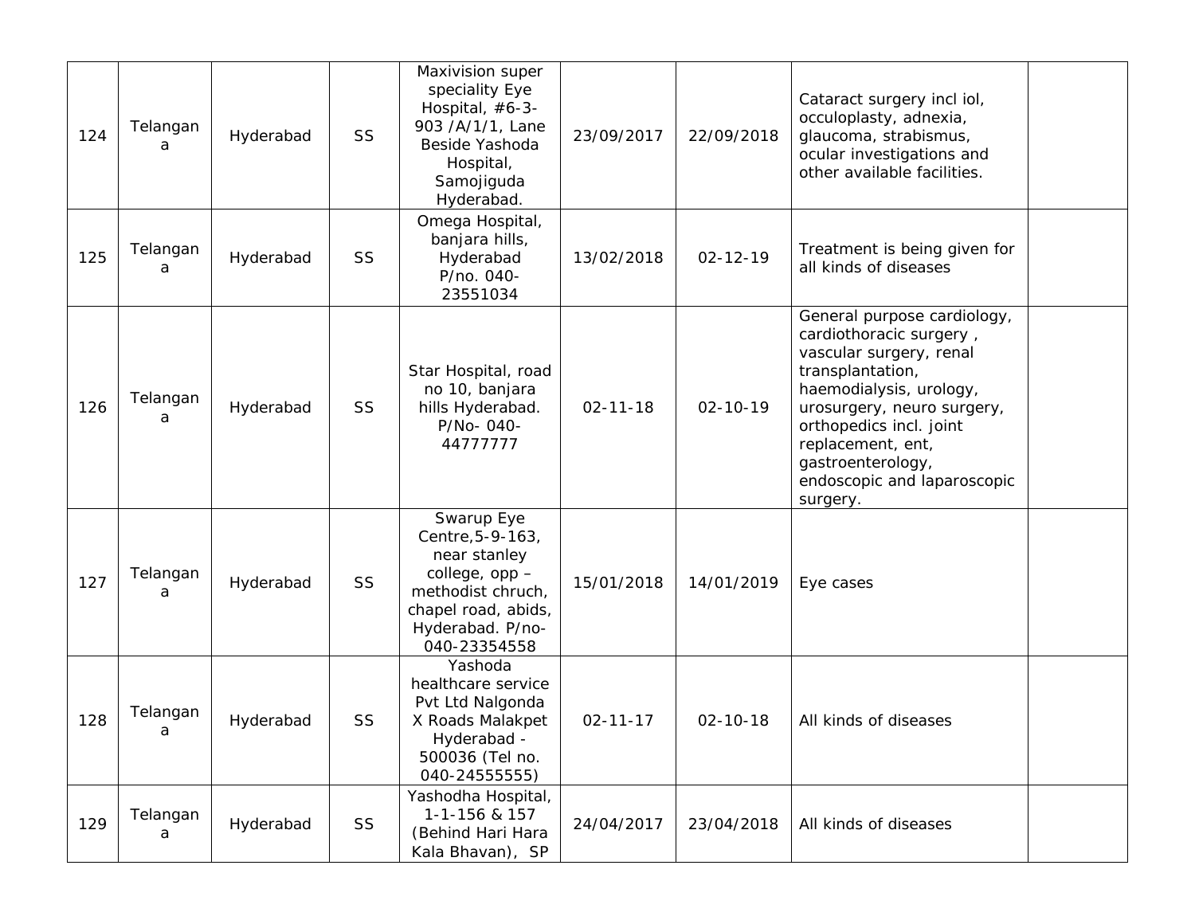| 124 | Telangana | Hyderabad | SS | Maxivision super speciality Eye Hospital, #6-3-903 /A/1/1, Lane Beside Yashoda Hospital, Samojiguda Hyderabad. | 23/09/2017 | 22/09/2018 | Cataract surgery incl iol, occuloplasty, adnexia, glaucoma, strabismus, ocular investigations and other available facilities. | |
|---|---|---|---|---|---|---|---|---|
| 125 | Telangana | Hyderabad | SS | Omega Hospital, banjara hills, Hyderabad P/no. 040-23551034 | 13/02/2018 | 02-12-19 | Treatment is being given for all kinds of diseases | |
| 126 | Telangana | Hyderabad | SS | Star Hospital, road no 10, banjara hills Hyderabad. P/No- 040-44777777 | 02-11-18 | 02-10-19 | General purpose cardiology, cardiothoracic surgery , vascular surgery, renal transplantation, haemodialysis, urology, urosurgery, neuro surgery, orthopedics incl. joint replacement, ent, gastroenterology, endoscopic and laparoscopic surgery. | |
| 127 | Telangana | Hyderabad | SS | Swarup Eye Centre,5-9-163, near stanley college, opp – methodist chruch, chapel road, abids, Hyderabad. P/no-040-23354558 | 15/01/2018 | 14/01/2019 | Eye cases | |
| 128 | Telangana | Hyderabad | SS | Yashoda healthcare service Pvt Ltd Nalgonda X Roads Malakpet Hyderabad - 500036 (Tel no. 040-24555555) | 02-11-17 | 02-10-18 | All kinds of diseases | |
| 129 | Telangana | Hyderabad | SS | Yashodha Hospital, 1-1-156 & 157 (Behind Hari Hara Kala Bhavan), SP | 24/04/2017 | 23/04/2018 | All kinds of diseases | |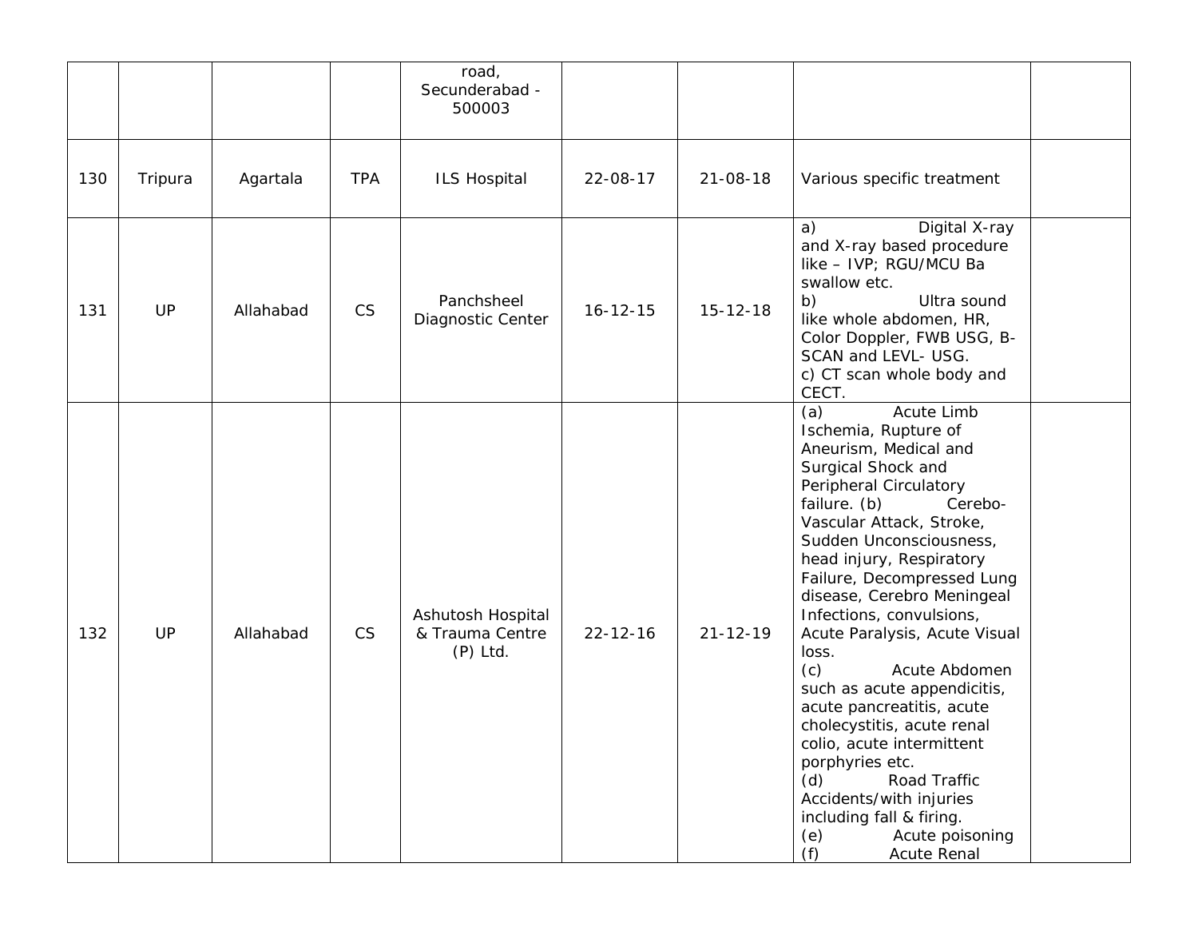|  |  |  |  |  |  |  |  |  |
|---|---|---|---|---|---|---|---|---|
|  |  |  |  | road, Secunderabad - 500003 |  |  |  |  |
| 130 | Tripura | Agartala | TPA | ILS Hospital | 22-08-17 | 21-08-18 | Various specific treatment |  |
| 131 | UP | Allahabad | CS | Panchsheel Diagnostic Center | 16-12-15 | 15-12-18 | a) Digital X-ray and X-ray based procedure like – IVP; RGU/MCU Ba swallow etc.<br>b) Ultra sound like whole abdomen, HR, Color Doppler, FWB USG, B-SCAN and LEVL- USG.<br>c) CT scan whole body and CECT. |  |
| 132 | UP | Allahabad | CS | Ashutosh Hospital & Trauma Centre (P) Ltd. | 22-12-16 | 21-12-19 | (a) Acute Limb Ischemia, Rupture of Aneurism, Medical and Surgical Shock and Peripheral Circulatory failure. (b) Cerebo-Vascular Attack, Stroke, Sudden Unconsciousness, head injury, Respiratory Failure, Decompressed Lung disease, Cerebro Meningeal Infections, convulsions, Acute Paralysis, Acute Visual loss.<br>(c) Acute Abdomen such as acute appendicitis, acute pancreatitis, acute cholecystitis, acute renal colio, acute intermittent porphyries etc.<br>(d) Road Traffic Accidents/with injuries including fall & firing.<br>(e) Acute poisoning<br>(f) Acute Renal |  |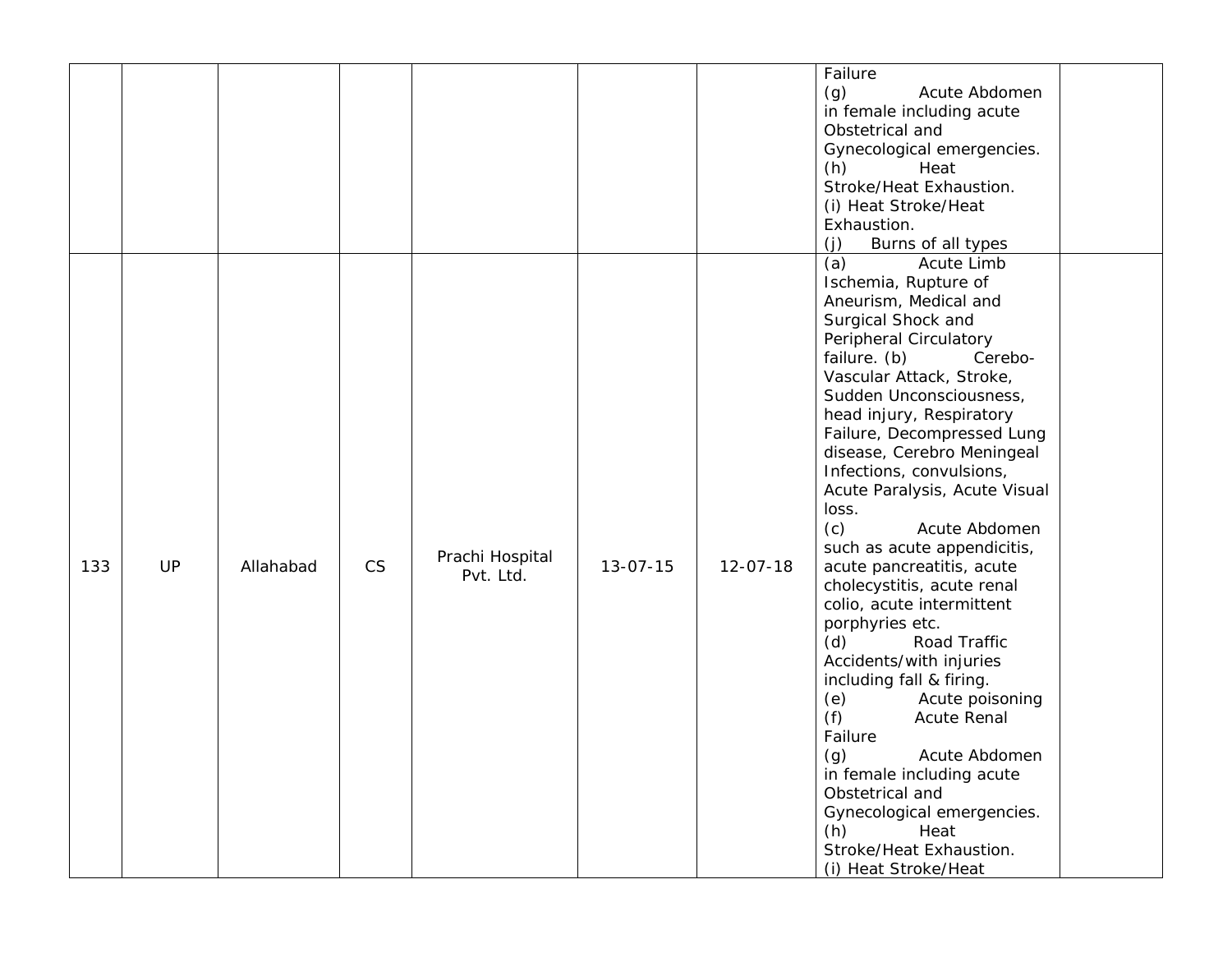|  |  |  |  |  |  |  | Failure<br>(g) Acute Abdomen in female including acute Obstetrical and Gynecological emergencies.<br>(h) Heat Stroke/Heat Exhaustion.<br>(i) Heat Stroke/Heat Exhaustion.<br>(j) Burns of all types |  |
|---|---|---|---|---|---|---|---|---|
| 133 | UP | Allahabad | CS | Prachi Hospital Pvt. Ltd. | 13-07-15 | 12-07-18 | (a) Acute Limb Ischemia, Rupture of Aneurism, Medical and Surgical Shock and Peripheral Circulatory failure. (b) Cerebo-Vascular Attack, Stroke, Sudden Unconsciousness, head injury, Respiratory Failure, Decompressed Lung disease, Cerebro Meningeal Infections, convulsions, Acute Paralysis, Acute Visual loss.<br>(c) Acute Abdomen such as acute appendicitis, acute pancreatitis, acute cholecystitis, acute renal colio, acute intermittent porphyries etc.<br>(d) Road Traffic Accidents/with injuries including fall & firing.<br>(e) Acute poisoning<br>(f) Acute Renal Failure<br>(g) Acute Abdomen in female including acute Obstetrical and Gynecological emergencies.<br>(h) Heat Stroke/Heat Exhaustion.<br>(i) Heat Stroke/Heat |  |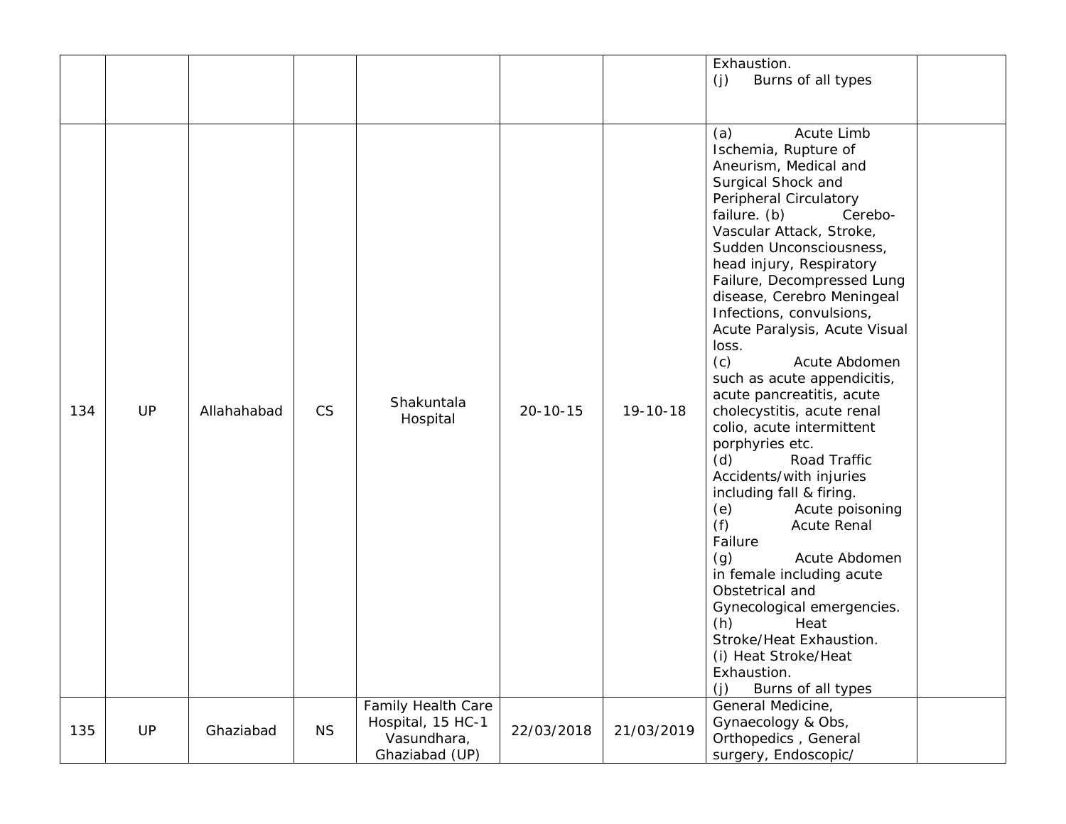| | | | | | | | | |
|---|---|---|---|---|---|---|---|---|
| | | | | | | | Exhaustion.<br>(j) Burns of all types | |
| 134 | UP | Allahahabad | CS | Shakuntala Hospital | 20-10-15 | 19-10-18 | (a) Acute Limb Ischemia, Rupture of Aneurism, Medical and Surgical Shock and Peripheral Circulatory failure. (b) Cerebo-Vascular Attack, Stroke, Sudden Unconsciousness, head injury, Respiratory Failure, Decompressed Lung disease, Cerebro Meningeal Infections, convulsions, Acute Paralysis, Acute Visual loss.<br>(c) Acute Abdomen such as acute appendicitis, acute pancreatitis, acute cholecystitis, acute renal colio, acute intermittent porphyries etc.<br>(d) Road Traffic Accidents/with injuries including fall & firing.<br>(e) Acute poisoning<br>(f) Acute Renal Failure<br>(g) Acute Abdomen in female including acute Obstetrical and Gynecological emergencies.<br>(h) Heat Stroke/Heat Exhaustion.<br>(i) Heat Stroke/Heat Exhaustion.<br>(j) Burns of all types | |
| 135 | UP | Ghaziabad | NS | Family Health Care Hospital, 15 HC-1 Vasundhara, Ghaziabad (UP) | 22/03/2018 | 21/03/2019 | General Medicine, Gynaecology & Obs, Orthopedics , General surgery, Endoscopic/ | |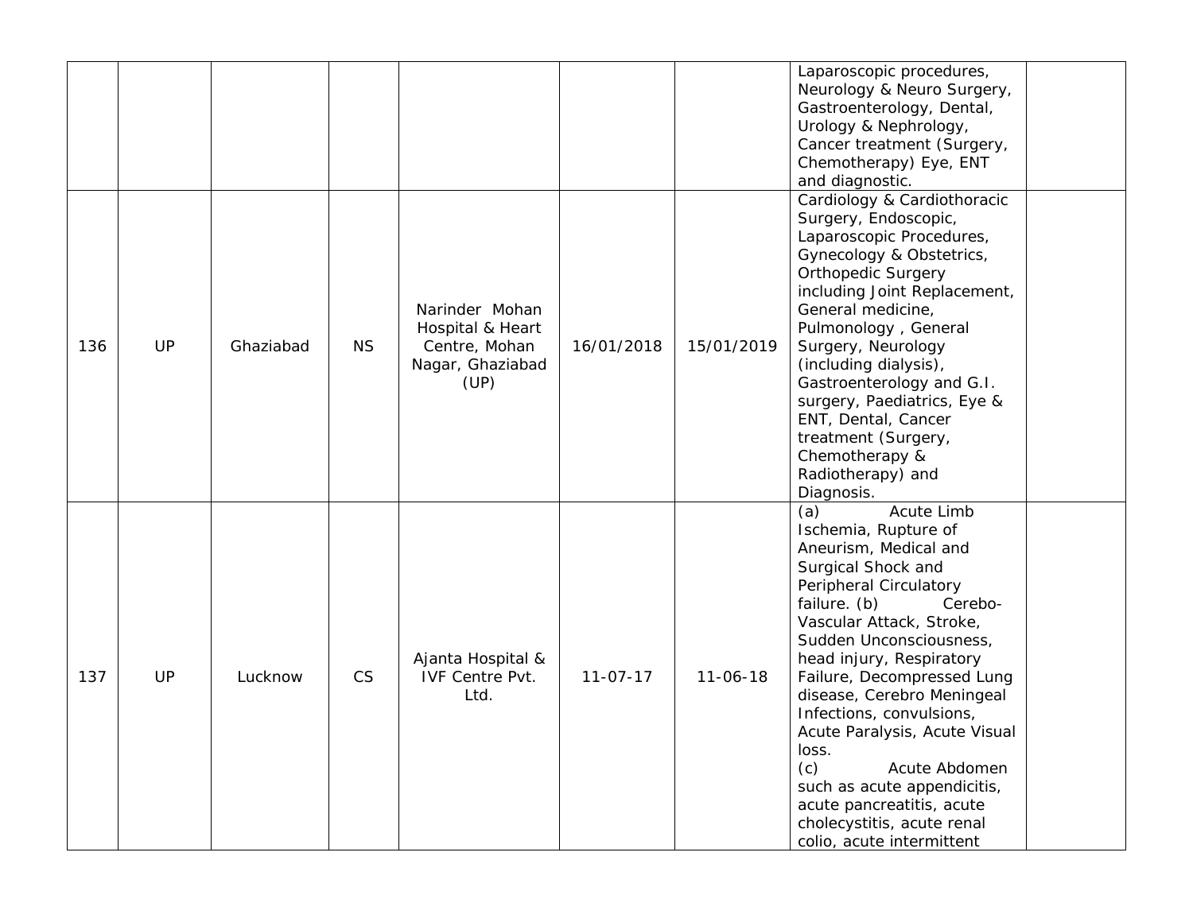| | | | | | | | | |
|---|---|---|---|---|---|---|---|---|
| | | | | | | | Laparoscopic procedures, Neurology & Neuro Surgery, Gastroenterology, Dental, Urology & Nephrology, Cancer treatment (Surgery, Chemotherapy) Eye, ENT and diagnostic. | |
| 136 | UP | Ghaziabad | NS | Narinder Mohan Hospital & Heart Centre, Mohan Nagar, Ghaziabad (UP) | 16/01/2018 | 15/01/2019 | Cardiology & Cardiothoracic Surgery, Endoscopic, Laparoscopic Procedures, Gynecology & Obstetrics, Orthopedic Surgery including Joint Replacement, General medicine, Pulmonology , General Surgery, Neurology (including dialysis), Gastroenterology and G.I. surgery, Paediatrics, Eye & ENT, Dental, Cancer treatment (Surgery, Chemotherapy & Radiotherapy) and Diagnosis. | |
| 137 | UP | Lucknow | CS | Ajanta Hospital & IVF Centre Pvt. Ltd. | 11-07-17 | 11-06-18 | (a) Acute Limb Ischemia, Rupture of Aneurism, Medical and Surgical Shock and Peripheral Circulatory failure. (b) Cerebo-Vascular Attack, Stroke, Sudden Unconsciousness, head injury, Respiratory Failure, Decompressed Lung disease, Cerebro Meningeal Infections, convulsions, Acute Paralysis, Acute Visual loss. (c) Acute Abdomen such as acute appendicitis, acute pancreatitis, acute cholecystitis, acute renal colio, acute intermittent | |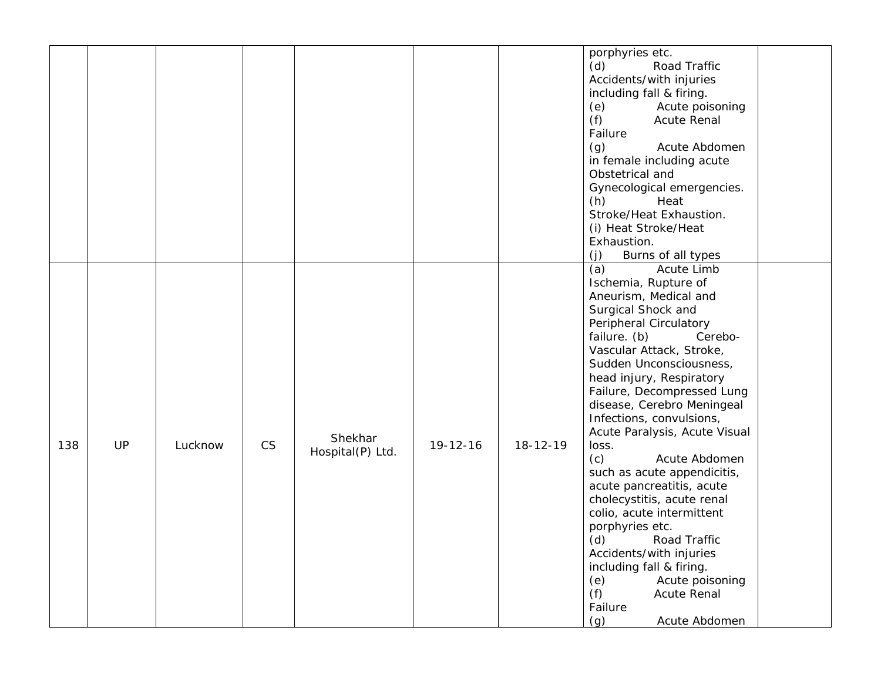| | | | | | | | | |
|---|---|---|---|---|---|---|---|---|
| | | | | | | | porphyries etc.<br>(d) Road Traffic Accidents/with injuries including fall & firing.<br>(e) Acute poisoning<br>(f) Acute Renal Failure<br>(g) Acute Abdomen in female including acute Obstetrical and Gynecological emergencies.<br>(h) Heat Stroke/Heat Exhaustion.<br>(i) Heat Stroke/Heat Exhaustion.<br>(j) Burns of all types | |
| 138 | UP | Lucknow | CS | Shekhar Hospital(P) Ltd. | 19-12-16 | 18-12-19 | (a) Acute Limb Ischemia, Rupture of Aneurism, Medical and Surgical Shock and Peripheral Circulatory failure. (b) Cerebo-Vascular Attack, Stroke, Sudden Unconsciousness, head injury, Respiratory Failure, Decompressed Lung disease, Cerebro Meningeal Infections, convulsions, Acute Paralysis, Acute Visual loss.<br>(c) Acute Abdomen such as acute appendicitis, acute pancreatitis, acute cholecystitis, acute renal colio, acute intermittent porphyries etc.<br>(d) Road Traffic Accidents/with injuries including fall & firing.<br>(e) Acute poisoning<br>(f) Acute Renal Failure<br>(g) Acute Abdomen | |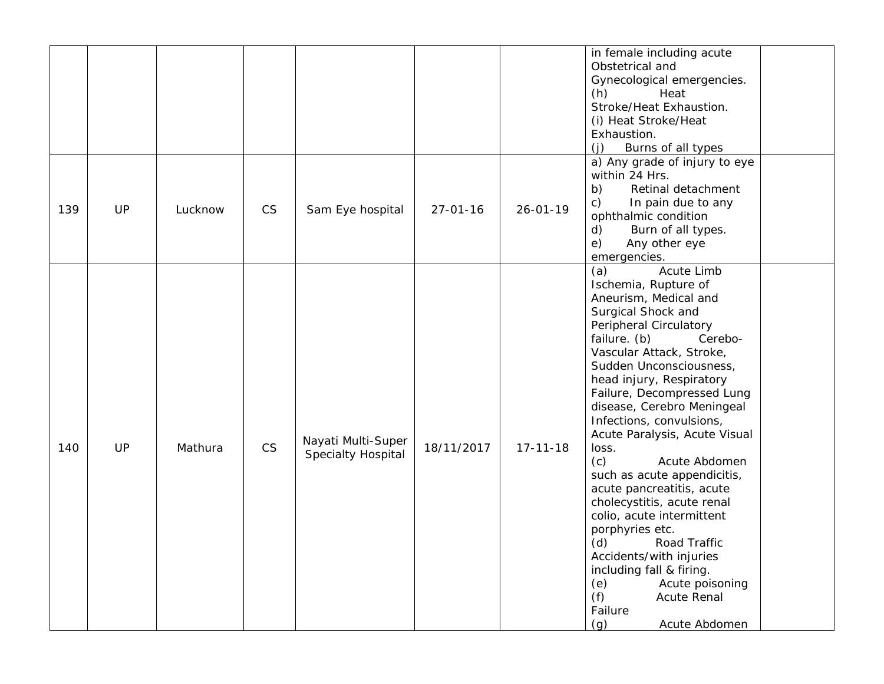| | | | | | | | | |
|---|---|---|---|---|---|---|---|---|
| | | | | | | | in female including acute Obstetrical and Gynecological emergencies.<br>(h) Heat Stroke/Heat Exhaustion.<br>(i) Heat Stroke/Heat Exhaustion.<br>(j) Burns of all types | |
| 139 | UP | Lucknow | CS | Sam Eye hospital | 27-01-16 | 26-01-19 | a) Any grade of injury to eye within 24 Hrs.<br>b) Retinal detachment<br>c) In pain due to any ophthalmic condition<br>d) Burn of all types.<br>e) Any other eye emergencies. | |
| 140 | UP | Mathura | CS | Nayati Multi-Super Specialty Hospital | 18/11/2017 | 17-11-18 | (a) Acute Limb Ischemia, Rupture of Aneurism, Medical and Surgical Shock and Peripheral Circulatory failure. (b) Cerebo-Vascular Attack, Stroke, Sudden Unconsciousness, head injury, Respiratory Failure, Decompressed Lung disease, Cerebro Meningeal Infections, convulsions, Acute Paralysis, Acute Visual loss.<br>(c) Acute Abdomen such as acute appendicitis, acute pancreatitis, acute cholecystitis, acute renal colio, acute intermittent porphyries etc.<br>(d) Road Traffic Accidents/with injuries including fall & firing.<br>(e) Acute poisoning<br>(f) Acute Renal Failure<br>(g) Acute Abdomen | |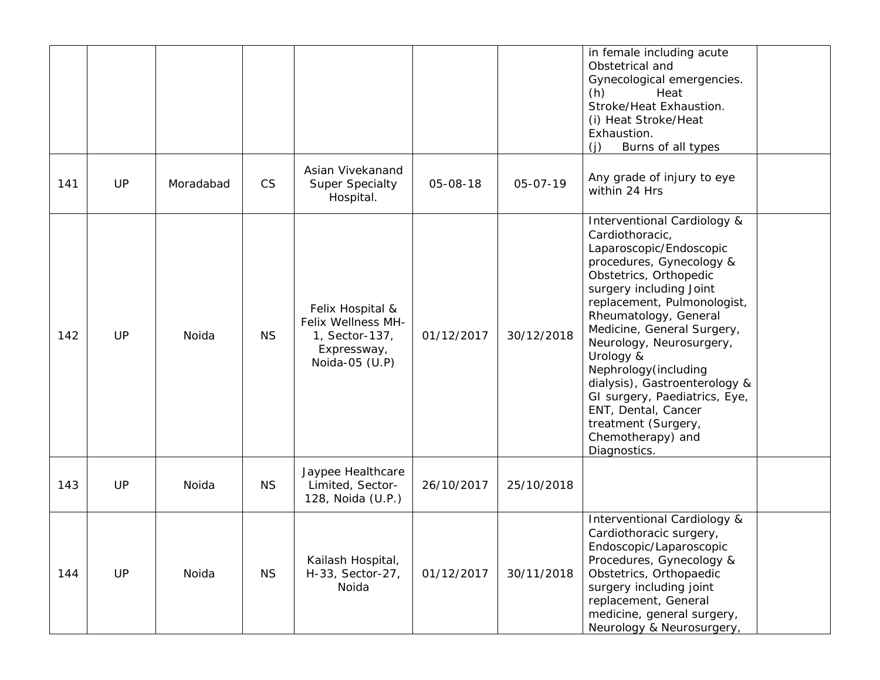| | | | | | | | | |
|---|---|---|---|---|---|---|---|---|
| | | | | | | | in female including acute Obstetrical and Gynecological emergencies. (h) Heat Stroke/Heat Exhaustion. (i) Heat Stroke/Heat Exhaustion. (j) Burns of all types | |
| 141 | UP | Moradabad | CS | Asian Vivekanand Super Specialty Hospital. | 05-08-18 | 05-07-19 | Any grade of injury to eye within 24 Hrs | |
| 142 | UP | Noida | NS | Felix Hospital & Felix Wellness MH-1, Sector-137, Expressway, Noida-05 (U.P) | 01/12/2017 | 30/12/2018 | Interventional Cardiology & Cardiothoracic, Laparoscopic/Endoscopic procedures, Gynecology & Obstetrics, Orthopedic surgery including Joint replacement, Pulmonologist, Rheumatology, General Medicine, General Surgery, Neurology, Neurosurgery, Urology & Nephrology(including dialysis), Gastroenterology & GI surgery, Paediatrics, Eye, ENT, Dental, Cancer treatment (Surgery, Chemotherapy) and Diagnostics. | |
| 143 | UP | Noida | NS | Jaypee Healthcare Limited, Sector-128, Noida (U.P.) | 26/10/2017 | 25/10/2018 | | |
| 144 | UP | Noida | NS | Kailash Hospital, H-33, Sector-27, Noida | 01/12/2017 | 30/11/2018 | Interventional Cardiology & Cardiothoracic surgery, Endoscopic/Laparoscopic Procedures, Gynecology & Obstetrics, Orthopaedic surgery including joint replacement, General medicine, general surgery, Neurology & Neurosurgery, | |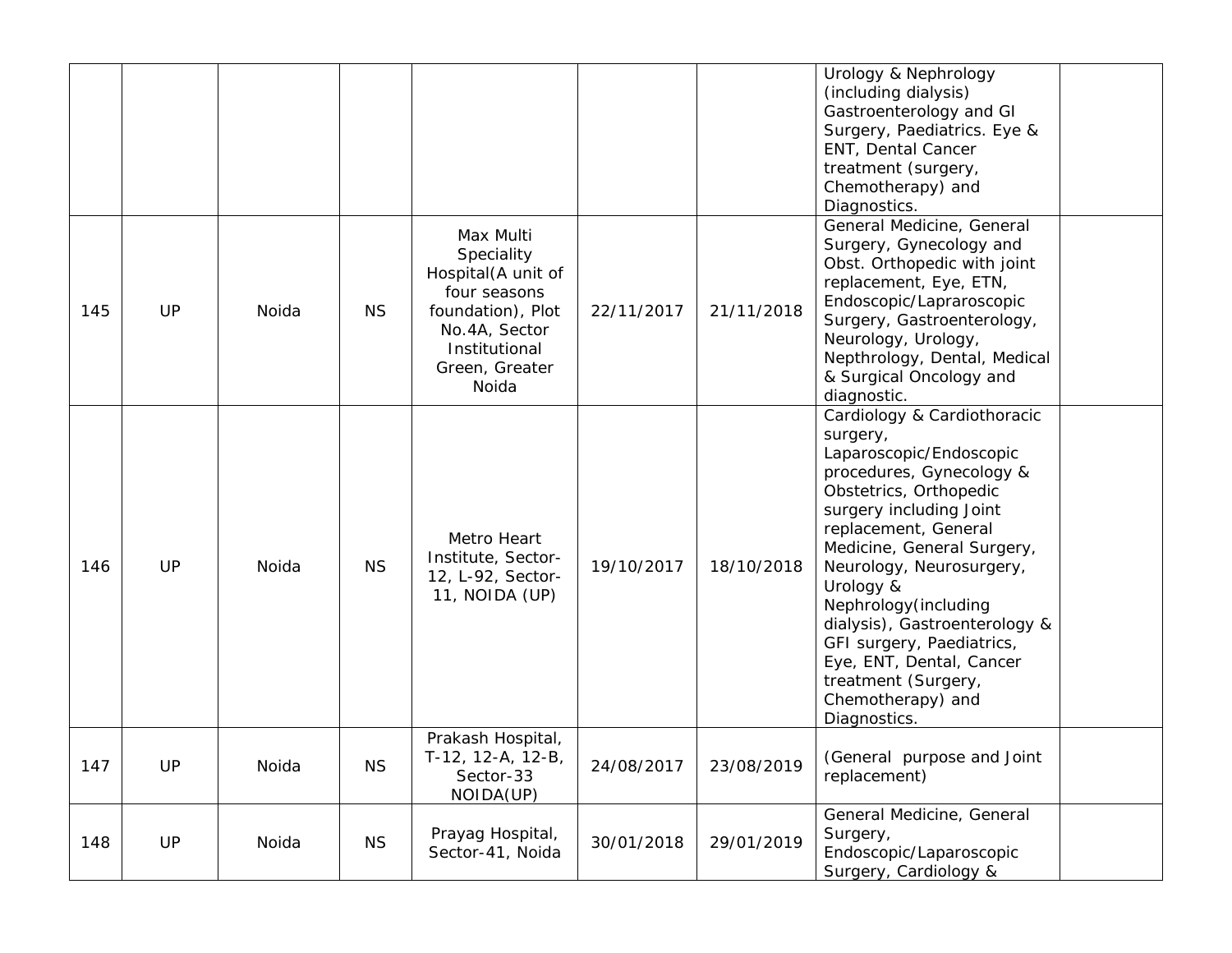| | | | | | | | | |
|---|---|---|---|---|---|---|---|---|
| | | | | | | | Urology & Nephrology (including dialysis) Gastroenterology and GI Surgery, Paediatrics. Eye & ENT, Dental Cancer treatment (surgery, Chemotherapy) and Diagnostics. | |
| 145 | UP | Noida | NS | Max Multi Speciality Hospital(A unit of four seasons foundation), Plot No.4A, Sector Institutional Green, Greater Noida | 22/11/2017 | 21/11/2018 | General Medicine, General Surgery, Gynecology and Obst. Orthopedic with joint replacement, Eye, ETN, Endoscopic/Lapraroscopic Surgery, Gastroenterology, Neurology, Urology, Nepthrology, Dental, Medical & Surgical Oncology and diagnostic. | |
| 146 | UP | Noida | NS | Metro Heart Institute, Sector-12, L-92, Sector-11, NOIDA (UP) | 19/10/2017 | 18/10/2018 | Cardiology & Cardiothoracic surgery, Laparoscopic/Endoscopic procedures, Gynecology & Obstetrics, Orthopedic surgery including Joint replacement, General Medicine, General Surgery, Neurology, Neurosurgery, Urology & Nephrology(including dialysis), Gastroenterology & GFI surgery, Paediatrics, Eye, ENT, Dental, Cancer treatment (Surgery, Chemotherapy) and Diagnostics. | |
| 147 | UP | Noida | NS | Prakash Hospital, T-12, 12-A, 12-B, Sector-33 NOIDA(UP) | 24/08/2017 | 23/08/2019 | (General purpose and Joint replacement) | |
| 148 | UP | Noida | NS | Prayag Hospital, Sector-41, Noida | 30/01/2018 | 29/01/2019 | General Medicine, General Surgery, Endoscopic/Laparoscopic Surgery, Cardiology & | |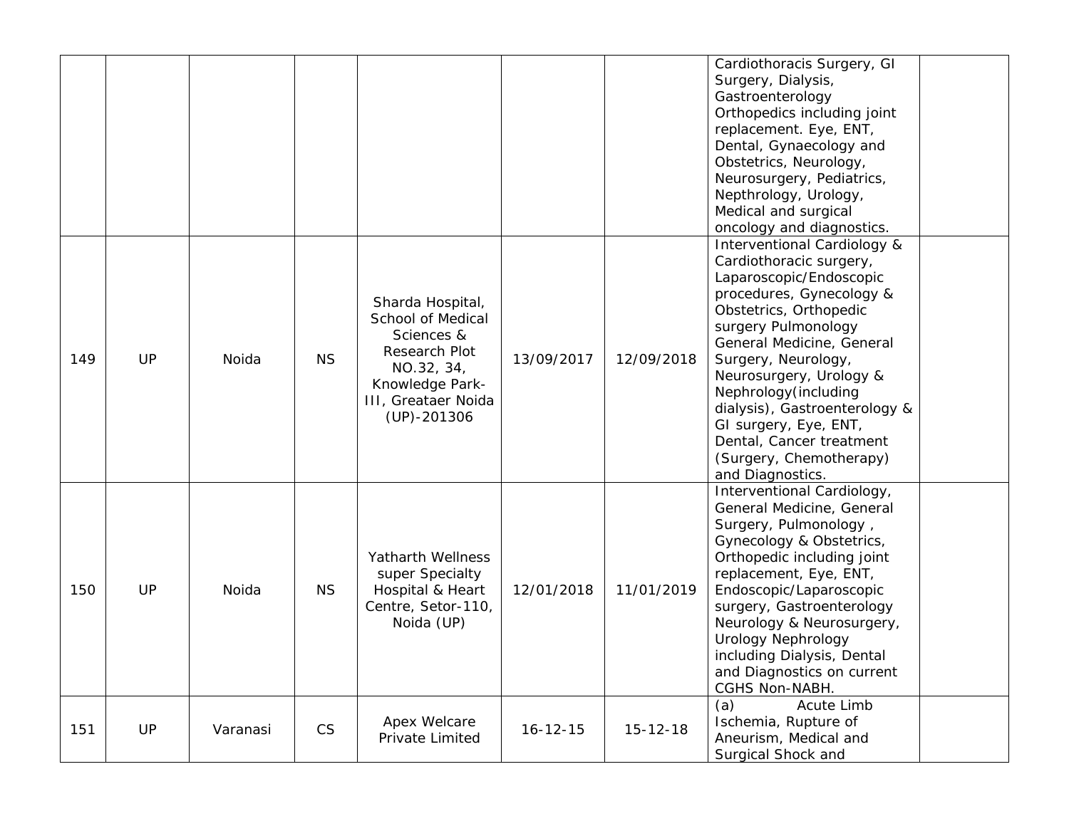| | | | | | | | | |
|---|---|---|---|---|---|---|---|---|
| | | | | | | | Cardiothoracis Surgery, GI Surgery, Dialysis, Gastroenterology Orthopedics including joint replacement. Eye, ENT, Dental, Gynaecology and Obstetrics, Neurology, Neurosurgery, Pediatrics, Nepthrology, Urology, Medical and surgical oncology and diagnostics. | |
| 149 | UP | Noida | NS | Sharda Hospital, School of Medical Sciences & Research Plot NO.32, 34, Knowledge Park-III, Greataer Noida (UP)-201306 | 13/09/2017 | 12/09/2018 | Interventional Cardiology & Cardiothoracic surgery, Laparoscopic/Endoscopic procedures, Gynecology & Obstetrics, Orthopedic surgery Pulmonology General Medicine, General Surgery, Neurology, Neurosurgery, Urology & Nephrology(including dialysis), Gastroenterology & GI surgery, Eye, ENT, Dental, Cancer treatment (Surgery, Chemotherapy) and Diagnostics. | |
| 150 | UP | Noida | NS | Yatharth Wellness super Specialty Hospital & Heart Centre, Setor-110, Noida (UP) | 12/01/2018 | 11/01/2019 | Interventional Cardiology, General Medicine, General Surgery, Pulmonology , Gynecology & Obstetrics, Orthopedic including joint replacement, Eye, ENT, Endoscopic/Laparoscopic surgery, Gastroenterology Neurology & Neurosurgery, Urology Nephrology including Dialysis, Dental and Diagnostics on current CGHS Non-NABH. | |
| 151 | UP | Varanasi | CS | Apex Welcare Private Limited | 16-12-15 | 15-12-18 | (a) Acute Limb Ischemia, Rupture of Aneurism, Medical and Surgical Shock and | |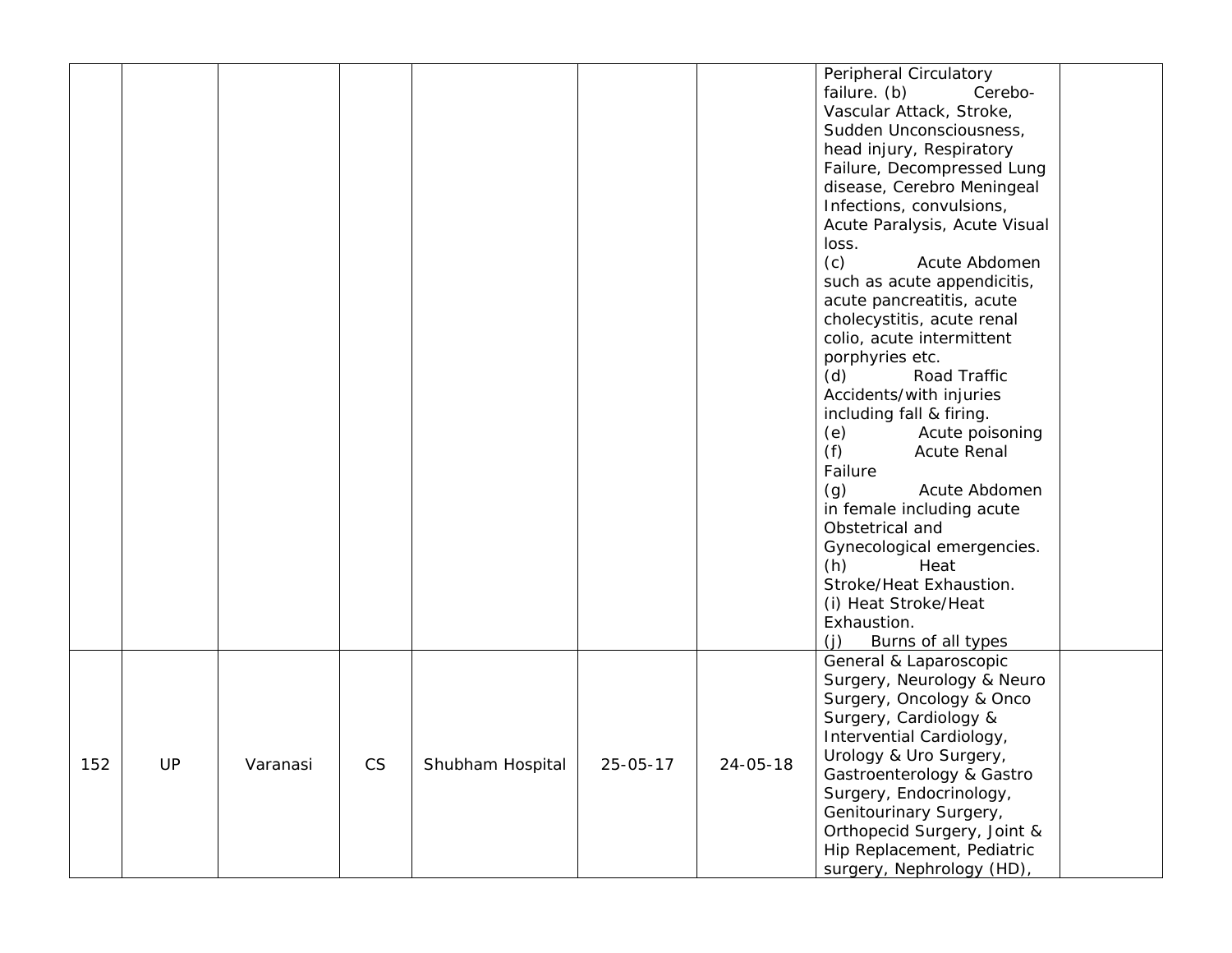|  |  |  |  |  |  |  |  |  |
|---|---|---|---|---|---|---|---|---|
|  |  |  |  |  |  |  | Peripheral Circulatory failure. (b) Cerebo-Vascular Attack, Stroke, Sudden Unconsciousness, head injury, Respiratory Failure, Decompressed Lung disease, Cerebro Meningeal Infections, convulsions, Acute Paralysis, Acute Visual loss.<br>(c) Acute Abdomen such as acute appendicitis, acute pancreatitis, acute cholecystitis, acute renal colio, acute intermittent porphyries etc.<br>(d) Road Traffic Accidents/with injuries including fall & firing.<br>(e) Acute poisoning<br>(f) Acute Renal Failure<br>(g) Acute Abdomen in female including acute Obstetrical and Gynecological emergencies.<br>(h) Heat Stroke/Heat Exhaustion.<br>(i) Heat Stroke/Heat Exhaustion.<br>(j) Burns of all types |  |
| 152 | UP | Varanasi | CS | Shubham Hospital | 25-05-17 | 24-05-18 | General & Laparoscopic Surgery, Neurology & Neuro Surgery, Oncology & Onco Surgery, Cardiology & Interventical Cardiology, Urology & Uro Surgery, Gastroenterology & Gastro Surgery, Endocrinology, Genitourinary Surgery, Orthopecid Surgery, Joint & Hip Replacement, Pediatric surgery, Nephrology (HD), |  |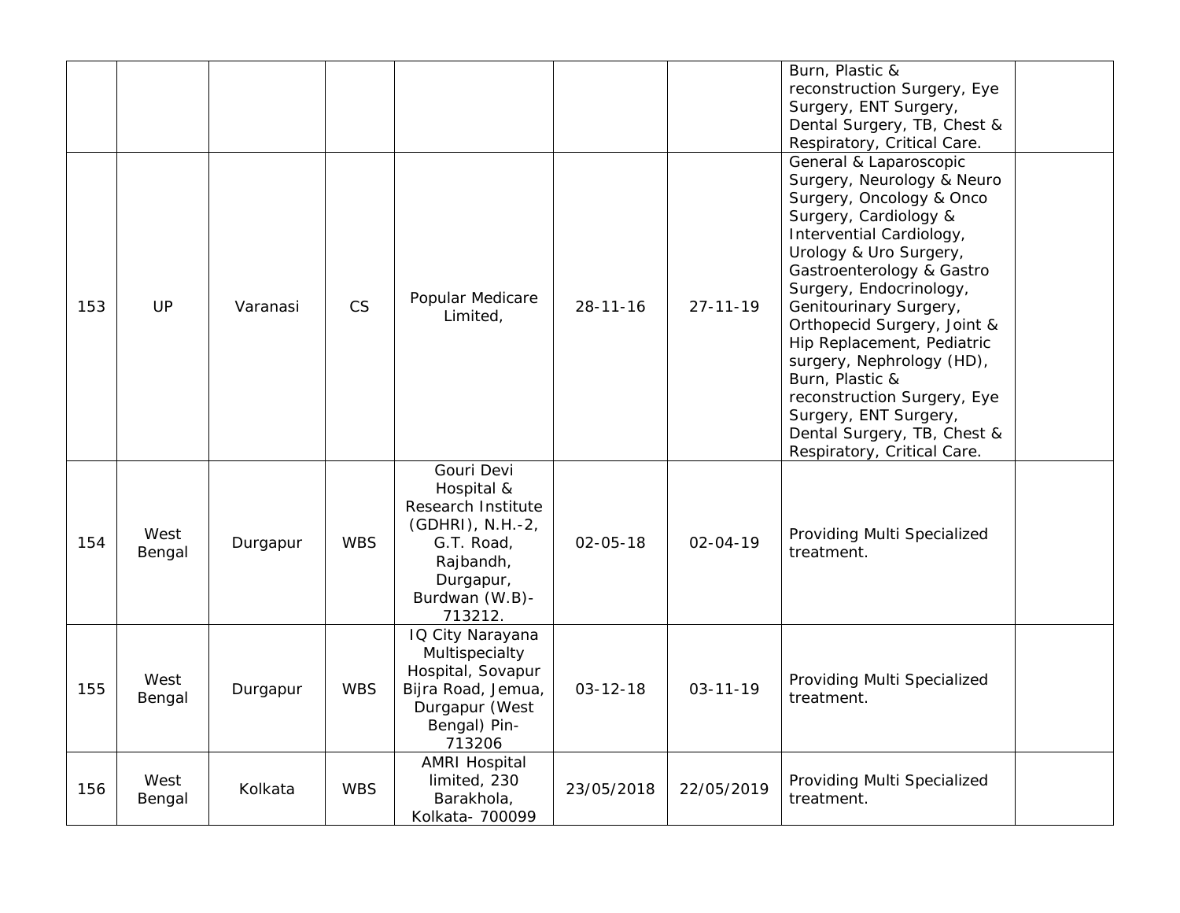| | | | | | | | | |
|---|---|---|---|---|---|---|---|---|
| | | | | | | | Burn, Plastic & reconstruction Surgery, Eye Surgery, ENT Surgery, Dental Surgery, TB, Chest & Respiratory, Critical Care. | |
| 153 | UP | Varanasi | CS | Popular Medicare Limited, | 28-11-16 | 27-11-19 | General & Laparoscopic Surgery, Neurology & Neuro Surgery, Oncology & Onco Surgery, Cardiology & Intervential Cardiology, Urology & Uro Surgery, Gastroenterology & Gastro Surgery, Endocrinology, Genitourinary Surgery, Orthopecid Surgery, Joint & Hip Replacement, Pediatric surgery, Nephrology (HD), Burn, Plastic & reconstruction Surgery, Eye Surgery, ENT Surgery, Dental Surgery, TB, Chest & Respiratory, Critical Care. | |
| 154 | West Bengal | Durgapur | WBS | Gouri Devi Hospital & Research Institute (GDHRI), N.H.-2, G.T. Road, Rajbandh, Durgapur, Burdwan (W.B)-713212. | 02-05-18 | 02-04-19 | Providing Multi Specialized treatment. | |
| 155 | West Bengal | Durgapur | WBS | IQ City Narayana Multispecialty Hospital, Sovapur Bijra Road, Jemua, Durgapur (West Bengal) Pin-713206 | 03-12-18 | 03-11-19 | Providing Multi Specialized treatment. | |
| 156 | West Bengal | Kolkata | WBS | AMRI Hospital limited, 230 Barakhola, Kolkata- 700099 | 23/05/2018 | 22/05/2019 | Providing Multi Specialized treatment. | |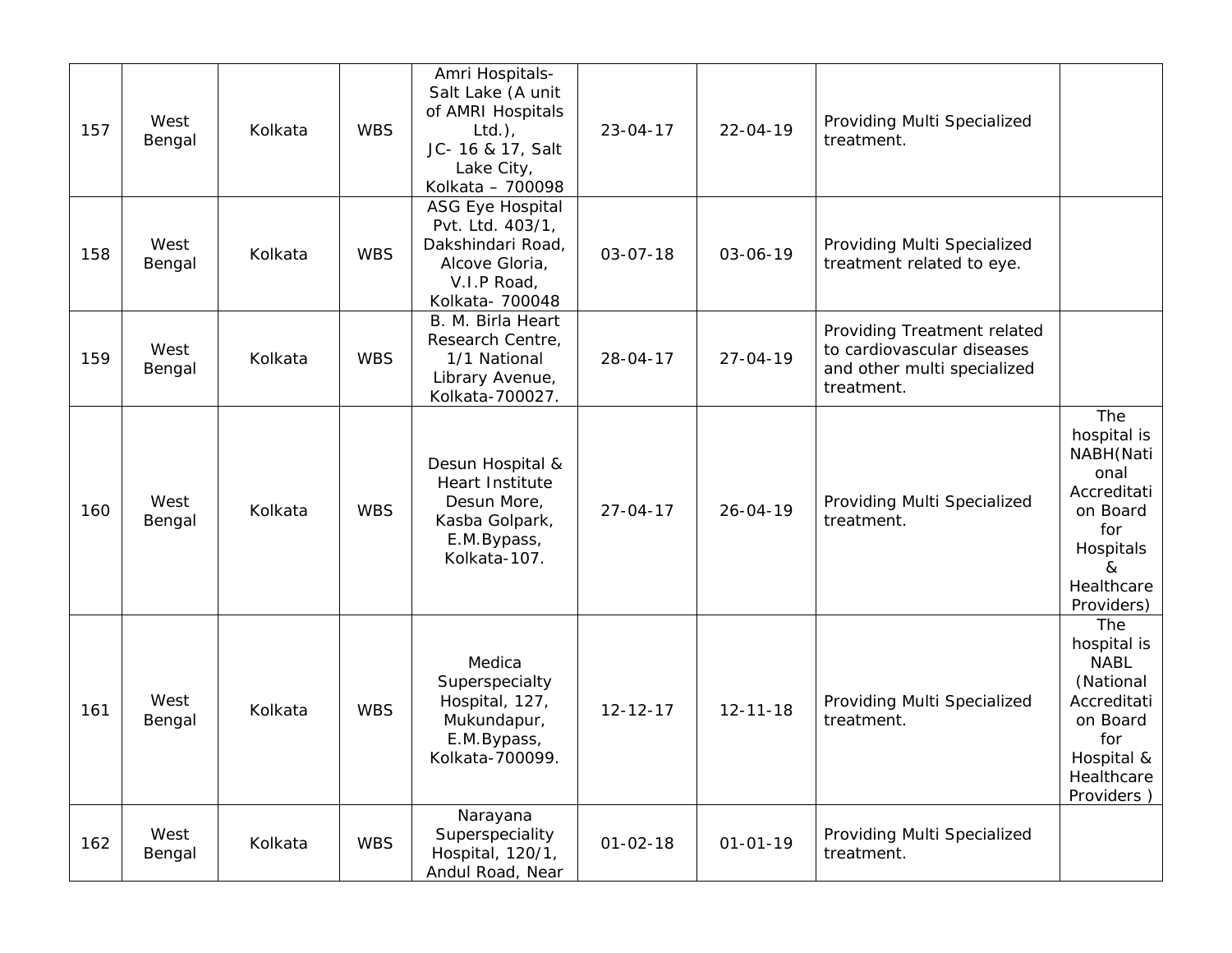| 157 | West Bengal | Kolkata | WBS | Amri Hospitals- Salt Lake (A unit of AMRI Hospitals Ltd.), JC- 16 & 17, Salt Lake City, Kolkata – 700098 | 23-04-17 | 22-04-19 | Providing Multi Specialized treatment. | |
|---|---|---|---|---|---|---|---|---|
| 158 | West Bengal | Kolkata | WBS | ASG Eye Hospital Pvt. Ltd. 403/1, Dakshindari Road, Alcove Gloria, V.I.P Road, Kolkata- 700048 | 03-07-18 | 03-06-19 | Providing Multi Specialized treatment related to eye. | |
| 159 | West Bengal | Kolkata | WBS | B. M. Birla Heart Research Centre, 1/1 National Library Avenue, Kolkata-700027. | 28-04-17 | 27-04-19 | Providing Treatment related to cardiovascular diseases and other multi specialized treatment. | |
| 160 | West Bengal | Kolkata | WBS | Desun Hospital & Heart Institute Desun More, Kasba Golpark, E.M.Bypass, Kolkata-107. | 27-04-17 | 26-04-19 | Providing Multi Specialized treatment. | The hospital is NABH(National Accreditation Board for Hospitals & Healthcare Providers) |
| 161 | West Bengal | Kolkata | WBS | Medica Superspecialty Hospital, 127, Mukundapur, E.M.Bypass, Kolkata-700099. | 12-12-17 | 12-11-18 | Providing Multi Specialized treatment. | The hospital is NABL (National Accreditation Board for Hospital & Healthcare Providers ) |
| 162 | West Bengal | Kolkata | WBS | Narayana Superspeciality Hospital, 120/1, Andul Road, Near | 01-02-18 | 01-01-19 | Providing Multi Specialized treatment. | |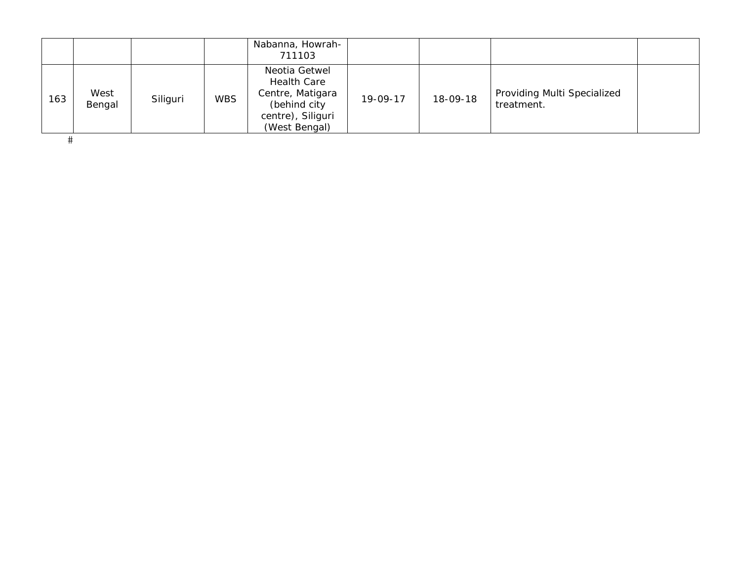| | | | | | | | | |
|---|---|---|---|---|---|---|---|---|
| | | | | Nabanna, Howrah-711103 | | | | |
| 163 | West Bengal | Siliguri | WBS | Neotia Getwel Health Care Centre, Matigara (behind city centre), Siliguri (West Bengal) | 19-09-17 | 18-09-18 | Providing Multi Specialized treatment. | |

#